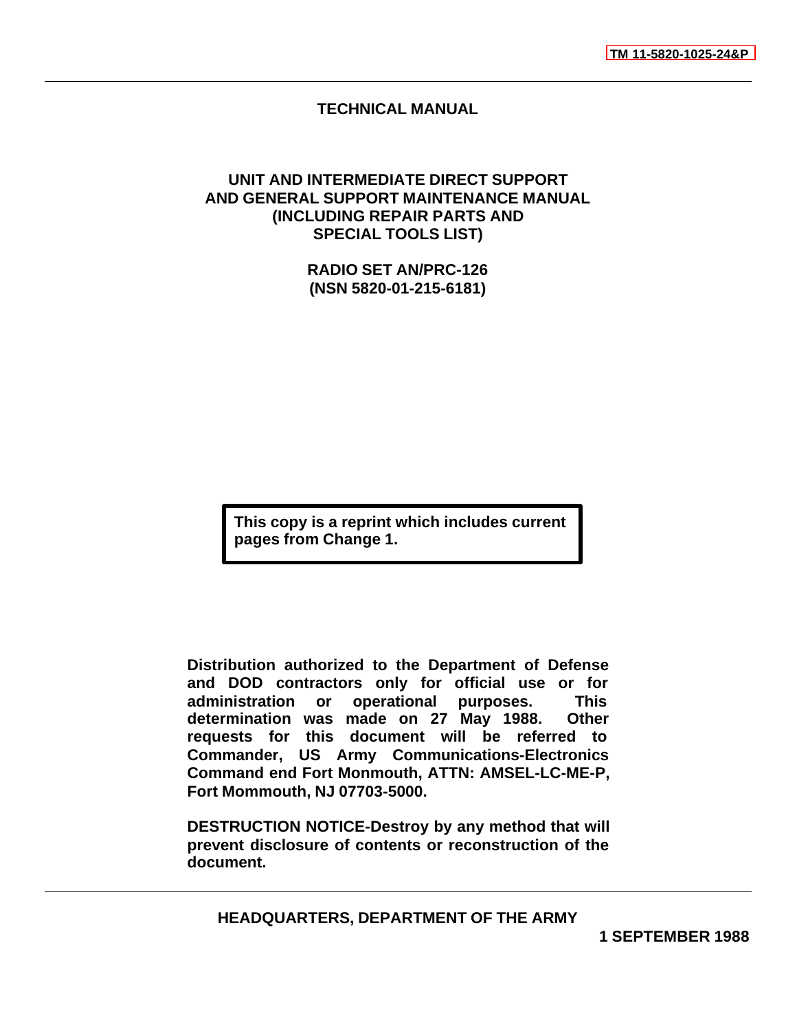TM 11-5820-1025-24&P

# TECHNICAL MANUAL

## UNIT AND INTERMEDIATE DIRECT SUPPORT AND GENERAL SUPPORT MAINTENANCE MANUAL (INCLUDING REPAIR PARTS AND SPECIAL TOOLS LIST)

## RADIO SET AN/PRC-126 (NSN 5820-01-215-6181)

**This copy is a reprint which includes current pages from Change 1.**

**Distribution authorized to the Department of Defense and DOD contractors only for official use or for administration or operational purposes. This determination was made on 27 May 1988. Other requests for this document will be referred to Commander, US Army Communications-Electronics Command end Fort Monmouth, ATTN: AMSEL-LC-ME-P, Fort Mommouth, NJ 07703-5000.**

**DESTRUCTION NOTICE-Destroy by any method that will prevent disclosure of contents or reconstruction of the document.**

**HEADQUARTERS, DEPARTMENT OF THE ARMY**

**1 SEPTEMBER 1988**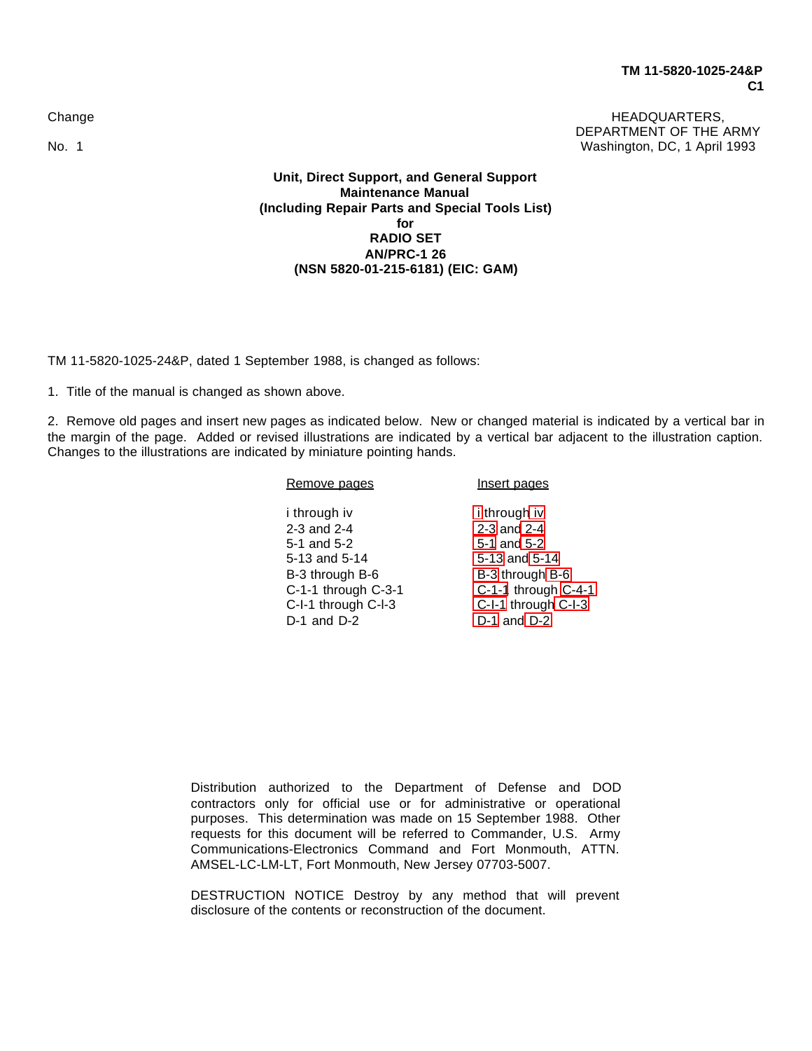**TM 11-5820-1025-24&P**
**C1**

Change No. 1

HEADQUARTERS,
DEPARTMENT OF THE ARMY
Washington, DC, 1 April 1993

**Unit, Direct Support, and General Support**
**Maintenance Manual**
**(Including Repair Parts and Special Tools List)**
**for**
**RADIO SET**
**AN/PRC-1 26**
**(NSN 5820-01-215-6181) (EIC: GAM)**

TM 11-5820-1025-24&P, dated 1 September 1988, is changed as follows:

1. Title of the manual is changed as shown above.

2. Remove old pages and insert new pages as indicated below. New or changed material is indicated by a vertical bar in the margin of the page. Added or revised illustrations are indicated by a vertical bar adjacent to the illustration caption. Changes to the illustrations are indicated by miniature pointing hands.

| Remove pages | Insert pages |
|---|---|
| i through iv | i through iv |
| 2-3 and 2-4 | 2-3 and 2-4 |
| 5-1 and 5-2 | 5-1 and 5-2 |
| 5-13 and 5-14 | 5-13 and 5-14 |
| B-3 through B-6 | B-3 through B-6 |
| C-1-1 through C-3-1 | C-1-1 through C-4-1 |
| C-I-1 through C-I-3 | C-I-1 through C-I-3 |
| D-1 and D-2 | D-1 and D-2 |

Distribution authorized to the Department of Defense and DOD contractors only for official use or for administrative or operational purposes. This determination was made on 15 September 1988. Other requests for this document will be referred to Commander, U.S. Army Communications-Electronics Command and Fort Monmouth, ATTN. AMSEL-LC-LM-LT, Fort Monmouth, New Jersey 07703-5007.

DESTRUCTION NOTICE Destroy by any method that will prevent disclosure of the contents or reconstruction of the document.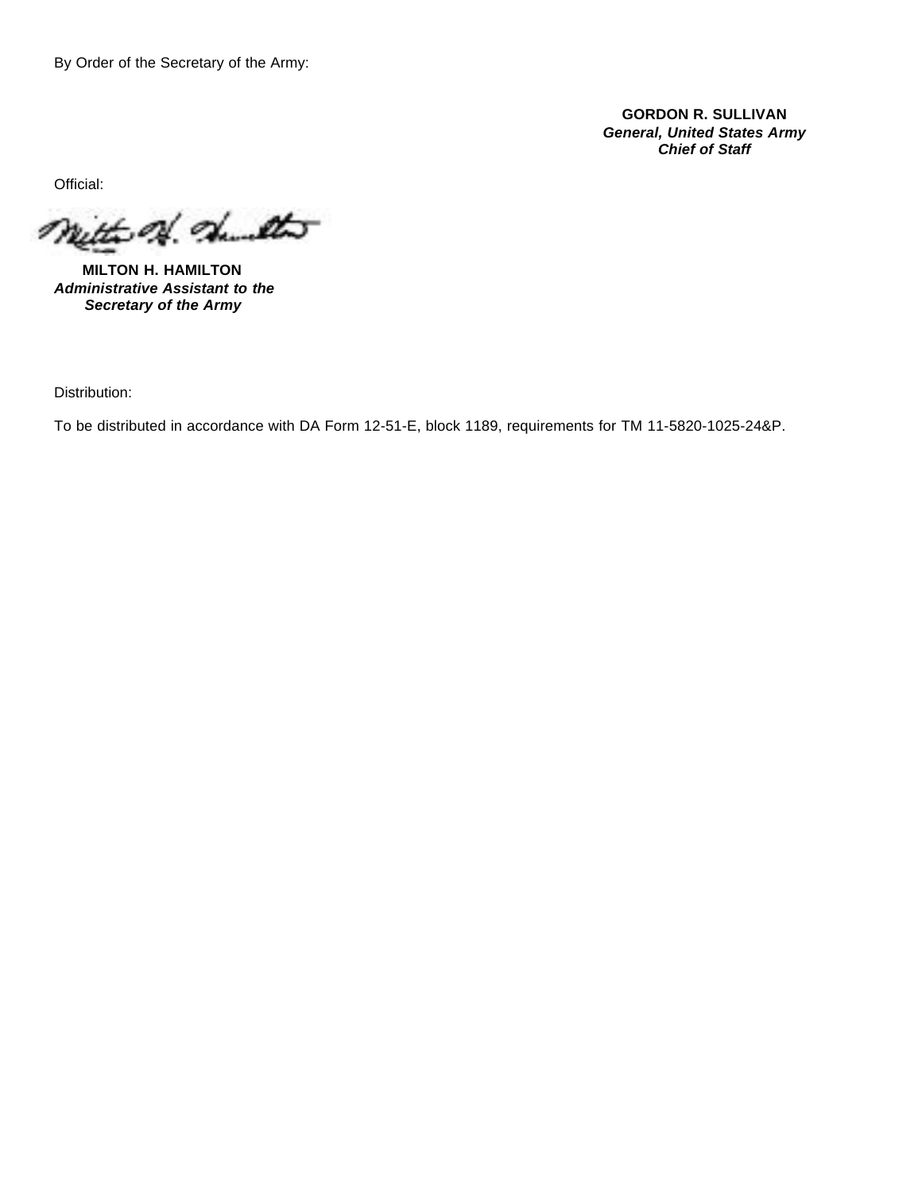By Order of the Secretary of the Army:

**GORDON R. SULLIVAN**
***General, United States Army***
***Chief of Staff***

Official:

**MILTON H. HAMILTON**
***Administrative Assistant to the***
***Secretary of the Army***

Distribution:

To be distributed in accordance with DA Form 12-51-E, block 1189, requirements for TM 11-5820-1025-24&P.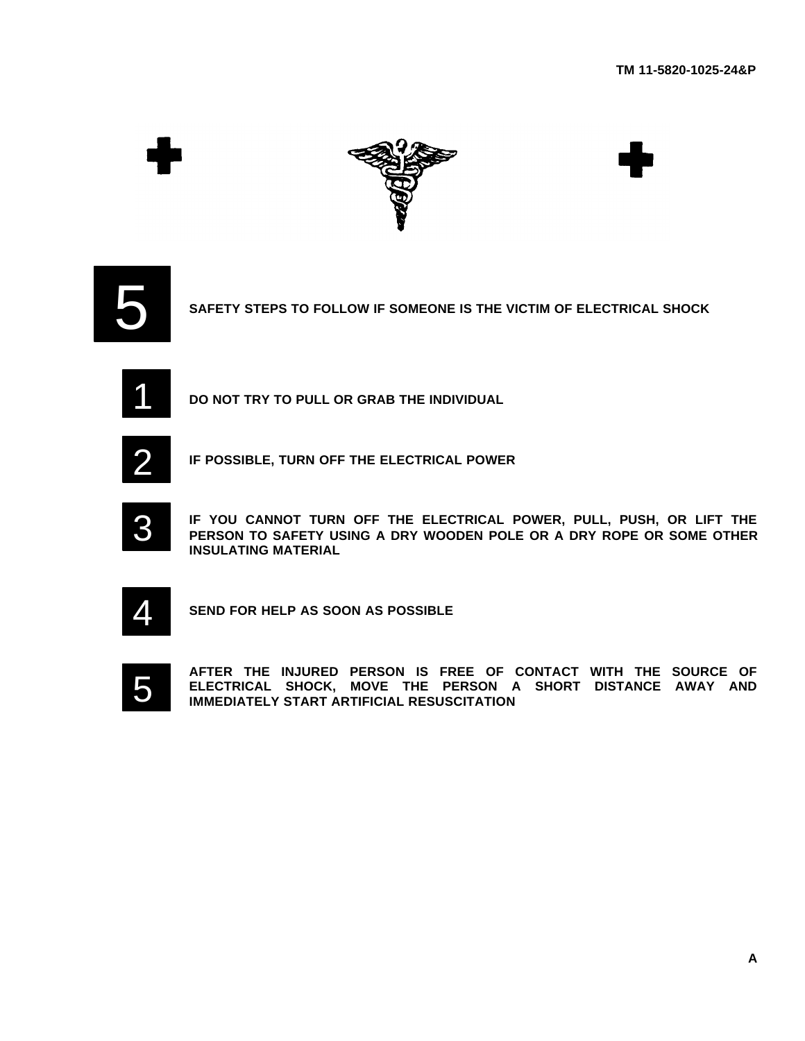## 5 SAFETY STEPS TO FOLLOW IF SOMEONE IS THE VICTIM OF ELECTRICAL SHOCK

1. **DO NOT TRY TO PULL OR GRAB THE INDIVIDUAL**

2. **IF POSSIBLE, TURN OFF THE ELECTRICAL POWER**

3. **IF YOU CANNOT TURN OFF THE ELECTRICAL POWER, PULL, PUSH, OR LIFT THE PERSON TO SAFETY USING A DRY WOODEN POLE OR A DRY ROPE OR SOME OTHER INSULATING MATERIAL**

4. **SEND FOR HELP AS SOON AS POSSIBLE**

5. **AFTER THE INJURED PERSON IS FREE OF CONTACT WITH THE SOURCE OF ELECTRICAL SHOCK, MOVE THE PERSON A SHORT DISTANCE AWAY AND IMMEDIATELY START ARTIFICIAL RESUSCITATION**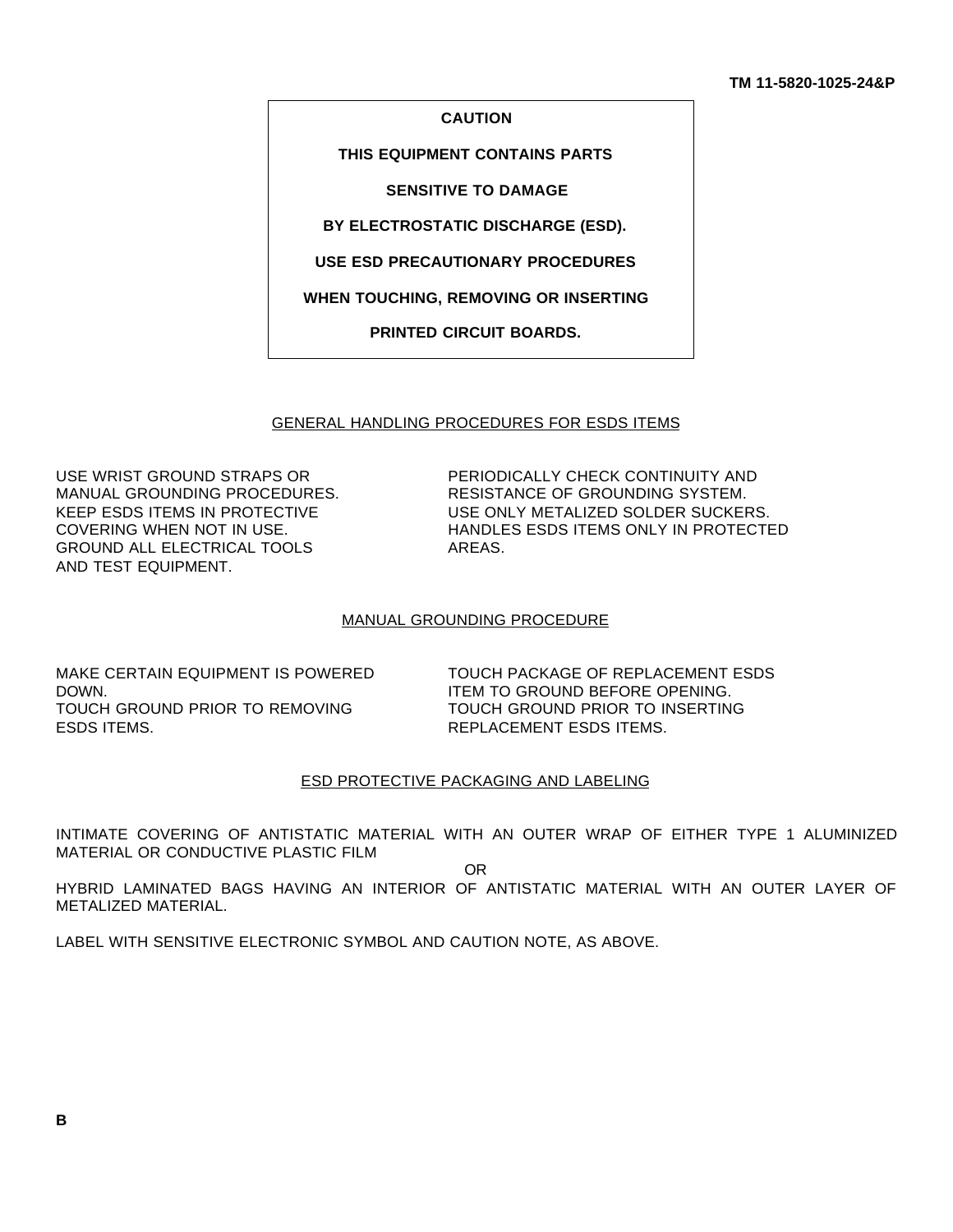**CAUTION**

**THIS EQUIPMENT CONTAINS PARTS**

**SENSITIVE TO DAMAGE**

**BY ELECTROSTATIC DISCHARGE (ESD).**

**USE ESD PRECAUTIONARY PROCEDURES**

**WHEN TOUCHING, REMOVING OR INSERTING**

**PRINTED CIRCUIT BOARDS.**

## GENERAL HANDLING PROCEDURES FOR ESDS ITEMS

USE WRIST GROUND STRAPS OR MANUAL GROUNDING PROCEDURES.
KEEP ESDS ITEMS IN PROTECTIVE COVERING WHEN NOT IN USE.
GROUND ALL ELECTRICAL TOOLS AND TEST EQUIPMENT.
PERIODICALLY CHECK CONTINUITY AND RESISTANCE OF GROUNDING SYSTEM.
USE ONLY METALIZED SOLDER SUCKERS.
HANDLES ESDS ITEMS ONLY IN PROTECTED AREAS.

## MANUAL GROUNDING PROCEDURE

MAKE CERTAIN EQUIPMENT IS POWERED DOWN.
TOUCH GROUND PRIOR TO REMOVING ESDS ITEMS.
TOUCH PACKAGE OF REPLACEMENT ESDS ITEM TO GROUND BEFORE OPENING.
TOUCH GROUND PRIOR TO INSERTING REPLACEMENT ESDS ITEMS.

## ESD PROTECTIVE PACKAGING AND LABELING

INTIMATE COVERING OF ANTISTATIC MATERIAL WITH AN OUTER WRAP OF EITHER TYPE 1 ALUMINIZED MATERIAL OR CONDUCTIVE PLASTIC FILM

OR

HYBRID LAMINATED BAGS HAVING AN INTERIOR OF ANTISTATIC MATERIAL WITH AN OUTER LAYER OF METALIZED MATERIAL.

LABEL WITH SENSITIVE ELECTRONIC SYMBOL AND CAUTION NOTE, AS ABOVE.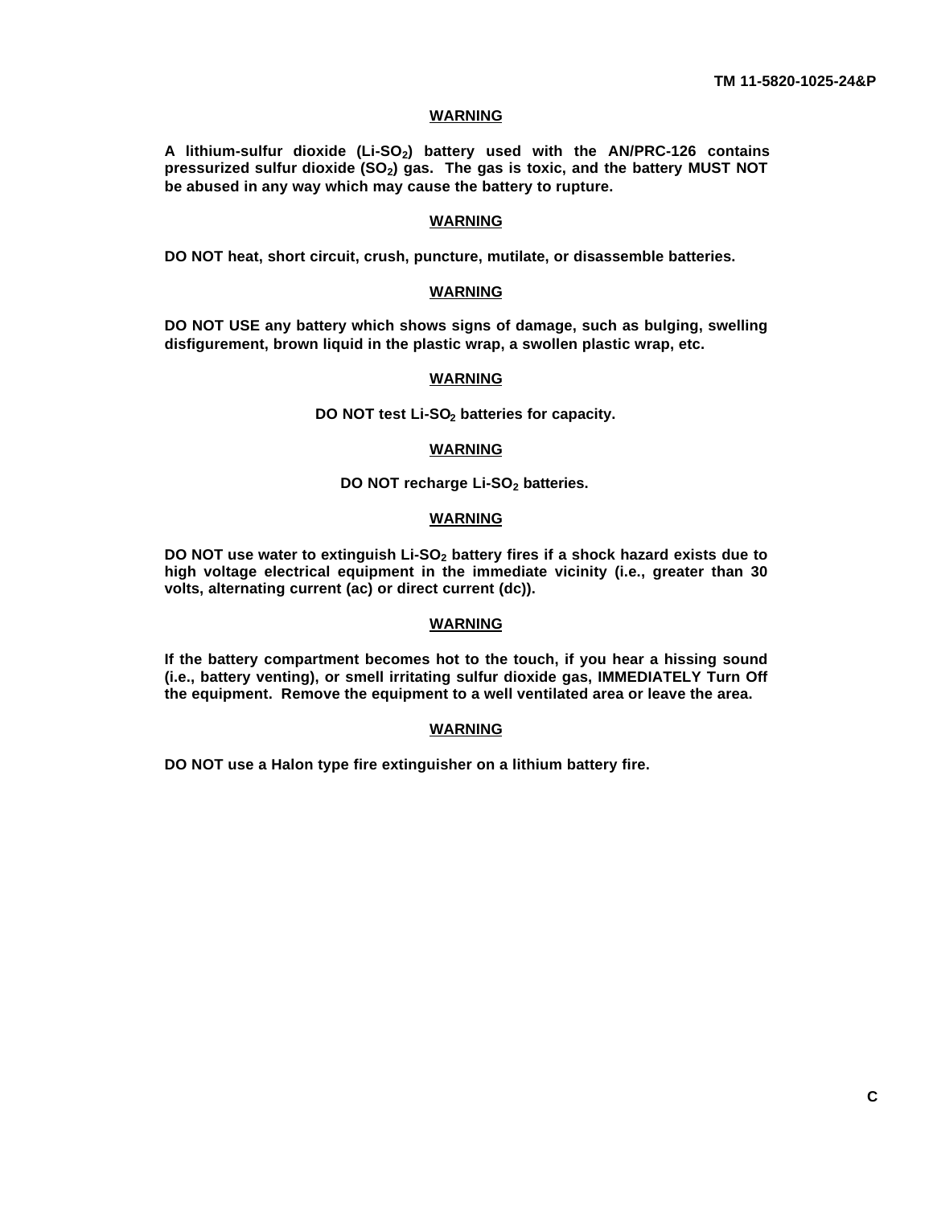**WARNING**

**A lithium-sulfur dioxide (Li-$SO_2$) battery used with the AN/PRC-126 contains pressurized sulfur dioxide ($SO_2$) gas. The gas is toxic, and the battery MUST NOT be abused in any way which may cause the battery to rupture.**

**WARNING**

**DO NOT heat, short circuit, crush, puncture, mutilate, or disassemble batteries.**

**WARNING**

**DO NOT USE any battery which shows signs of damage, such as bulging, swelling disfigurement, brown liquid in the plastic wrap, a swollen plastic wrap, etc.**

**WARNING**

**DO NOT test Li-$SO_2$ batteries for capacity.**

**WARNING**

**DO NOT recharge Li-$SO_2$ batteries.**

**WARNING**

**DO NOT use water to extinguish Li-$SO_2$ battery fires if a shock hazard exists due to high voltage electrical equipment in the immediate vicinity (i.e., greater than 30 volts, alternating current (ac) or direct current (dc)).**

**WARNING**

**If the battery compartment becomes hot to the touch, if you hear a hissing sound (i.e., battery venting), or smell irritating sulfur dioxide gas, IMMEDIATELY Turn Off the equipment. Remove the equipment to a well ventilated area or leave the area.**

**WARNING**

**DO NOT use a Halon type fire extinguisher on a lithium battery fire.**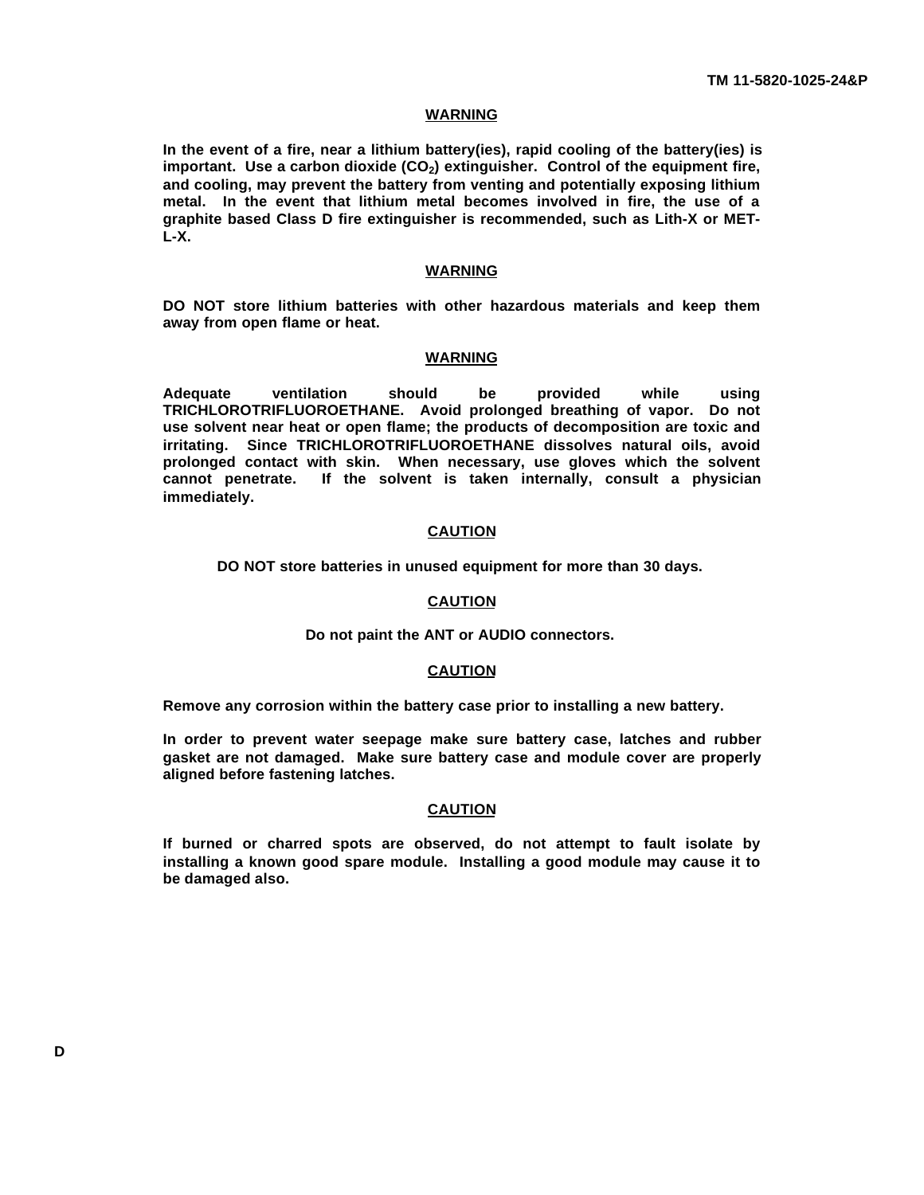**WARNING**

**In the event of a fire, near a lithium battery(ies), rapid cooling of the battery(ies) is important. Use a carbon dioxide ($CO_2$) extinguisher. Control of the equipment fire, and cooling, may prevent the battery from venting and potentially exposing lithium metal. In the event that lithium metal becomes involved in fire, the use of a graphite based Class D fire extinguisher is recommended, such as Lith-X or MET-L-X.**

**WARNING**

**DO NOT store lithium batteries with other hazardous materials and keep them away from open flame or heat.**

**WARNING**

**Adequate ventilation should be provided while using TRICHLOROTRIFLUOROETHANE. Avoid prolonged breathing of vapor. Do not use solvent near heat or open flame; the products of decomposition are toxic and irritating. Since TRICHLOROTRIFLUOROETHANE dissolves natural oils, avoid prolonged contact with skin. When necessary, use gloves which the solvent cannot penetrate. If the solvent is taken internally, consult a physician immediately.**

**CAUTION**

**DO NOT store batteries in unused equipment for more than 30 days.**

**CAUTION**

**Do not paint the ANT or AUDIO connectors.**

**CAUTION**

**Remove any corrosion within the battery case prior to installing a new battery.**

**In order to prevent water seepage make sure battery case, latches and rubber gasket are not damaged. Make sure battery case and module cover are properly aligned before fastening latches.**

**CAUTION**

**If burned or charred spots are observed, do not attempt to fault isolate by installing a known good spare module. Installing a good module may cause it to be damaged also.**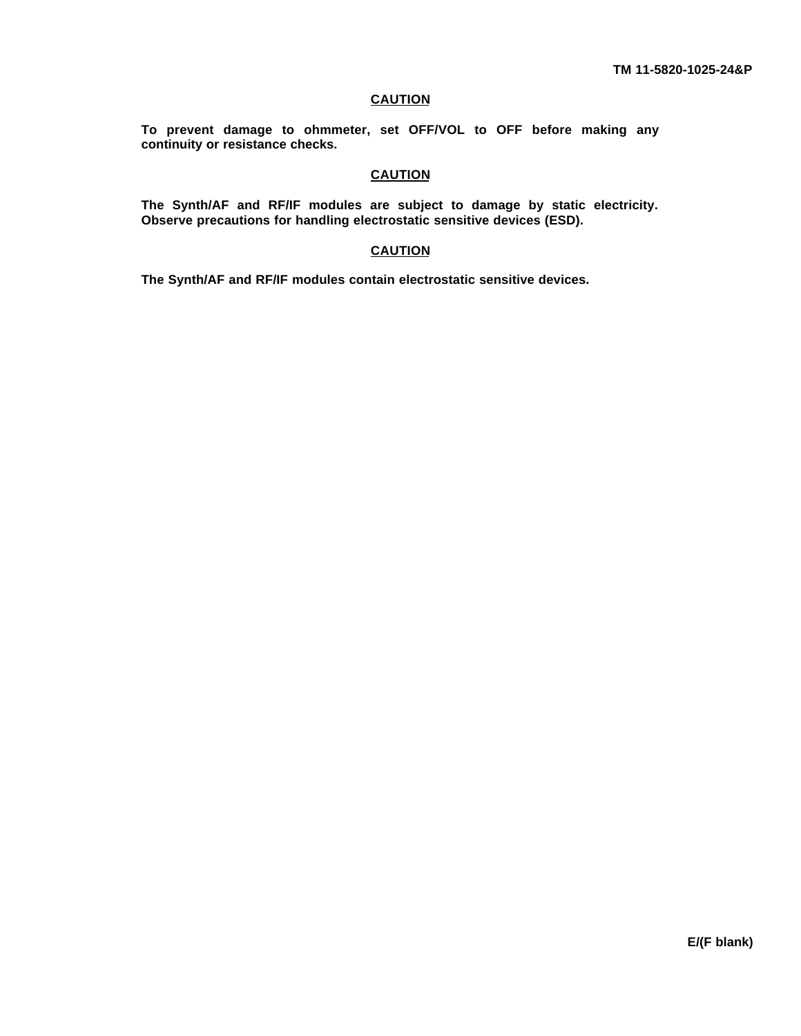**CAUTION**

**To prevent damage to ohmmeter, set OFF/VOL to OFF before making any continuity or resistance checks.**

**CAUTION**

**The Synth/AF and RF/IF modules are subject to damage by static electricity. Observe precautions for handling electrostatic sensitive devices (ESD).**

**CAUTION**

**The Synth/AF and RF/IF modules contain electrostatic sensitive devices.**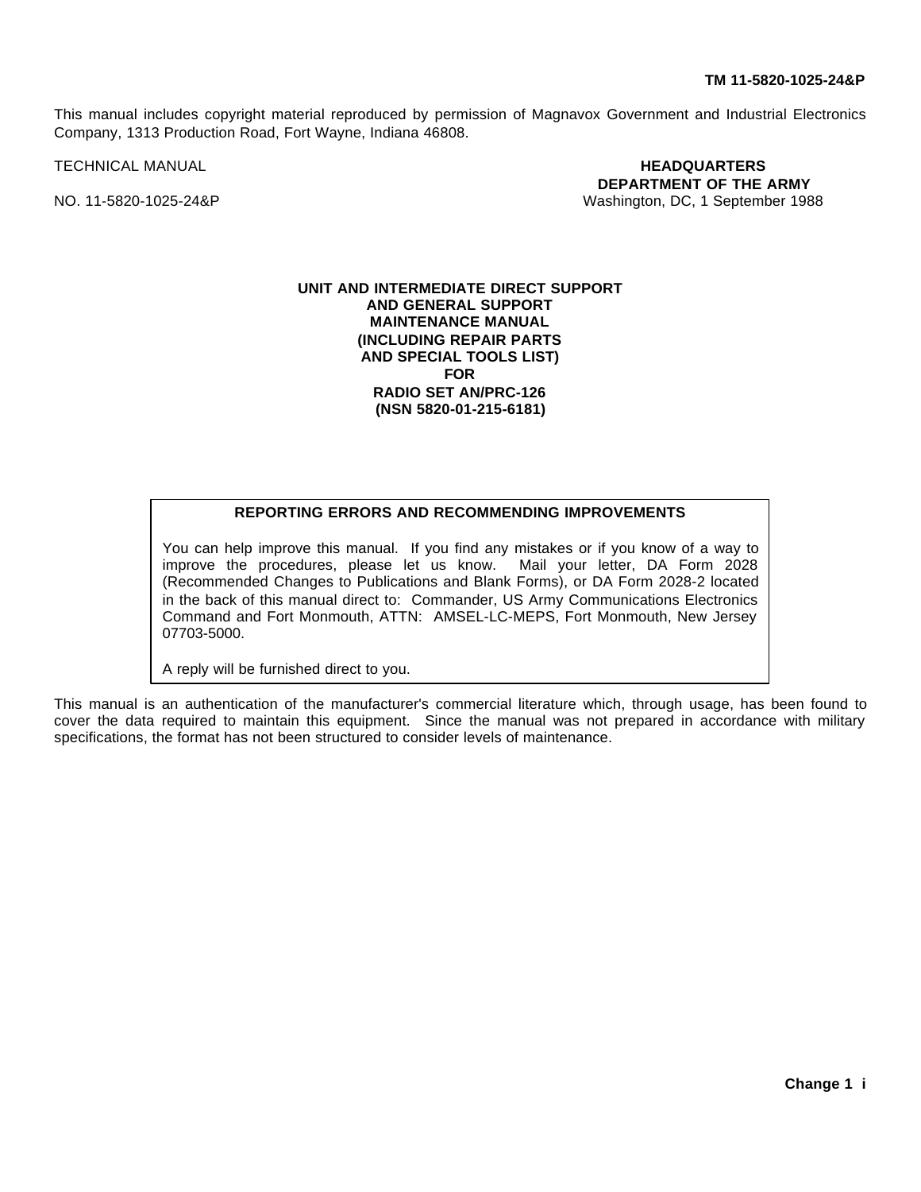This manual includes copyright material reproduced by permission of Magnavox Government and Industrial Electronics Company, 1313 Production Road, Fort Wayne, Indiana 46808.

TECHNICAL MANUAL

NO. 11-5820-1025-24&P

**HEADQUARTERS**
**DEPARTMENT OF THE ARMY**
Washington, DC, 1 September 1988

**UNIT AND INTERMEDIATE DIRECT SUPPORT**
**AND GENERAL SUPPORT**
**MAINTENANCE MANUAL**
**(INCLUDING REPAIR PARTS**
**AND SPECIAL TOOLS LIST)**
**FOR**
**RADIO SET AN/PRC-126**
**(NSN 5820-01-215-6181)**

**REPORTING ERRORS AND RECOMMENDING IMPROVEMENTS**

You can help improve this manual. If you find any mistakes or if you know of a way to improve the procedures, please let us know. Mail your letter, DA Form 2028 (Recommended Changes to Publications and Blank Forms), or DA Form 2028-2 located in the back of this manual direct to: Commander, US Army Communications Electronics Command and Fort Monmouth, ATTN: AMSEL-LC-MEPS, Fort Monmouth, New Jersey 07703-5000.

A reply will be furnished direct to you.

This manual is an authentication of the manufacturer's commercial literature which, through usage, has been found to cover the data required to maintain this equipment. Since the manual was not prepared in accordance with military specifications, the format has not been structured to consider levels of maintenance.

**Change 1**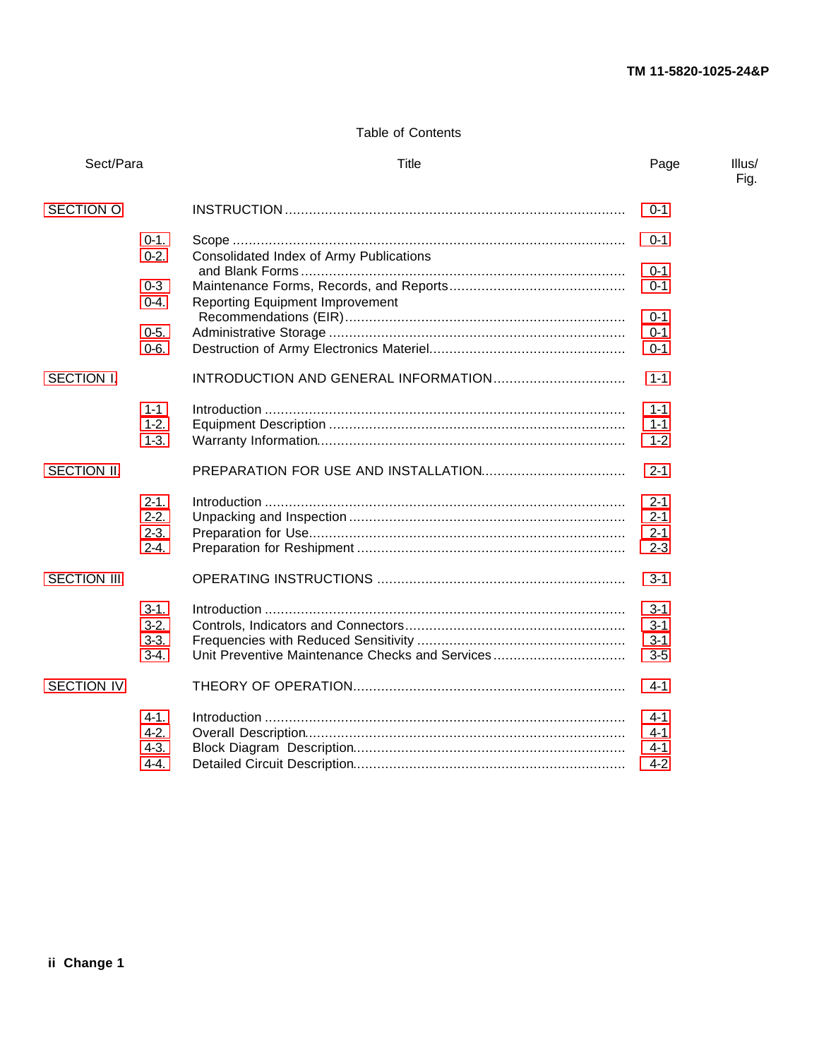## Table of Contents

| Sect/Para | | Title | Page | Illus/ Fig. |
|---|---|---|---|---|
| SECTION O | | INSTRUCTION | 0-1 | |
| | 0-1. | Scope | 0-1 | |
| | 0-2. | Consolidated Index of Army Publications and Blank Forms | 0-1 | |
| | 0-3 | Maintenance Forms, Records, and Reports | 0-1 | |
| | 0-4. | Reporting Equipment Improvement Recommendations (EIR) | 0-1 | |
| | 0-5. | Administrative Storage | 0-1 | |
| | 0-6. | Destruction of Army Electronics Materiel | 0-1 | |
| SECTION I. | | INTRODUCTION AND GENERAL INFORMATION | 1-1 | |
| | 1-1 | Introduction | 1-1 | |
| | 1-2. | Equipment Description | 1-1 | |
| | 1-3. | Warranty Information | 1-2 | |
| SECTION II. | | PREPARATION FOR USE AND INSTALLATION | 2-1 | |
| | 2-1. | Introduction | 2-1 | |
| | 2-2. | Unpacking and Inspection | 2-1 | |
| | 2-3. | Preparation for Use | 2-1 | |
| | 2-4. | Preparation for Reshipment | 2-3 | |
| SECTION III | | OPERATING INSTRUCTIONS | 3-1 | |
| | 3-1. | Introduction | 3-1 | |
| | 3-2. | Controls, Indicators and Connectors | 3-1 | |
| | 3-3. | Frequencies with Reduced Sensitivity | 3-1 | |
| | 3-4. | Unit Preventive Maintenance Checks and Services | 3-5 | |
| SECTION IV | | THEORY OF OPERATION | 4-1 | |
| | 4-1. | Introduction | 4-1 | |
| | 4-2. | Overall Description | 4-1 | |
| | 4-3. | Block Diagram Description | 4-1 | |
| | 4-4. | Detailed Circuit Description | 4-2 | |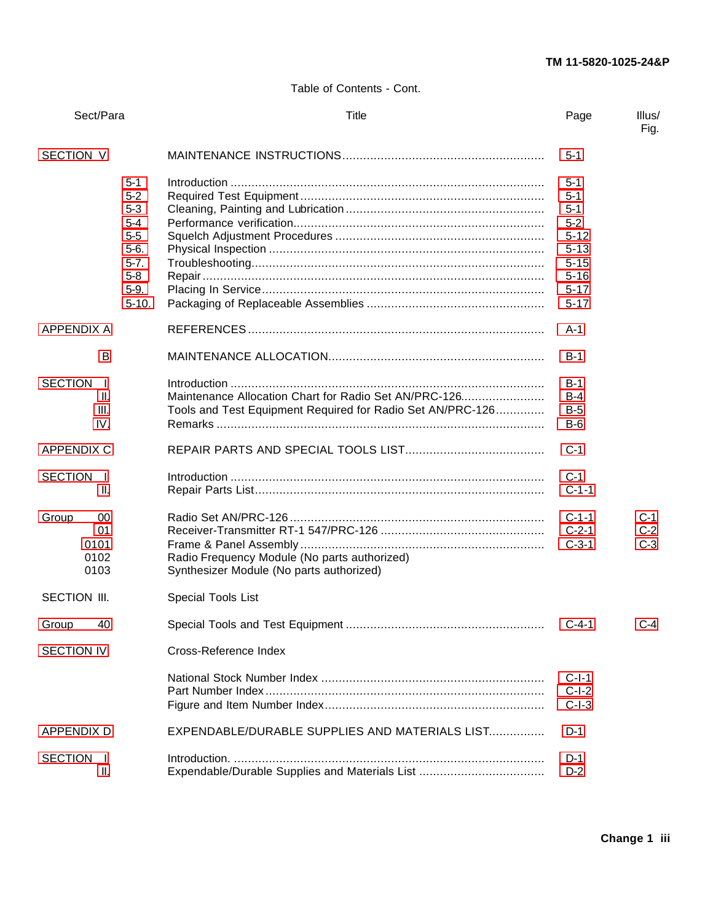Table of Contents - Cont.

| Sect/Para | Title | Page | Illus/ Fig. |
|---|---|---|---|
| SECTION V | MAINTENANCE INSTRUCTIONS | 5-1 | |
| 5-1 | Introduction | 5-1 | |
| 5-2 | Required Test Equipment | 5-1 | |
| 5-3 | Cleaning, Painting and Lubrication | 5-1 | |
| 5-4 | Performance verification | 5-2 | |
| 5-5 | Squelch Adjustment Procedures | 5-12 | |
| 5-6. | Physical Inspection | 5-13 | |
| 5-7. | Troubleshooting | 5-15 | |
| 5-8 | Repair | 5-16 | |
| 5-9. | Placing In Service | 5-17 | |
| 5-10. | Packaging of Replaceable Assemblies | 5-17 | |
| APPENDIX A | REFERENCES | A-1 | |
| B | MAINTENANCE ALLOCATION | B-1 | |
| SECTION I | Introduction | B-1 | |
| II. | Maintenance Allocation Chart for Radio Set AN/PRC-126 | B-4 | |
| III. | Tools and Test Equipment Required for Radio Set AN/PRC-126 | B-5 | |
| IV. | Remarks | B-6 | |
| APPENDIX C | REPAIR PARTS AND SPECIAL TOOLS LIST | C-1 | |
| SECTION I | Introduction | C-1 | |
| II. | Repair Parts List | C-1-1 | |
| Group 00 | Radio Set AN/PRC-126 | C-1-1 | C-1 |
| 01 | Receiver-Transmitter RT-1 547/PRC-126 | C-2-1 | C-2 |
| 0101 | Frame & Panel Assembly | C-3-1 | C-3 |
| 0102 | Radio Frequency Module (No parts authorized) | | |
| 0103 | Synthesizer Module (No parts authorized) | | |
| SECTION III. | Special Tools List | | |
| Group 40 | Special Tools and Test Equipment | C-4-1 | C-4 |
| SECTION IV | Cross-Reference Index | | |
| | National Stock Number Index | C-I-1 | |
| | Part Number Index | C-I-2 | |
| | Figure and Item Number Index | C-I-3 | |
| APPENDIX D | EXPENDABLE/DURABLE SUPPLIES AND MATERIALS LIST | D-1 | |
| SECTION I | Introduction. | D-1 | |
| II. | Expendable/Durable Supplies and Materials List | D-2 | |

Change 1 iii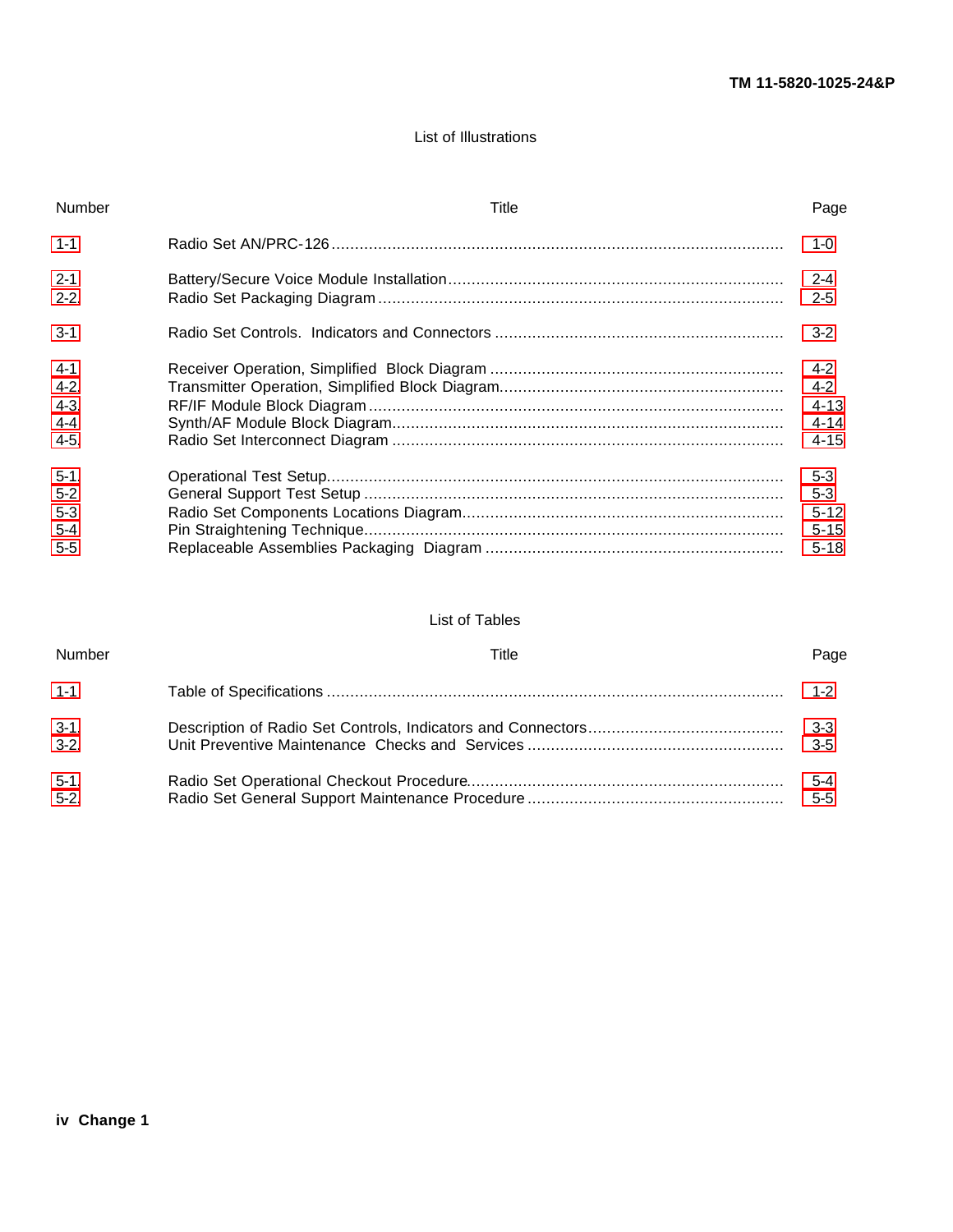## List of Illustrations

| Number | Title | Page |
|---|---|---|
| 1-1 | Radio Set AN/PRC-126 | 1-0 |
| 2-1 | Battery/Secure Voice Module Installation | 2-4 |
| 2-2 | Radio Set Packaging Diagram | 2-5 |
| 3-1 | Radio Set Controls. Indicators and Connectors | 3-2 |
| 4-1 | Receiver Operation, Simplified Block Diagram | 4-2 |
| 4-2 | Transmitter Operation, Simplified Block Diagram | 4-2 |
| 4-3 | RF/IF Module Block Diagram | 4-13 |
| 4-4 | Synth/AF Module Block Diagram | 4-14 |
| 4-5 | Radio Set Interconnect Diagram | 4-15 |
| 5-1 | Operational Test Setup | 5-3 |
| 5-2 | General Support Test Setup | 5-3 |
| 5-3 | Radio Set Components Locations Diagram | 5-12 |
| 5-4 | Pin Straightening Technique | 5-15 |
| 5-5 | Replaceable Assemblies Packaging Diagram | 5-18 |

## List of Tables

| Number | Title | Page |
|---|---|---|
| 1-1 | Table of Specifications | 1-2 |
| 3-1 | Description of Radio Set Controls, Indicators and Connectors | 3-3 |
| 3-2 | Unit Preventive Maintenance Checks and Services | 3-5 |
| 5-1 | Radio Set Operational Checkout Procedure | 5-4 |
| 5-2 | Radio Set General Support Maintenance Procedure | 5-5 |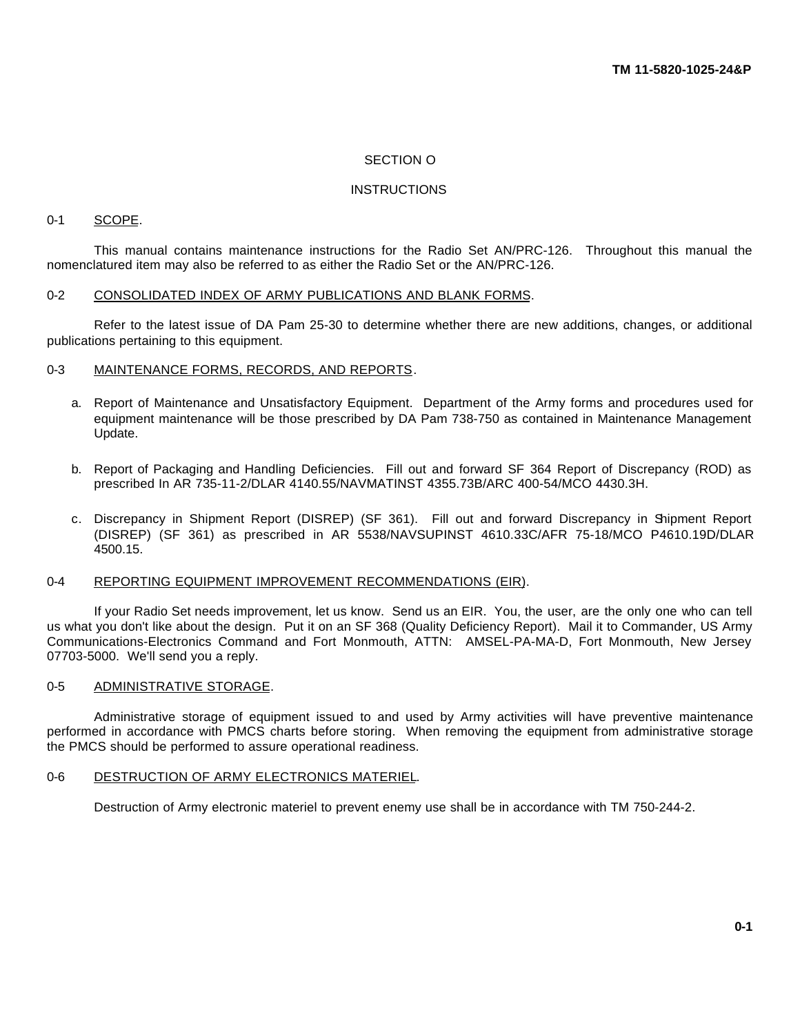## SECTION O

## INSTRUCTIONS

### 0-1 SCOPE.

This manual contains maintenance instructions for the Radio Set AN/PRC-126. Throughout this manual the nomenclatured item may also be referred to as either the Radio Set or the AN/PRC-126.

### 0-2 CONSOLIDATED INDEX OF ARMY PUBLICATIONS AND BLANK FORMS.

Refer to the latest issue of DA Pam 25-30 to determine whether there are new additions, changes, or additional publications pertaining to this equipment.

### 0-3 MAINTENANCE FORMS, RECORDS, AND REPORTS.

a. Report of Maintenance and Unsatisfactory Equipment. Department of the Army forms and procedures used for equipment maintenance will be those prescribed by DA Pam 738-750 as contained in Maintenance Management Update.

b. Report of Packaging and Handling Deficiencies. Fill out and forward SF 364 Report of Discrepancy (ROD) as prescribed In AR 735-11-2/DLAR 4140.55/NAVMATINST 4355.73B/ARC 400-54/MCO 4430.3H.

c. Discrepancy in Shipment Report (DISREP) (SF 361). Fill out and forward Discrepancy in Shipment Report (DISREP) (SF 361) as prescribed in AR 5538/NAVSUPINST 4610.33C/AFR 75-18/MCO P4610.19D/DLAR 4500.15.

### 0-4 REPORTING EQUIPMENT IMPROVEMENT RECOMMENDATIONS (EIR).

If your Radio Set needs improvement, let us know. Send us an EIR. You, the user, are the only one who can tell us what you don't like about the design. Put it on an SF 368 (Quality Deficiency Report). Mail it to Commander, US Army Communications-Electronics Command and Fort Monmouth, ATTN: AMSEL-PA-MA-D, Fort Monmouth, New Jersey 07703-5000. We'll send you a reply.

### 0-5 ADMINISTRATIVE STORAGE.

Administrative storage of equipment issued to and used by Army activities will have preventive maintenance performed in accordance with PMCS charts before storing. When removing the equipment from administrative storage the PMCS should be performed to assure operational readiness.

### 0-6 DESTRUCTION OF ARMY ELECTRONICS MATERIEL.

Destruction of Army electronic materiel to prevent enemy use shall be in accordance with TM 750-244-2.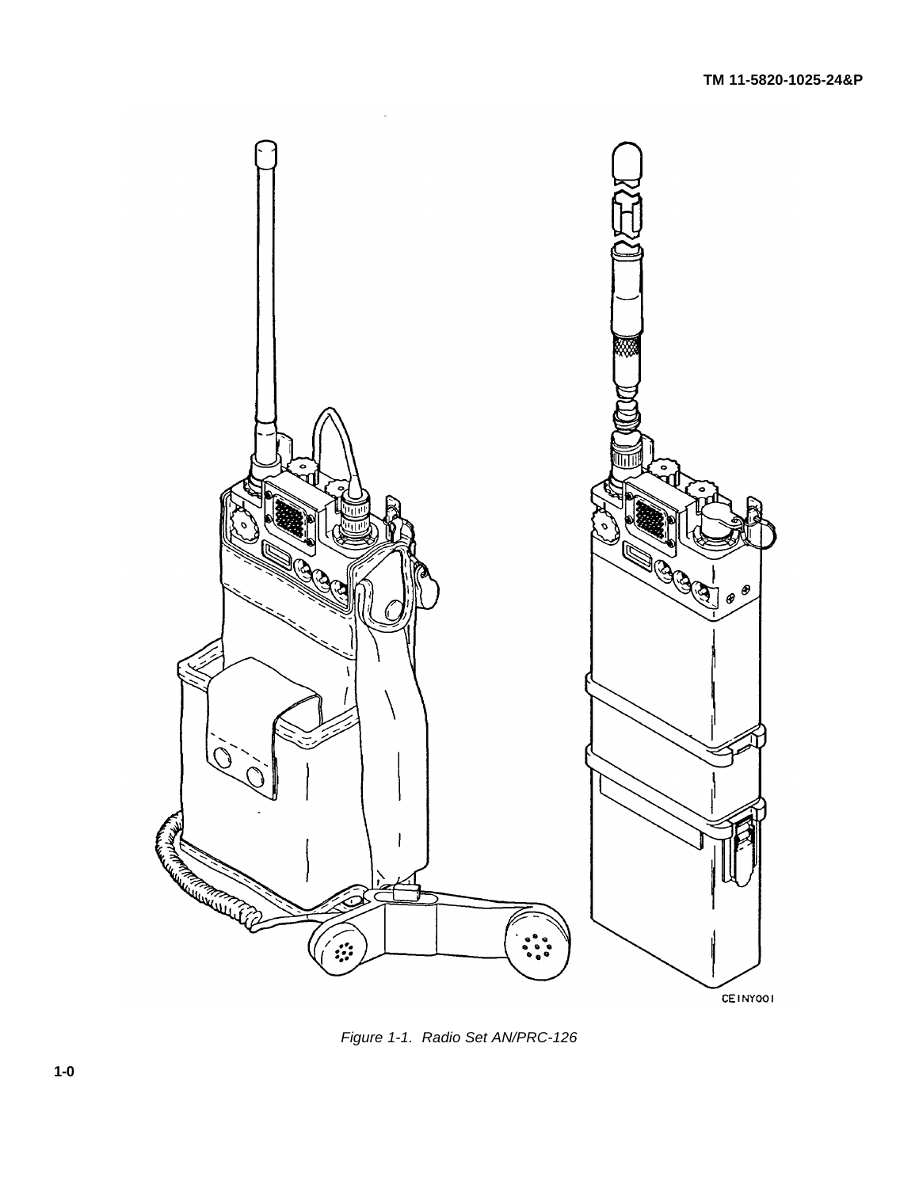CEINY001

*Figure 1-1. Radio Set AN/PRC-126*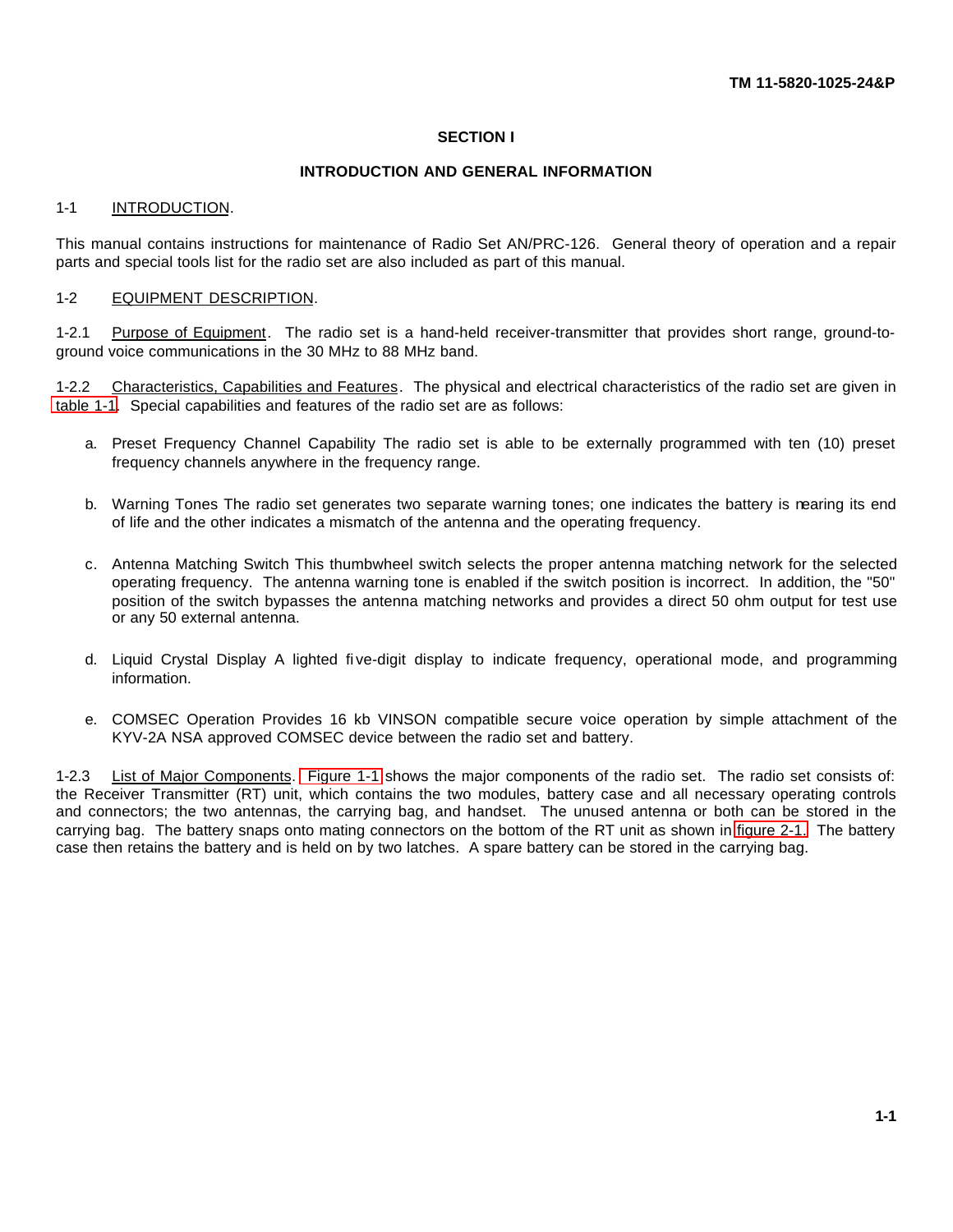## SECTION I

## INTRODUCTION AND GENERAL INFORMATION

### 1-1 INTRODUCTION.

This manual contains instructions for maintenance of Radio Set AN/PRC-126. General theory of operation and a repair parts and special tools list for the radio set are also included as part of this manual.

### 1-2 EQUIPMENT DESCRIPTION.

1-2.1 Purpose of Equipment. The radio set is a hand-held receiver-transmitter that provides short range, ground-to-ground voice communications in the 30 MHz to 88 MHz band.

1-2.2 Characteristics, Capabilities and Features. The physical and electrical characteristics of the radio set are given in table 1-1. Special capabilities and features of the radio set are as follows:

a. Preset Frequency Channel Capability The radio set is able to be externally programmed with ten (10) preset frequency channels anywhere in the frequency range.

b. Warning Tones The radio set generates two separate warning tones; one indicates the battery is nearing its end of life and the other indicates a mismatch of the antenna and the operating frequency.

c. Antenna Matching Switch This thumbwheel switch selects the proper antenna matching network for the selected operating frequency. The antenna warning tone is enabled if the switch position is incorrect. In addition, the "50" position of the switch bypasses the antenna matching networks and provides a direct 50 ohm output for test use or any 50 external antenna.

d. Liquid Crystal Display A lighted five-digit display to indicate frequency, operational mode, and programming information.

e. COMSEC Operation Provides 16 kb VINSON compatible secure voice operation by simple attachment of the KYV-2A NSA approved COMSEC device between the radio set and battery.

1-2.3 List of Major Components. Figure 1-1 shows the major components of the radio set. The radio set consists of: the Receiver Transmitter (RT) unit, which contains the two modules, battery case and all necessary operating controls and connectors; the two antennas, the carrying bag, and handset. The unused antenna or both can be stored in the carrying bag. The battery snaps onto mating connectors on the bottom of the RT unit as shown in figure 2-1. The battery case then retains the battery and is held on by two latches. A spare battery can be stored in the carrying bag.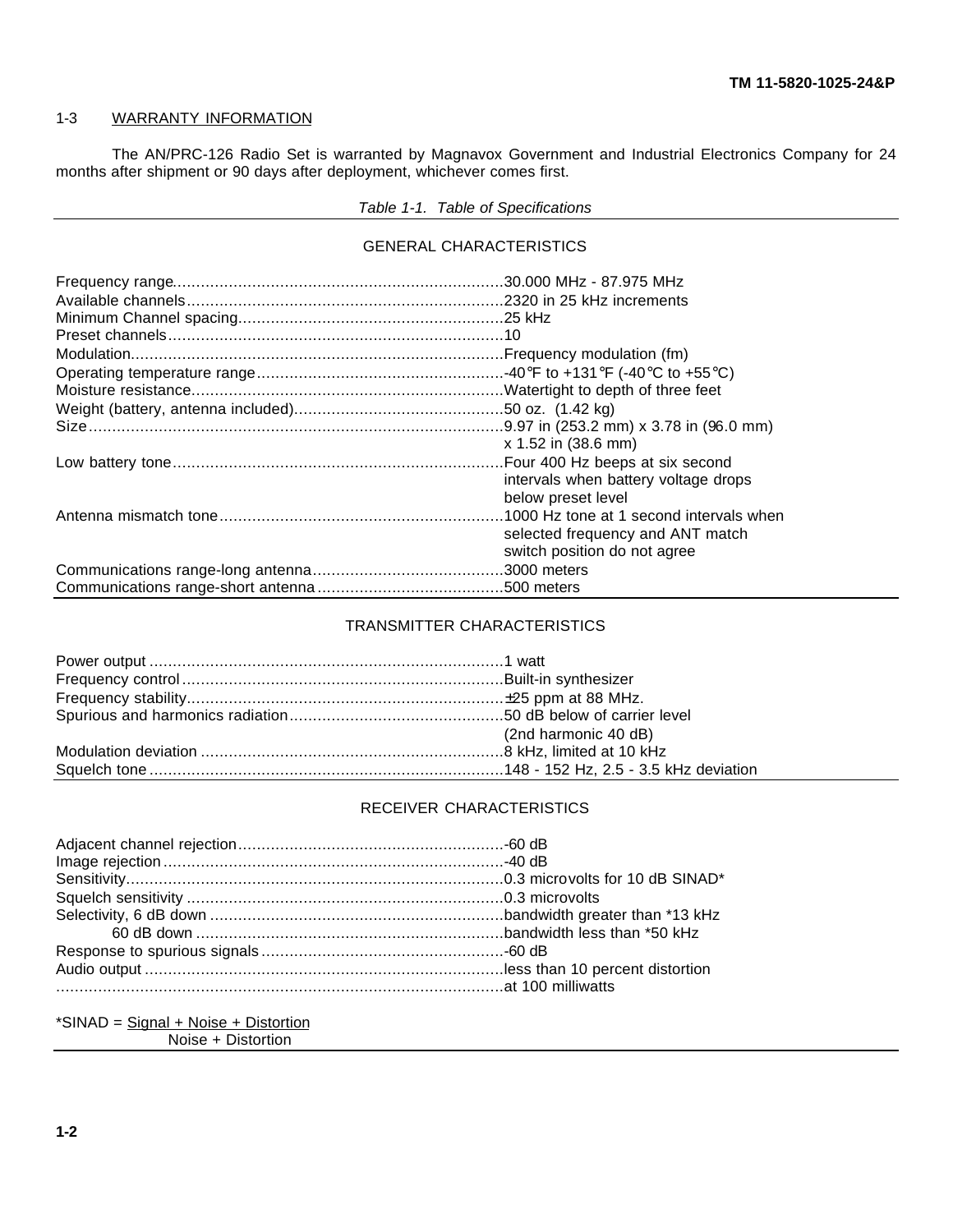## 1-3 WARRANTY INFORMATION

The AN/PRC-126 Radio Set is warranted by Magnavox Government and Industrial Electronics Company for 24 months after shipment or 90 days after deployment, whichever comes first.

*Table 1-1. Table of Specifications*

| GENERAL CHARACTERISTICS | |
|---|---|
| Frequency range | 30.000 MHz - 87.975 MHz |
| Available channels | 2320 in 25 kHz increments |
| Minimum Channel spacing | 25 kHz |
| Preset channels | 10 |
| Modulation | Frequency modulation (fm) |
| Operating temperature range | -40°F to +131°F (-40°C to +55°C) |
| Moisture resistance | Watertight to depth of three feet |
| Weight (battery, antenna included) | 50 oz. (1.42 kg) |
| Size | 9.97 in (253.2 mm) x 3.78 in (96.0 mm) x 1.52 in (38.6 mm) |
| Low battery tone | Four 400 Hz beeps at six second intervals when battery voltage drops below preset level |
| Antenna mismatch tone | 1000 Hz tone at 1 second intervals when selected frequency and ANT match switch position do not agree |
| Communications range-long antenna | 3000 meters |
| Communications range-short antenna | 500 meters |

| TRANSMITTER CHARACTERISTICS | |
|---|---|
| Power output | 1 watt |
| Frequency control | Built-in synthesizer |
| Frequency stability | ±25 ppm at 88 MHz. |
| Spurious and harmonics radiation | 50 dB below of carrier level (2nd harmonic 40 dB) |
| Modulation deviation | 8 kHz, limited at 10 kHz |
| Squelch tone | 148 - 152 Hz, 2.5 - 3.5 kHz deviation |

| RECEIVER CHARACTERISTICS | |
|---|---|
| Adjacent channel rejection | -60 dB |
| Image rejection | -40 dB |
| Sensitivity | 0.3 microvolts for 10 dB SINAD* |
| Squelch sensitivity | 0.3 microvolts |
| Selectivity, 6 dB down | bandwidth greater than *13 kHz |
| 60 dB down | bandwidth less than *50 kHz |
| Response to spurious signals | -60 dB |
| Audio output | less than 10 percent distortion at 100 milliwatts |

*SINAD = $\frac{\text{Signal + Noise + Distortion}}{\text{Noise + Distortion}}$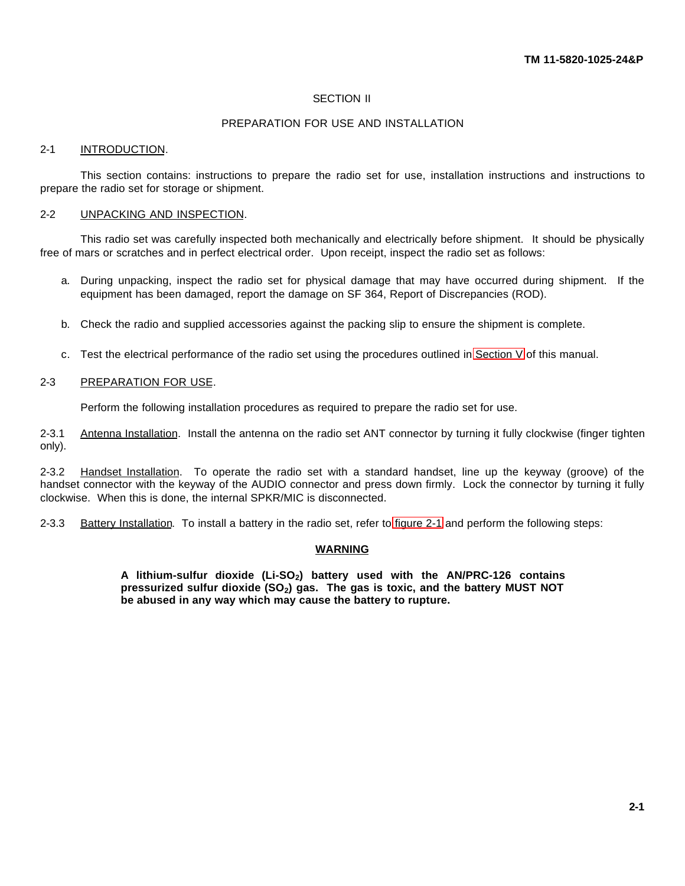# SECTION II

## PREPARATION FOR USE AND INSTALLATION

### 2-1 INTRODUCTION.

This section contains: instructions to prepare the radio set for use, installation instructions and instructions to prepare the radio set for storage or shipment.

### 2-2 UNPACKING AND INSPECTION.

This radio set was carefully inspected both mechanically and electrically before shipment. It should be physically free of mars or scratches and in perfect electrical order. Upon receipt, inspect the radio set as follows:

a. During unpacking, inspect the radio set for physical damage that may have occurred during shipment. If the equipment has been damaged, report the damage on SF 364, Report of Discrepancies (ROD).

b. Check the radio and supplied accessories against the packing slip to ensure the shipment is complete.

c. Test the electrical performance of the radio set using the procedures outlined in Section V of this manual.

### 2-3 PREPARATION FOR USE.

Perform the following installation procedures as required to prepare the radio set for use.

2-3.1 Antenna Installation. Install the antenna on the radio set ANT connector by turning it fully clockwise (finger tighten only).

2-3.2 Handset Installation. To operate the radio set with a standard handset, line up the keyway (groove) of the handset connector with the keyway of the AUDIO connector and press down firmly. Lock the connector by turning it fully clockwise. When this is done, the internal SPKR/MIC is disconnected.

2-3.3 Battery Installation. To install a battery in the radio set, refer to figure 2-1 and perform the following steps:

**WARNING**

**A lithium-sulfur dioxide (Li-$SO_2$) battery used with the AN/PRC-126 contains pressurized sulfur dioxide ($SO_2$) gas. The gas is toxic, and the battery MUST NOT be abused in any way which may cause the battery to rupture.**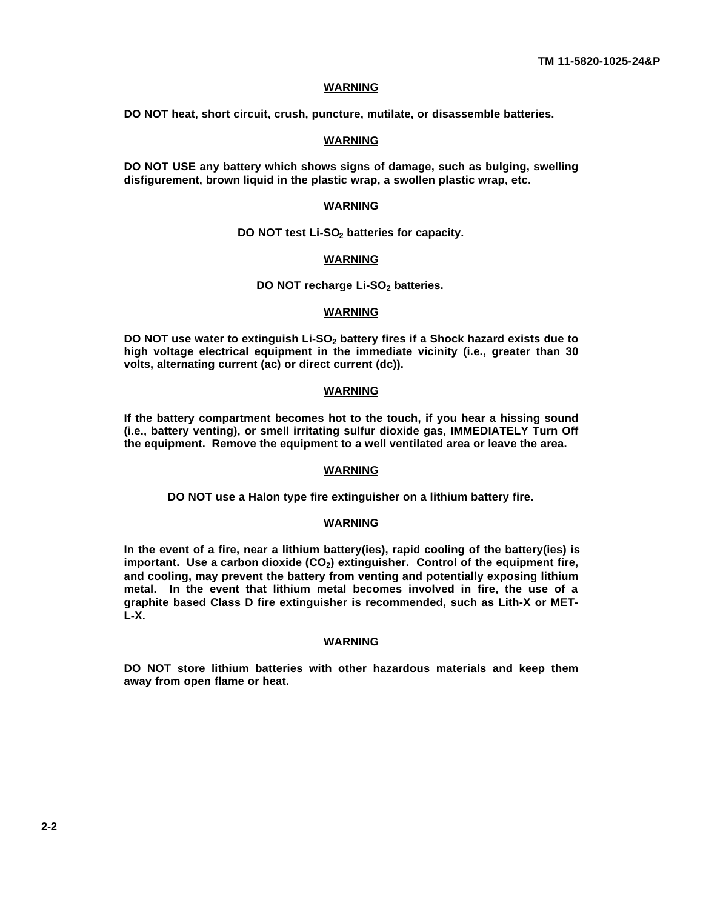**WARNING**

**DO NOT heat, short circuit, crush, puncture, mutilate, or disassemble batteries.**

**WARNING**

**DO NOT USE any battery which shows signs of damage, such as bulging, swelling disfigurement, brown liquid in the plastic wrap, a swollen plastic wrap, etc.**

**WARNING**

**DO NOT test Li-$SO_2$ batteries for capacity.**

**WARNING**

**DO NOT recharge Li-$SO_2$ batteries.**

**WARNING**

**DO NOT use water to extinguish Li-$SO_2$ battery fires if a Shock hazard exists due to high voltage electrical equipment in the immediate vicinity (i.e., greater than 30 volts, alternating current (ac) or direct current (dc)).**

**WARNING**

**If the battery compartment becomes hot to the touch, if you hear a hissing sound (i.e., battery venting), or smell irritating sulfur dioxide gas, IMMEDIATELY Turn Off the equipment. Remove the equipment to a well ventilated area or leave the area.**

**WARNING**

**DO NOT use a Halon type fire extinguisher on a lithium battery fire.**

**WARNING**

**In the event of a fire, near a lithium battery(ies), rapid cooling of the battery(ies) is important. Use a carbon dioxide ($CO_2$) extinguisher. Control of the equipment fire, and cooling, may prevent the battery from venting and potentially exposing lithium metal. In the event that lithium metal becomes involved in fire, the use of a graphite based Class D fire extinguisher is recommended, such as Lith-X or MET-L-X.**

**WARNING**

**DO NOT store lithium batteries with other hazardous materials and keep them away from open flame or heat.**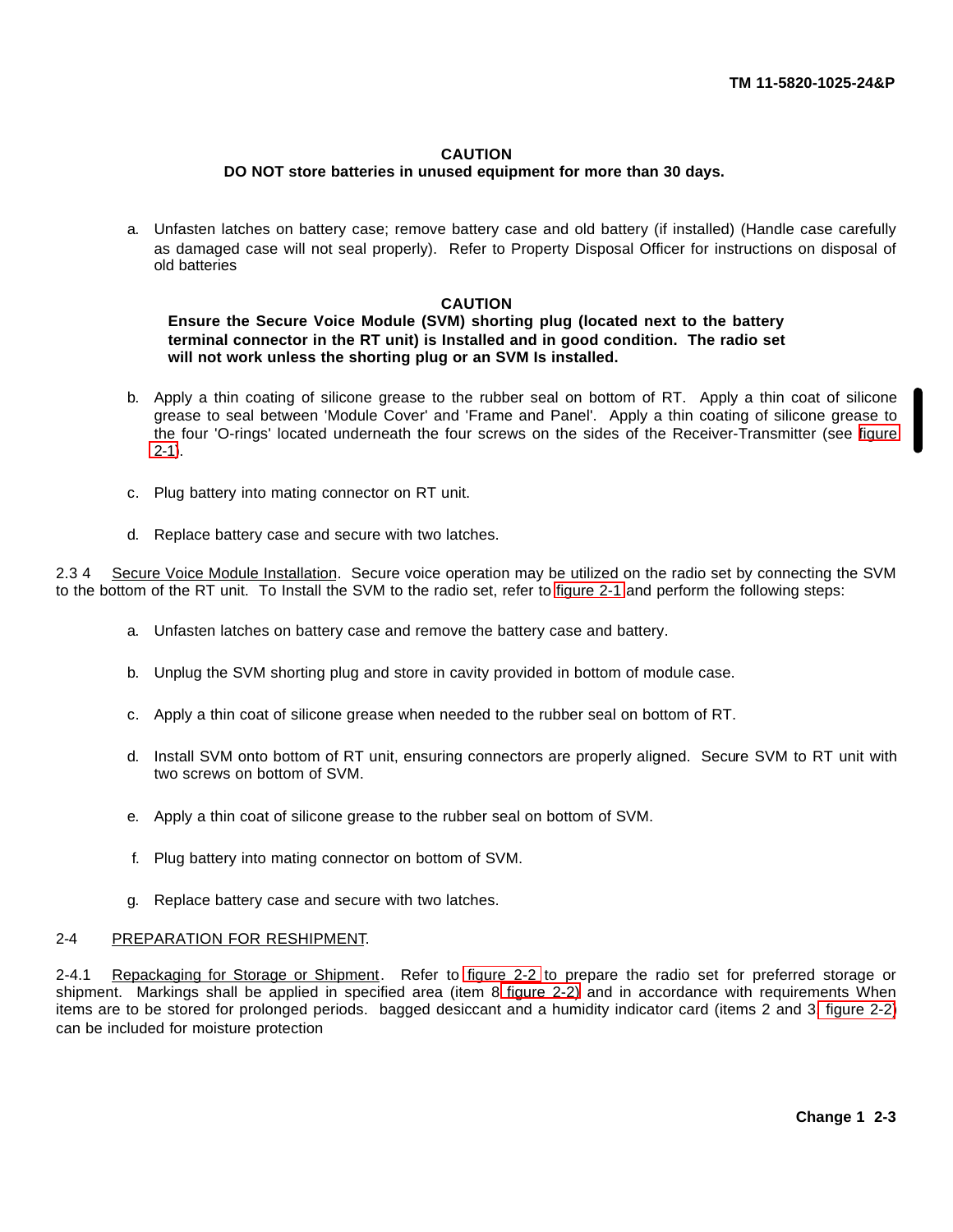**CAUTION**
**DO NOT store batteries in unused equipment for more than 30 days.**

a. Unfasten latches on battery case; remove battery case and old battery (if installed) (Handle case carefully as damaged case will not seal properly). Refer to Property Disposal Officer for instructions on disposal of old batteries

**CAUTION**
**Ensure the Secure Voice Module (SVM) shorting plug (located next to the battery terminal connector in the RT unit) is Installed and in good condition. The radio set will not work unless the shorting plug or an SVM Is installed.**

b. Apply a thin coating of silicone grease to the rubber seal on bottom of RT. Apply a thin coat of silicone grease to seal between 'Module Cover' and 'Frame and Panel'. Apply a thin coating of silicone grease to the four 'O-rings' located underneath the four screws on the sides of the Receiver-Transmitter (see figure 2-1).

c. Plug battery into mating connector on RT unit.

d. Replace battery case and secure with two latches.

2.3 4 Secure Voice Module Installation. Secure voice operation may be utilized on the radio set by connecting the SVM to the bottom of the RT unit. To Install the SVM to the radio set, refer to figure 2-1 and perform the following steps:

a. Unfasten latches on battery case and remove the battery case and battery.

b. Unplug the SVM shorting plug and store in cavity provided in bottom of module case.

c. Apply a thin coat of silicone grease when needed to the rubber seal on bottom of RT.

d. Install SVM onto bottom of RT unit, ensuring connectors are properly aligned. Secure SVM to RT unit with two screws on bottom of SVM.

e. Apply a thin coat of silicone grease to the rubber seal on bottom of SVM.

f. Plug battery into mating connector on bottom of SVM.

g. Replace battery case and secure with two latches.

## 2-4 PREPARATION FOR RESHIPMENT.

2-4.1 Repackaging for Storage or Shipment. Refer to figure 2-2 to prepare the radio set for preferred storage or shipment. Markings shall be applied in specified area (item 8 figure 2-2) and in accordance with requirements When items are to be stored for prolonged periods. bagged desiccant and a humidity indicator card (items 2 and 3 figure 2-2) can be included for moisture protection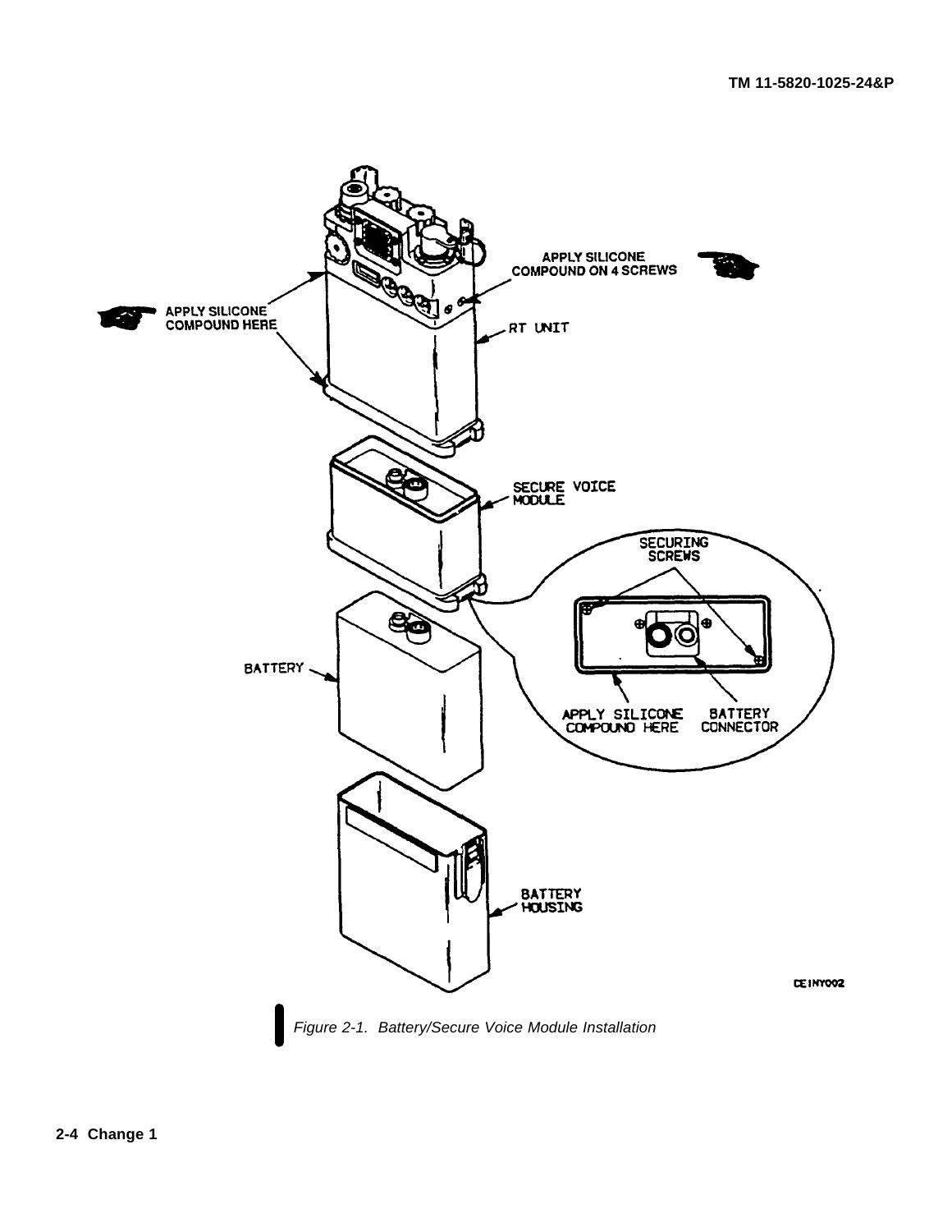APPLY SILICONE COMPOUND ON 4 SCREWS

APPLY SILICONE COMPOUND HERE

RT UNIT

SECURE VOICE MODULE

SECURING SCREWS

BATTERY

APPLY SILICONE COMPOUND HERE

BATTERY CONNECTOR

BATTERY HOUSING

CE1NY002

*Figure 2-1. Battery/Secure Voice Module Installation*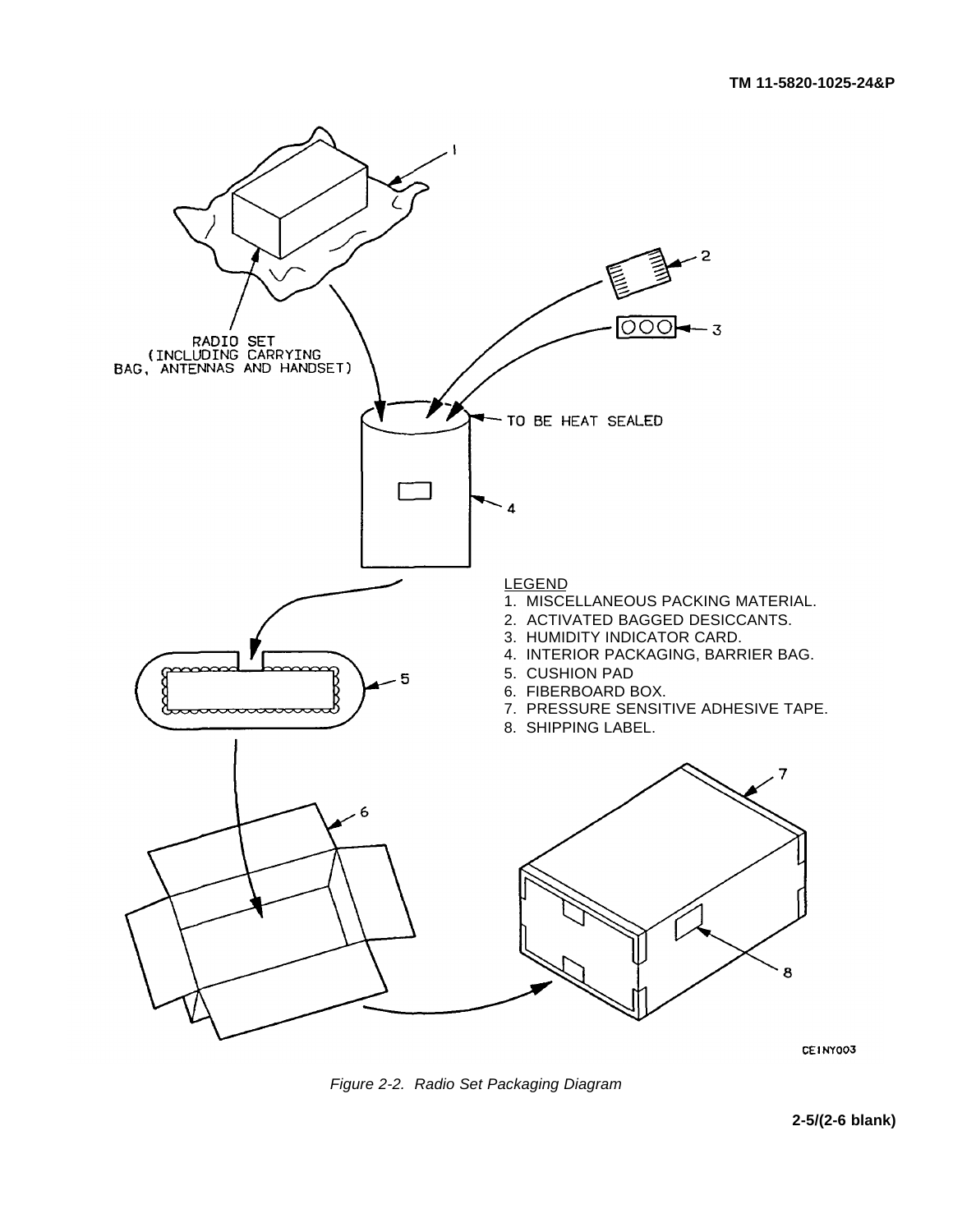RADIO SET
(INCLUDING CARRYING
BAG, ANTENNAS AND HANDSET)

TO BE HEAT SEALED

LEGEND
1. MISCELLANEOUS PACKING MATERIAL.
2. ACTIVATED BAGGED DESICCANTS.
3. HUMIDITY INDICATOR CARD.
4. INTERIOR PACKAGING, BARRIER BAG.
5. CUSHION PAD
6. FIBERBOARD BOX.
7. PRESSURE SENSITIVE ADHESIVE TAPE.
8. SHIPPING LABEL.

CE1NY003

*Figure 2-2. Radio Set Packaging Diagram*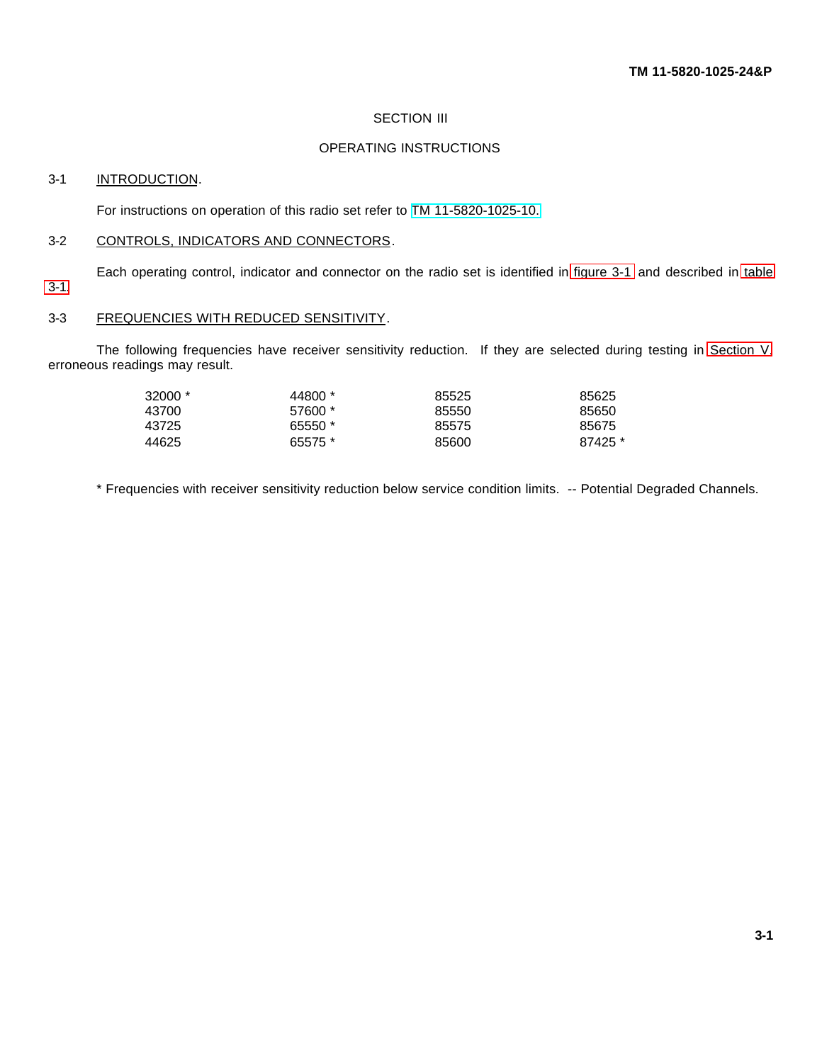# SECTION III

## OPERATING INSTRUCTIONS

### 3-1 INTRODUCTION.

For instructions on operation of this radio set refer to TM 11-5820-1025-10.

### 3-2 CONTROLS, INDICATORS AND CONNECTORS.

Each operating control, indicator and connector on the radio set is identified in figure 3-1 and described in table 3-1.

### 3-3 FREQUENCIES WITH REDUCED SENSITIVITY.

The following frequencies have receiver sensitivity reduction. If they are selected during testing in Section V erroneous readings may result.

| | | | |
|---|---|---|---|
| 32000 * | 44800 * | 85525 | 85625 |
| 43700 | 57600 * | 85550 | 85650 |
| 43725 | 65550 * | 85575 | 85675 |
| 44625 | 65575 * | 85600 | 87425 * |

* Frequencies with receiver sensitivity reduction below service condition limits. -- Potential Degraded Channels.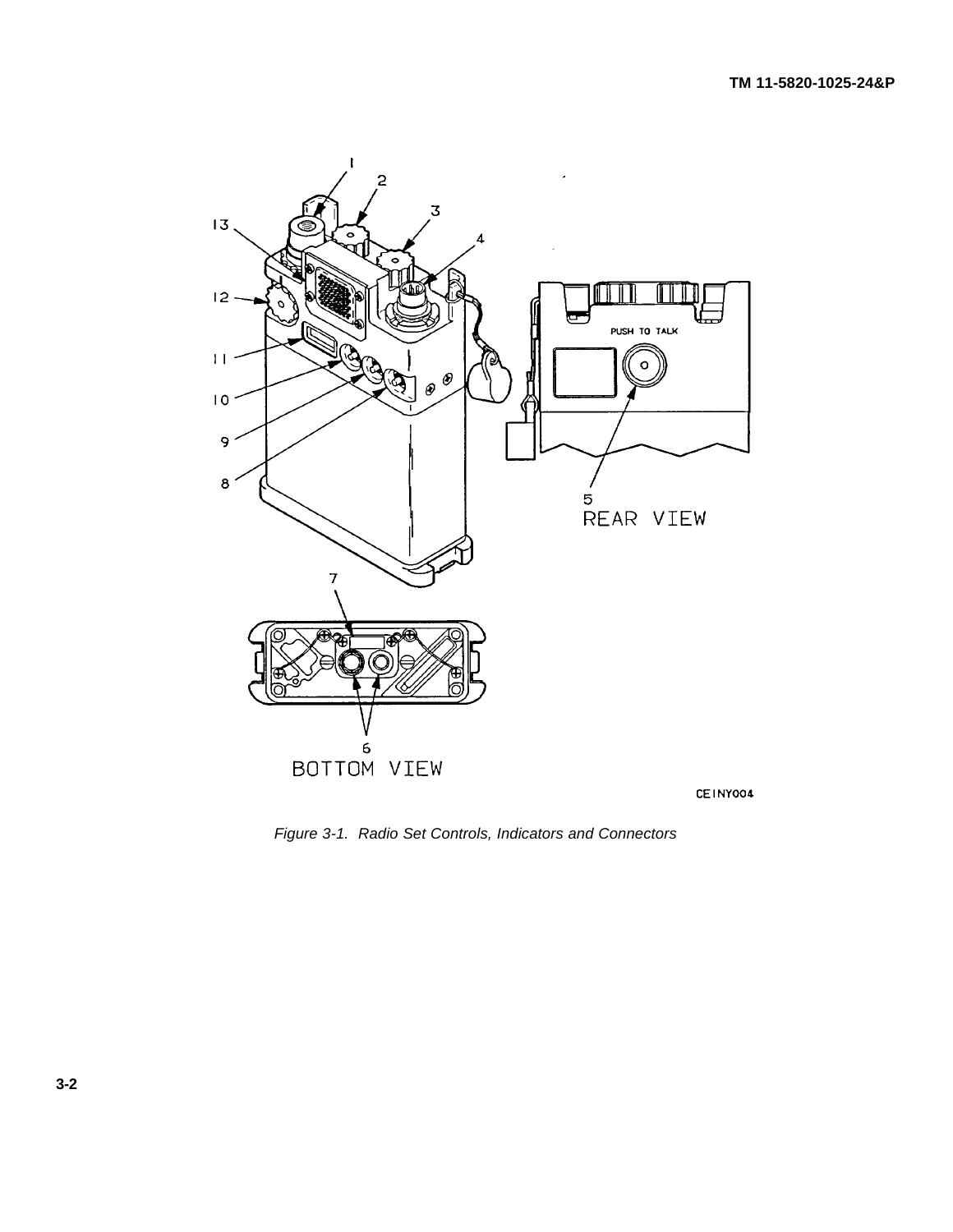*Figure 3-1. Radio Set Controls, Indicators and Connectors*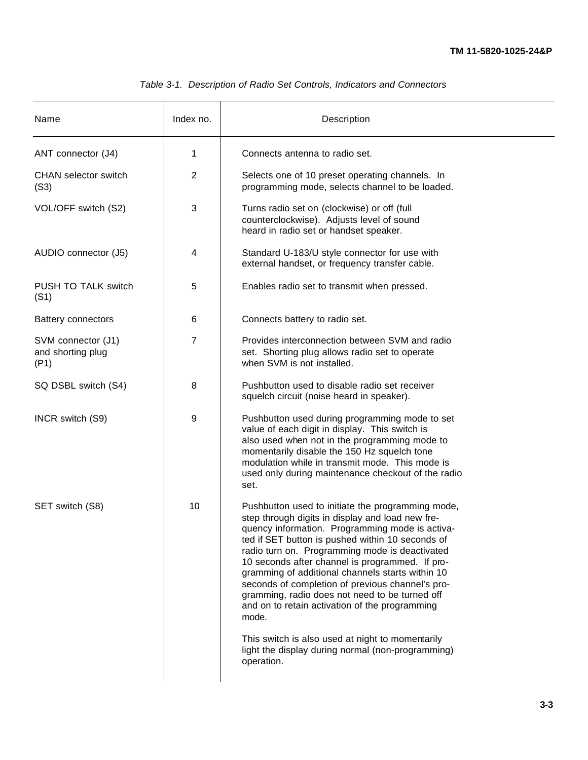*Table 3-1. Description of Radio Set Controls, Indicators and Connectors*

| Name | Index no. | Description |
|---|---|---|
| ANT connector (J4) | 1 | Connects antenna to radio set. |
| CHAN selector switch (S3) | 2 | Selects one of 10 preset operating channels. In programming mode, selects channel to be loaded. |
| VOL/OFF switch (S2) | 3 | Turns radio set on (clockwise) or off (full counterclockwise). Adjusts level of sound heard in radio set or handset speaker. |
| AUDIO connector (J5) | 4 | Standard U-183/U style connector for use with external handset, or frequency transfer cable. |
| PUSH TO TALK switch (S1) | 5 | Enables radio set to transmit when pressed. |
| Battery connectors | 6 | Connects battery to radio set. |
| SVM connector (J1) and shorting plug (P1) | 7 | Provides interconnection between SVM and radio set. Shorting plug allows radio set to operate when SVM is not installed. |
| SQ DSBL switch (S4) | 8 | Pushbutton used to disable radio set receiver squelch circuit (noise heard in speaker). |
| INCR switch (S9) | 9 | Pushbutton used during programming mode to set value of each digit in display. This switch is also used when not in the programming mode to momentarily disable the 150 Hz squelch tone modulation while in transmit mode. This mode is used only during maintenance checkout of the radio set. |
| SET switch (S8) | 10 | Pushbutton used to initiate the programming mode, step through digits in display and load new frequency information. Programming mode is activated if SET button is pushed within 10 seconds of radio turn on. Programming mode is deactivated 10 seconds after channel is programmed. If programming of additional channels starts within 10 seconds of completion of previous channel's programming, radio does not need to be turned off and on to retain activation of the programming mode.<br><br>This switch is also used at night to momentarily light the display during normal (non-programming) operation. |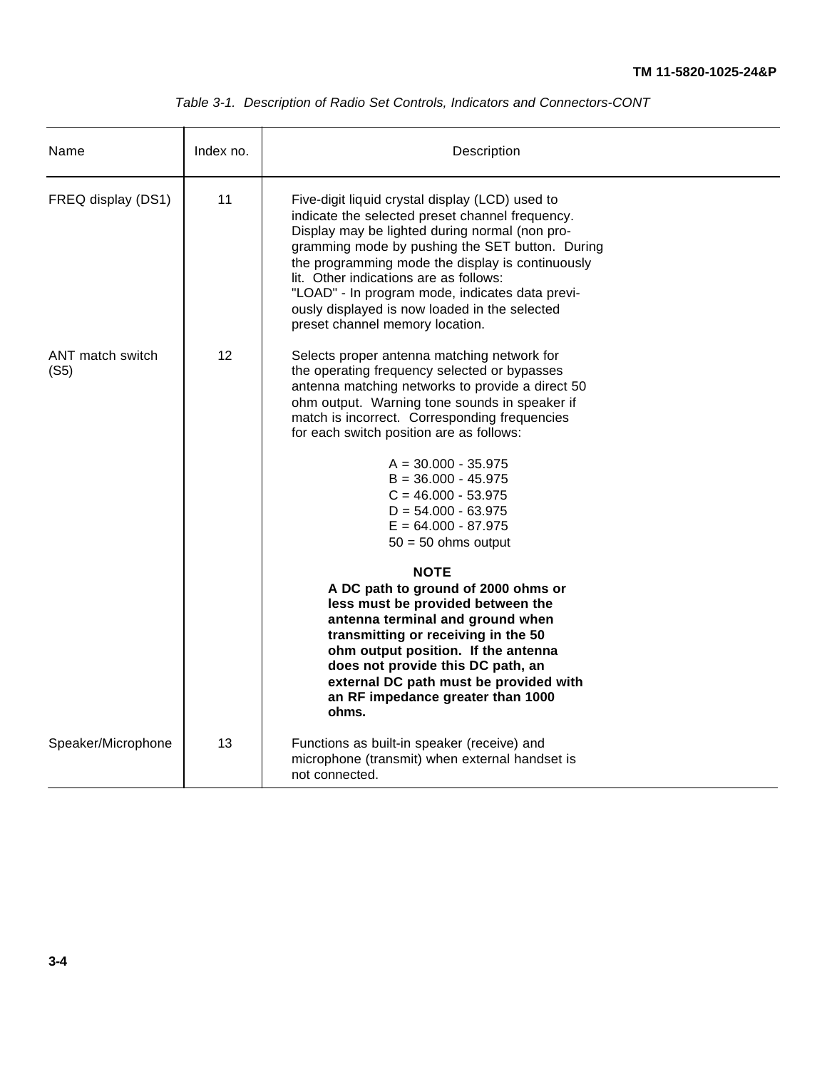*Table 3-1. Description of Radio Set Controls, Indicators and Connectors-CONT*

| Name | Index no. | Description |
|---|---|---|
| FREQ display (DS1) | 11 | Five-digit liquid crystal display (LCD) used to indicate the selected preset channel frequency. Display may be lighted during normal (non programming mode by pushing the SET button. During the programming mode the display is continuously lit. Other indications are as follows:<br>"LOAD" - In program mode, indicates data previously displayed is now loaded in the selected preset channel memory location. |
| ANT match switch (S5) | 12 | Selects proper antenna matching network for the operating frequency selected or bypasses antenna matching networks to provide a direct 50 ohm output. Warning tone sounds in speaker if match is incorrect. Corresponding frequencies for each switch position are as follows:<br><br>A = 30.000 - 35.975<br>B = 36.000 - 45.975<br>C = 46.000 - 53.975<br>D = 54.000 - 63.975<br>E = 64.000 - 87.975<br>50 = 50 ohms output<br><br>**NOTE**<br>**A DC path to ground of 2000 ohms or less must be provided between the antenna terminal and ground when transmitting or receiving in the 50 ohm output position. If the antenna does not provide this DC path, an external DC path must be provided with an RF impedance greater than 1000 ohms.** |
| Speaker/Microphone | 13 | Functions as built-in speaker (receive) and microphone (transmit) when external handset is not connected. |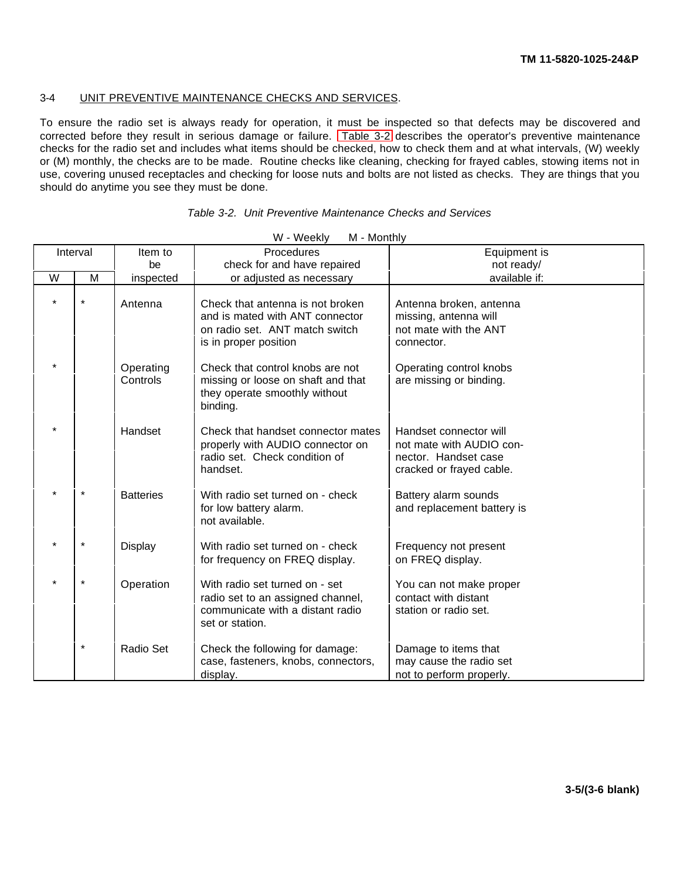## 3-4 UNIT PREVENTIVE MAINTENANCE CHECKS AND SERVICES.

To ensure the radio set is always ready for operation, it must be inspected so that defects may be discovered and corrected before they result in serious damage or failure. Table 3-2 describes the operator's preventive maintenance checks for the radio set and includes what items should be checked, how to check them and at what intervals, (W) weekly or (M) monthly, the checks are to be made. Routine checks like cleaning, checking for frayed cables, stowing items not in use, covering unused receptacles and checking for loose nuts and bolts are not listed as checks. They are things that you should do anytime you see they must be done.

*Table 3-2. Unit Preventive Maintenance Checks and Services*

W - Weekly M - Monthly

| Interval | | Item to be inspected | Procedures check for and have repaired or adjusted as necessary | Equipment is not ready/ available if: |
|---|---|---|---|---|
| W | M | | | |
| * | * | Antenna | Check that antenna is not broken and is mated with ANT connector on radio set. ANT match switch is in proper position | Antenna broken, antenna missing, antenna will not mate with the ANT connector. |
| * | | Operating Controls | Check that control knobs are not missing or loose on shaft and that they operate smoothly without binding. | Operating control knobs are missing or binding. |
| * | | Handset | Check that handset connector mates properly with AUDIO connector on radio set. Check condition of handset. | Handset connector will not mate with AUDIO connector. Handset case cracked or frayed cable. |
| * | * | Batteries | With radio set turned on - check for low battery alarm. not available. | Battery alarm sounds and replacement battery is |
| * | * | Display | With radio set turned on - check for frequency on FREQ display. | Frequency not present on FREQ display. |
| * | * | Operation | With radio set turned on - set radio set to an assigned channel, communicate with a distant radio set or station. | You can not make proper contact with distant station or radio set. |
| | * | Radio Set | Check the following for damage: case, fasteners, knobs, connectors, display. | Damage to items that may cause the radio set not to perform properly. |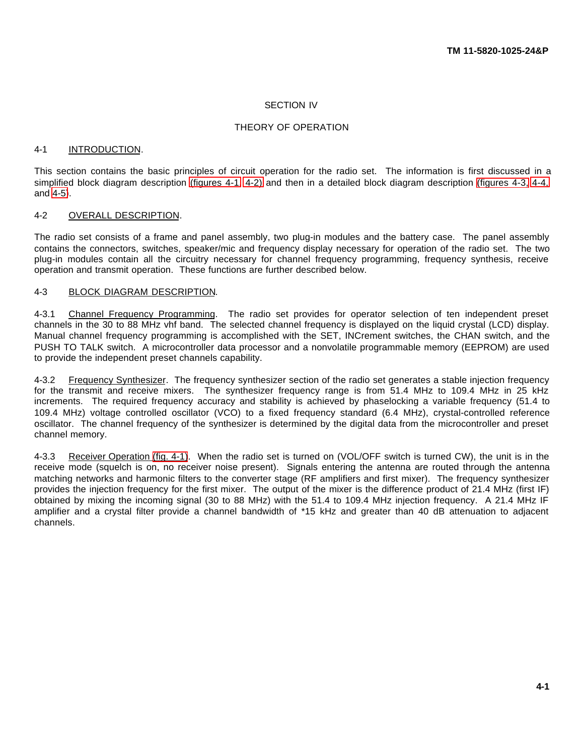# SECTION IV

# THEORY OF OPERATION

## 4-1 INTRODUCTION.

This section contains the basic principles of circuit operation for the radio set. The information is first discussed in a simplified block diagram description (figures 4-1, 4-2) and then in a detailed block diagram description (figures 4-3, 4-4, and 4-5).

## 4-2 OVERALL DESCRIPTION.

The radio set consists of a frame and panel assembly, two plug-in modules and the battery case. The panel assembly contains the connectors, switches, speaker/mic and frequency display necessary for operation of the radio set. The two plug-in modules contain all the circuitry necessary for channel frequency programming, frequency synthesis, receive operation and transmit operation. These functions are further described below.

## 4-3 BLOCK DIAGRAM DESCRIPTION.

4-3.1 Channel Frequency Programming. The radio set provides for operator selection of ten independent preset channels in the 30 to 88 MHz vhf band. The selected channel frequency is displayed on the liquid crystal (LCD) display. Manual channel frequency programming is accomplished with the SET, INCrement switches, the CHAN switch, and the PUSH TO TALK switch. A microcontroller data processor and a nonvolatile programmable memory (EEPROM) are used to provide the independent preset channels capability.

4-3.2 Frequency Synthesizer. The frequency synthesizer section of the radio set generates a stable injection frequency for the transmit and receive mixers. The synthesizer frequency range is from 51.4 MHz to 109.4 MHz in 25 kHz increments. The required frequency accuracy and stability is achieved by phaselocking a variable frequency (51.4 to 109.4 MHz) voltage controlled oscillator (VCO) to a fixed frequency standard (6.4 MHz), crystal-controlled reference oscillator. The channel frequency of the synthesizer is determined by the digital data from the microcontroller and preset channel memory.

4-3.3 Receiver Operation (fig. 4-1). When the radio set is turned on (VOL/OFF switch is turned CW), the unit is in the receive mode (squelch is on, no receiver noise present). Signals entering the antenna are routed through the antenna matching networks and harmonic filters to the converter stage (RF amplifiers and first mixer). The frequency synthesizer provides the injection frequency for the first mixer. The output of the mixer is the difference product of 21.4 MHz (first IF) obtained by mixing the incoming signal (30 to 88 MHz) with the 51.4 to 109.4 MHz injection frequency. A 21.4 MHz IF amplifier and a crystal filter provide a channel bandwidth of *15 kHz and greater than 40 dB attenuation to adjacent channels.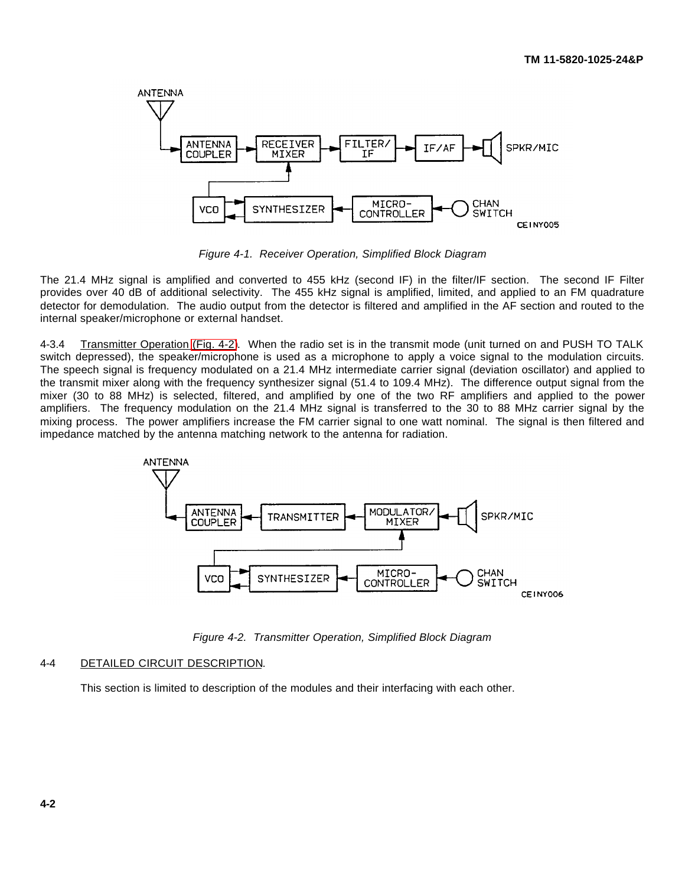Figure 4-1. Receiver Operation, Simplified Block Diagram

The 21.4 MHz signal is amplified and converted to 455 kHz (second IF) in the filter/IF section. The second IF Filter provides over 40 dB of additional selectivity. The 455 kHz signal is amplified, limited, and applied to an FM quadrature detector for demodulation. The audio output from the detector is filtered and amplified in the AF section and routed to the internal speaker/microphone or external handset.

4-3.4 Transmitter Operation (Fig. 4-2). When the radio set is in the transmit mode (unit turned on and PUSH TO TALK switch depressed), the speaker/microphone is used as a microphone to apply a voice signal to the modulation circuits. The speech signal is frequency modulated on a 21.4 MHz intermediate carrier signal (deviation oscillator) and applied to the transmit mixer along with the frequency synthesizer signal (51.4 to 109.4 MHz). The difference output signal from the mixer (30 to 88 MHz) is selected, filtered, and amplified by one of the two RF amplifiers and applied to the power amplifiers. The frequency modulation on the 21.4 MHz signal is transferred to the 30 to 88 MHz carrier signal by the mixing process. The power amplifiers increase the FM carrier signal to one watt nominal. The signal is then filtered and impedance matched by the antenna matching network to the antenna for radiation.

Figure 4-2. Transmitter Operation, Simplified Block Diagram

## 4-4 DETAILED CIRCUIT DESCRIPTION.

This section is limited to description of the modules and their interfacing with each other.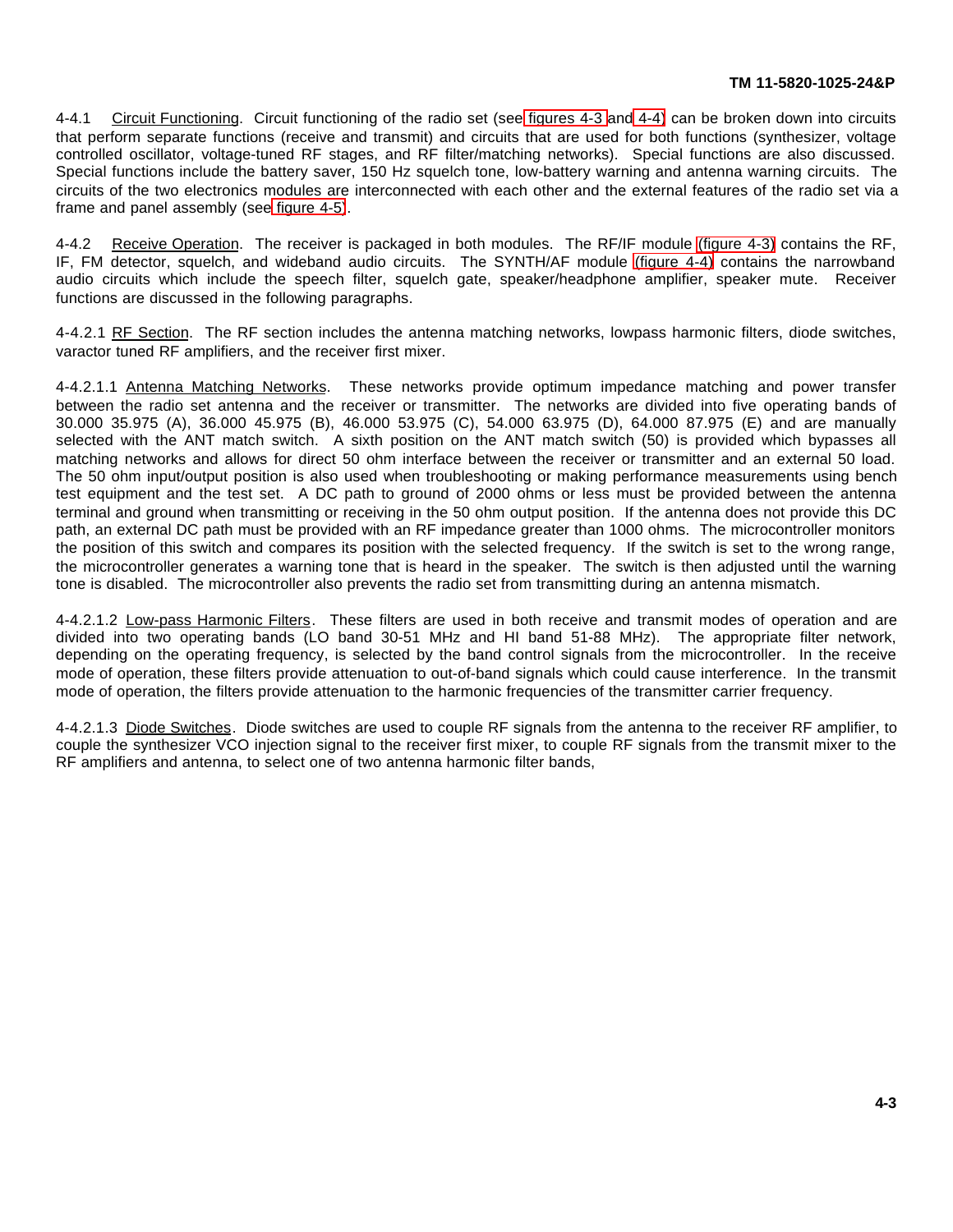4-4.1 Circuit Functioning. Circuit functioning of the radio set (see figures 4-3 and 4-4) can be broken down into circuits that perform separate functions (receive and transmit) and circuits that are used for both functions (synthesizer, voltage controlled oscillator, voltage-tuned RF stages, and RF filter/matching networks). Special functions are also discussed. Special functions include the battery saver, 150 Hz squelch tone, low-battery warning and antenna warning circuits. The circuits of the two electronics modules are interconnected with each other and the external features of the radio set via a frame and panel assembly (see figure 4-5).

4-4.2 Receive Operation. The receiver is packaged in both modules. The RF/IF module (figure 4-3) contains the RF, IF, FM detector, squelch, and wideband audio circuits. The SYNTH/AF module (figure 4-4) contains the narrowband audio circuits which include the speech filter, squelch gate, speaker/headphone amplifier, speaker mute. Receiver functions are discussed in the following paragraphs.

4-4.2.1 RF Section. The RF section includes the antenna matching networks, lowpass harmonic filters, diode switches, varactor tuned RF amplifiers, and the receiver first mixer.

4-4.2.1.1 Antenna Matching Networks. These networks provide optimum impedance matching and power transfer between the radio set antenna and the receiver or transmitter. The networks are divided into five operating bands of 30.000 35.975 (A), 36.000 45.975 (B), 46.000 53.975 (C), 54.000 63.975 (D), 64.000 87.975 (E) and are manually selected with the ANT match switch. A sixth position on the ANT match switch (50) is provided which bypasses all matching networks and allows for direct 50 ohm interface between the receiver or transmitter and an external 50 load. The 50 ohm input/output position is also used when troubleshooting or making performance measurements using bench test equipment and the test set. A DC path to ground of 2000 ohms or less must be provided between the antenna terminal and ground when transmitting or receiving in the 50 ohm output position. If the antenna does not provide this DC path, an external DC path must be provided with an RF impedance greater than 1000 ohms. The microcontroller monitors the position of this switch and compares its position with the selected frequency. If the switch is set to the wrong range, the microcontroller generates a warning tone that is heard in the speaker. The switch is then adjusted until the warning tone is disabled. The microcontroller also prevents the radio set from transmitting during an antenna mismatch.

4-4.2.1.2 Low-pass Harmonic Filters. These filters are used in both receive and transmit modes of operation and are divided into two operating bands (LO band 30-51 MHz and HI band 51-88 MHz). The appropriate filter network, depending on the operating frequency, is selected by the band control signals from the microcontroller. In the receive mode of operation, these filters provide attenuation to out-of-band signals which could cause interference. In the transmit mode of operation, the filters provide attenuation to the harmonic frequencies of the transmitter carrier frequency.

4-4.2.1.3 Diode Switches. Diode switches are used to couple RF signals from the antenna to the receiver RF amplifier, to couple the synthesizer VCO injection signal to the receiver first mixer, to couple RF signals from the transmit mixer to the RF amplifiers and antenna, to select one of two antenna harmonic filter bands,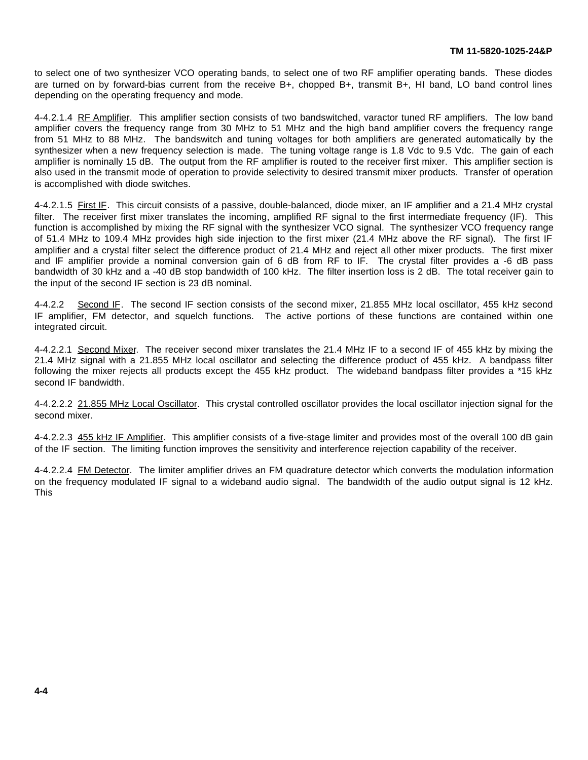to select one of two synthesizer VCO operating bands, to select one of two RF amplifier operating bands. These diodes are turned on by forward-bias current from the receive B+, chopped B+, transmit B+, HI band, LO band control lines depending on the operating frequency and mode.

4-4.2.1.4 RF Amplifier. This amplifier section consists of two bandswitched, varactor tuned RF amplifiers. The low band amplifier covers the frequency range from 30 MHz to 51 MHz and the high band amplifier covers the frequency range from 51 MHz to 88 MHz. The bandswitch and tuning voltages for both amplifiers are generated automatically by the synthesizer when a new frequency selection is made. The tuning voltage range is 1.8 Vdc to 9.5 Vdc. The gain of each amplifier is nominally 15 dB. The output from the RF amplifier is routed to the receiver first mixer. This amplifier section is also used in the transmit mode of operation to provide selectivity to desired transmit mixer products. Transfer of operation is accomplished with diode switches.

4-4.2.1.5 First IF. This circuit consists of a passive, double-balanced, diode mixer, an IF amplifier and a 21.4 MHz crystal filter. The receiver first mixer translates the incoming, amplified RF signal to the first intermediate frequency (IF). This function is accomplished by mixing the RF signal with the synthesizer VCO signal. The synthesizer VCO frequency range of 51.4 MHz to 109.4 MHz provides high side injection to the first mixer (21.4 MHz above the RF signal). The first IF amplifier and a crystal filter select the difference product of 21.4 MHz and reject all other mixer products. The first mixer and IF amplifier provide a nominal conversion gain of 6 dB from RF to IF. The crystal filter provides a -6 dB pass bandwidth of 30 kHz and a -40 dB stop bandwidth of 100 kHz. The filter insertion loss is 2 dB. The total receiver gain to the input of the second IF section is 23 dB nominal.

4-4.2.2 Second IF. The second IF section consists of the second mixer, 21.855 MHz local oscillator, 455 kHz second IF amplifier, FM detector, and squelch functions. The active portions of these functions are contained within one integrated circuit.

4-4.2.2.1 Second Mixer. The receiver second mixer translates the 21.4 MHz IF to a second IF of 455 kHz by mixing the 21.4 MHz signal with a 21.855 MHz local oscillator and selecting the difference product of 455 kHz. A bandpass filter following the mixer rejects all products except the 455 kHz product. The wideband bandpass filter provides a *15 kHz second IF bandwidth.

4-4.2.2.2 21.855 MHz Local Oscillator. This crystal controlled oscillator provides the local oscillator injection signal for the second mixer.

4-4.2.2.3 455 kHz IF Amplifier. This amplifier consists of a five-stage limiter and provides most of the overall 100 dB gain of the IF section. The limiting function improves the sensitivity and interference rejection capability of the receiver.

4-4.2.2.4 FM Detector. The limiter amplifier drives an FM quadrature detector which converts the modulation information on the frequency modulated IF signal to a wideband audio signal. The bandwidth of the audio output signal is 12 kHz. This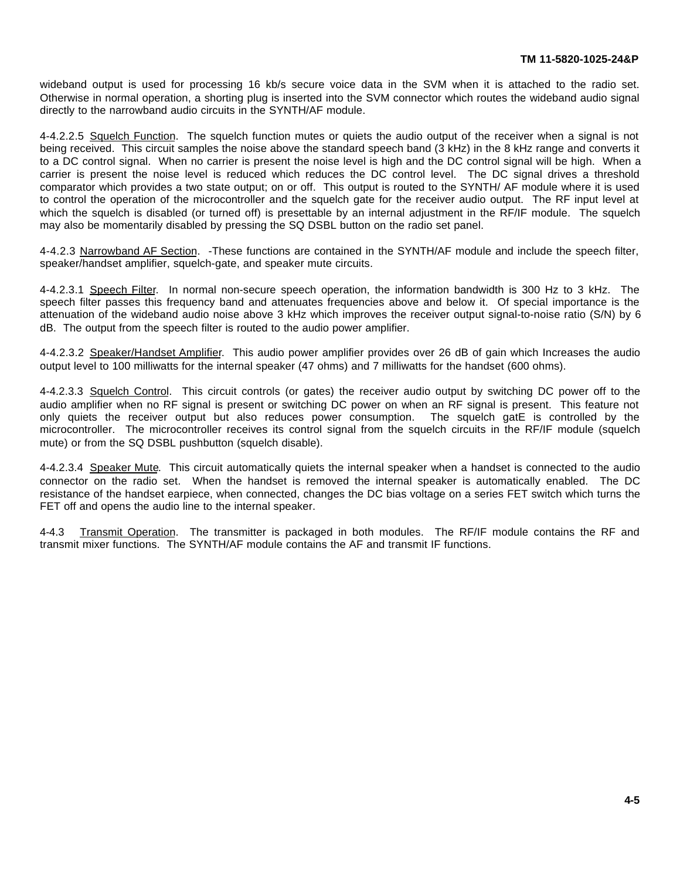wideband output is used for processing 16 kb/s secure voice data in the SVM when it is attached to the radio set. Otherwise in normal operation, a shorting plug is inserted into the SVM connector which routes the wideband audio signal directly to the narrowband audio circuits in the SYNTH/AF module.

4-4.2.2.5 Squelch Function. The squelch function mutes or quiets the audio output of the receiver when a signal is not being received. This circuit samples the noise above the standard speech band (3 kHz) in the 8 kHz range and converts it to a DC control signal. When no carrier is present the noise level is high and the DC control signal will be high. When a carrier is present the noise level is reduced which reduces the DC control level. The DC signal drives a threshold comparator which provides a two state output; on or off. This output is routed to the SYNTH/ AF module where it is used to control the operation of the microcontroller and the squelch gate for the receiver audio output. The RF input level at which the squelch is disabled (or turned off) is presettable by an internal adjustment in the RF/IF module. The squelch may also be momentarily disabled by pressing the SQ DSBL button on the radio set panel.

4-4.2.3 Narrowband AF Section. -These functions are contained in the SYNTH/AF module and include the speech filter, speaker/handset amplifier, squelch-gate, and speaker mute circuits.

4-4.2.3.1 Speech Filter. In normal non-secure speech operation, the information bandwidth is 300 Hz to 3 kHz. The speech filter passes this frequency band and attenuates frequencies above and below it. Of special importance is the attenuation of the wideband audio noise above 3 kHz which improves the receiver output signal-to-noise ratio (S/N) by 6 dB. The output from the speech filter is routed to the audio power amplifier.

4-4.2.3.2 Speaker/Handset Amplifier. This audio power amplifier provides over 26 dB of gain which Increases the audio output level to 100 milliwatts for the internal speaker (47 ohms) and 7 milliwatts for the handset (600 ohms).

4-4.2.3.3 Squelch Control. This circuit controls (or gates) the receiver audio output by switching DC power off to the audio amplifier when no RF signal is present or switching DC power on when an RF signal is present. This feature not only quiets the receiver output but also reduces power consumption. The squelch gatE is controlled by the microcontroller. The microcontroller receives its control signal from the squelch circuits in the RF/IF module (squelch mute) or from the SQ DSBL pushbutton (squelch disable).

4-4.2.3.4 Speaker Mute. This circuit automatically quiets the internal speaker when a handset is connected to the audio connector on the radio set. When the handset is removed the internal speaker is automatically enabled. The DC resistance of the handset earpiece, when connected, changes the DC bias voltage on a series FET switch which turns the FET off and opens the audio line to the internal speaker.

4-4.3 Transmit Operation. The transmitter is packaged in both modules. The RF/IF module contains the RF and transmit mixer functions. The SYNTH/AF module contains the AF and transmit IF functions.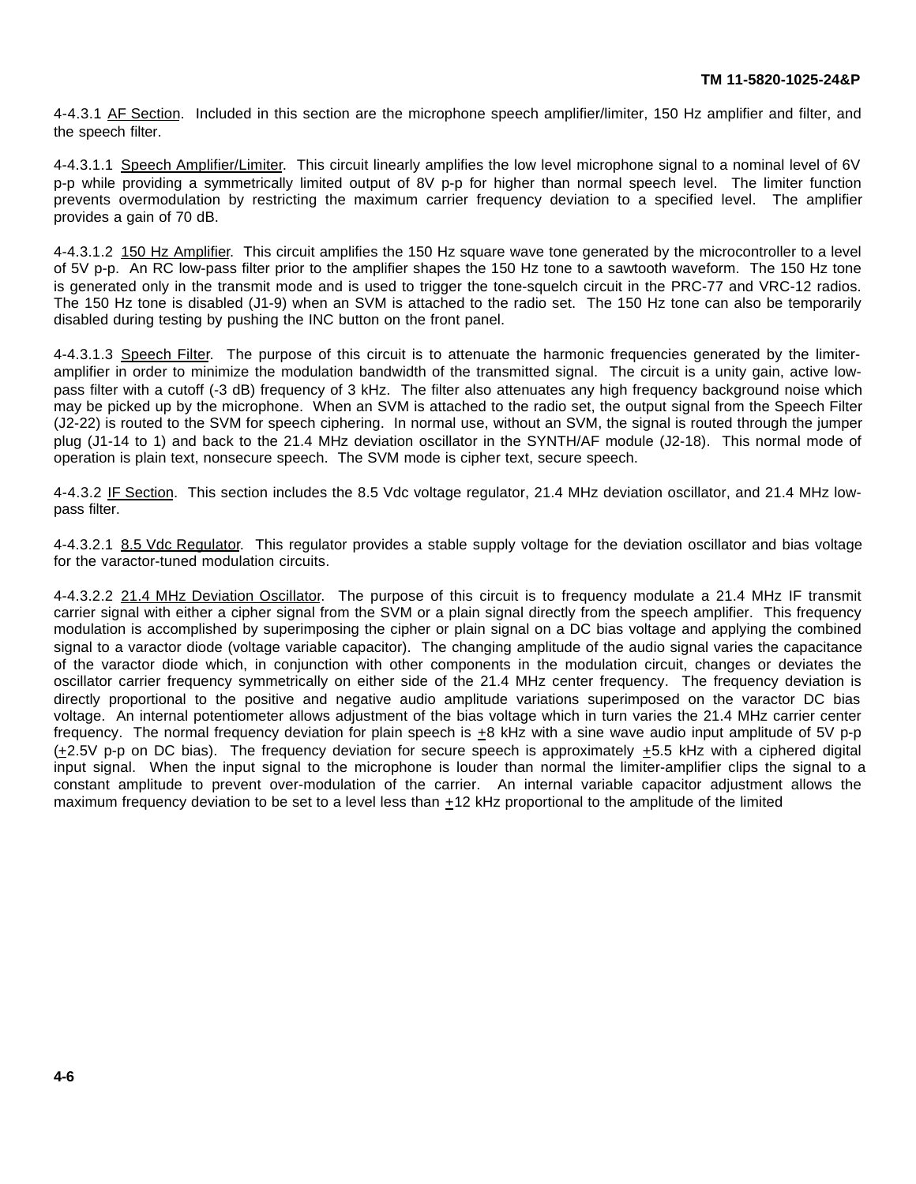4-4.3.1 AF Section.  Included in this section are the microphone speech amplifier/limiter, 150 Hz amplifier and filter, and the speech filter.

4-4.3.1.1  Speech Amplifier/Limiter.  This circuit linearly amplifies the low level microphone signal to a nominal level of 6V p-p while providing a symmetrically limited output of 8V p-p for higher than normal speech level.  The limiter function prevents overmodulation by restricting the maximum carrier frequency deviation to a specified level.  The amplifier provides a gain of 70 dB.

4-4.3.1.2  150 Hz Amplifier.  This circuit amplifies the 150 Hz square wave tone generated by the microcontroller to a level of 5V p-p.  An RC low-pass filter prior to the amplifier shapes the 150 Hz tone to a sawtooth waveform.  The 150 Hz tone is generated only in the transmit mode and is used to trigger the tone-squelch circuit in the PRC-77 and VRC-12 radios.  The 150 Hz tone is disabled (J1-9) when an SVM is attached to the radio set.  The 150 Hz tone can also be temporarily disabled during testing by pushing the INC button on the front panel.

4-4.3.1.3  Speech Filter.  The purpose of this circuit is to attenuate the harmonic frequencies generated by the limiter-amplifier in order to minimize the modulation bandwidth of the transmitted signal.  The circuit is a unity gain, active low-pass filter with a cutoff (-3 dB) frequency of 3 kHz.  The filter also attenuates any high frequency background noise which may be picked up by the microphone.  When an SVM is attached to the radio set, the output signal from the Speech Filter (J2-22) is routed to the SVM for speech ciphering.  In normal use, without an SVM, the signal is routed through the jumper plug (J1-14 to 1) and back to the 21.4 MHz deviation oscillator in the SYNTH/AF module (J2-18).  This normal mode of operation is plain text, nonsecure speech.  The SVM mode is cipher text, secure speech.

4-4.3.2 IF Section.  This section includes the 8.5 Vdc voltage regulator, 21.4 MHz deviation oscillator, and 21.4 MHz low-pass filter.

4-4.3.2.1  8.5 Vdc Regulator.  This regulator provides a stable supply voltage for the deviation oscillator and bias voltage for the varactor-tuned modulation circuits.

4-4.3.2.2  21.4 MHz Deviation Oscillator.  The purpose of this circuit is to frequency modulate a 21.4 MHz IF transmit carrier signal with either a cipher signal from the SVM or a plain signal directly from the speech amplifier.  This frequency modulation is accomplished by superimposing the cipher or plain signal on a DC bias voltage and applying the combined signal to a varactor diode (voltage variable capacitor).  The changing amplitude of the audio signal varies the capacitance of the varactor diode which, in conjunction with other components in the modulation circuit, changes or deviates the oscillator carrier frequency symmetrically on either side of the 21.4 MHz center frequency.  The frequency deviation is directly proportional to the positive and negative audio amplitude variations superimposed on the varactor DC bias voltage.  An internal potentiometer allows adjustment of the bias voltage which in turn varies the 21.4 MHz carrier center frequency.  The normal frequency deviation for plain speech is ±8 kHz with a sine wave audio input amplitude of 5V p-p (±2.5V p-p on DC bias).  The frequency deviation for secure speech is approximately ±5.5 kHz with a ciphered digital input signal.  When the input signal to the microphone is louder than normal the limiter-amplifier clips the signal to a constant amplitude to prevent over-modulation of the carrier.  An internal variable capacitor adjustment allows the maximum frequency deviation to be set to a level less than ±12 kHz proportional to the amplitude of the limited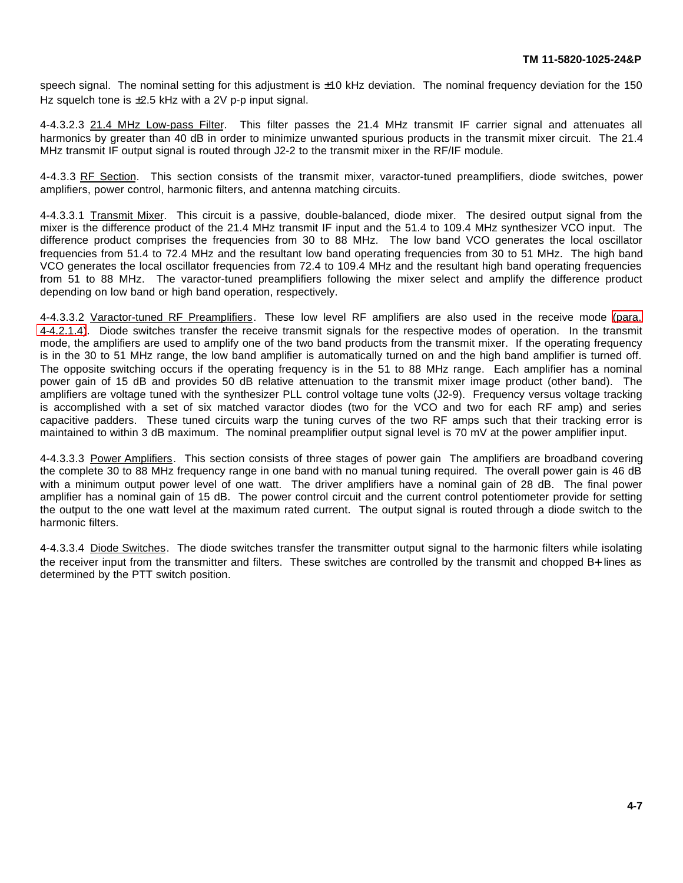speech signal. The nominal setting for this adjustment is ±10 kHz deviation. The nominal frequency deviation for the 150 Hz squelch tone is ±2.5 kHz with a 2V p-p input signal.

4-4.3.2.3 21.4 MHz Low-pass Filter. This filter passes the 21.4 MHz transmit IF carrier signal and attenuates all harmonics by greater than 40 dB in order to minimize unwanted spurious products in the transmit mixer circuit. The 21.4 MHz transmit IF output signal is routed through J2-2 to the transmit mixer in the RF/IF module.

4-4.3.3 RF Section. This section consists of the transmit mixer, varactor-tuned preamplifiers, diode switches, power amplifiers, power control, harmonic filters, and antenna matching circuits.

4-4.3.3.1 Transmit Mixer. This circuit is a passive, double-balanced, diode mixer. The desired output signal from the mixer is the difference product of the 21.4 MHz transmit IF input and the 51.4 to 109.4 MHz synthesizer VCO input. The difference product comprises the frequencies from 30 to 88 MHz. The low band VCO generates the local oscillator frequencies from 51.4 to 72.4 MHz and the resultant low band operating frequencies from 30 to 51 MHz. The high band VCO generates the local oscillator frequencies from 72.4 to 109.4 MHz and the resultant high band operating frequencies from 51 to 88 MHz. The varactor-tuned preamplifiers following the mixer select and amplify the difference product depending on low band or high band operation, respectively.

4-4.3.3.2 Varactor-tuned RF Preamplifiers. These low level RF amplifiers are also used in the receive mode (para. 4-4.2.1.4). Diode switches transfer the receive transmit signals for the respective modes of operation. In the transmit mode, the amplifiers are used to amplify one of the two band products from the transmit mixer. If the operating frequency is in the 30 to 51 MHz range, the low band amplifier is automatically turned on and the high band amplifier is turned off. The opposite switching occurs if the operating frequency is in the 51 to 88 MHz range. Each amplifier has a nominal power gain of 15 dB and provides 50 dB relative attenuation to the transmit mixer image product (other band). The amplifiers are voltage tuned with the synthesizer PLL control voltage tune volts (J2-9). Frequency versus voltage tracking is accomplished with a set of six matched varactor diodes (two for the VCO and two for each RF amp) and series capacitive padders. These tuned circuits warp the tuning curves of the two RF amps such that their tracking error is maintained to within 3 dB maximum. The nominal preamplifier output signal level is 70 mV at the power amplifier input.

4-4.3.3.3 Power Amplifiers. This section consists of three stages of power gain The amplifiers are broadband covering the complete 30 to 88 MHz frequency range in one band with no manual tuning required. The overall power gain is 46 dB with a minimum output power level of one watt. The driver amplifiers have a nominal gain of 28 dB. The final power amplifier has a nominal gain of 15 dB. The power control circuit and the current control potentiometer provide for setting the output to the one watt level at the maximum rated current. The output signal is routed through a diode switch to the harmonic filters.

4-4.3.3.4 Diode Switches. The diode switches transfer the transmitter output signal to the harmonic filters while isolating the receiver input from the transmitter and filters. These switches are controlled by the transmit and chopped B+ lines as determined by the PTT switch position.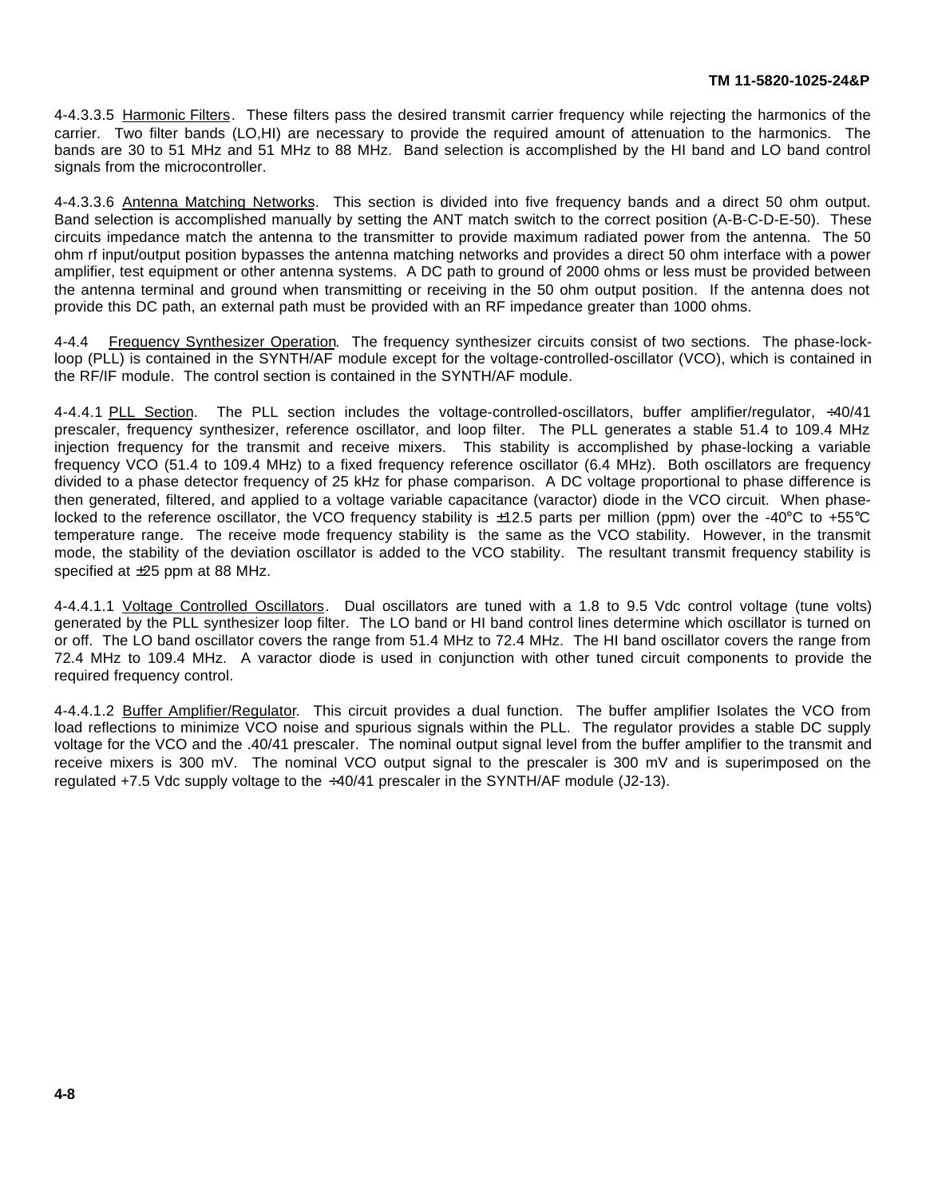4-4.3.3.5 Harmonic Filters. These filters pass the desired transmit carrier frequency while rejecting the harmonics of the carrier. Two filter bands (LO,HI) are necessary to provide the required amount of attenuation to the harmonics. The bands are 30 to 51 MHz and 51 MHz to 88 MHz. Band selection is accomplished by the HI band and LO band control signals from the microcontroller.

4-4.3.3.6 Antenna Matching Networks. This section is divided into five frequency bands and a direct 50 ohm output. Band selection is accomplished manually by setting the ANT match switch to the correct position (A-B-C-D-E-50). These circuits impedance match the antenna to the transmitter to provide maximum radiated power from the antenna. The 50 ohm rf input/output position bypasses the antenna matching networks and provides a direct 50 ohm interface with a power amplifier, test equipment or other antenna systems. A DC path to ground of 2000 ohms or less must be provided between the antenna terminal and ground when transmitting or receiving in the 50 ohm output position. If the antenna does not provide this DC path, an external path must be provided with an RF impedance greater than 1000 ohms.

4-4.4 Frequency Synthesizer Operation. The frequency synthesizer circuits consist of two sections. The phase-lock-loop (PLL) is contained in the SYNTH/AF module except for the voltage-controlled-oscillator (VCO), which is contained in the RF/IF module. The control section is contained in the SYNTH/AF module.

4-4.4.1 PLL Section. The PLL section includes the voltage-controlled-oscillators, buffer amplifier/regulator, ÷40/41 prescaler, frequency synthesizer, reference oscillator, and loop filter. The PLL generates a stable 51.4 to 109.4 MHz injection frequency for the transmit and receive mixers. This stability is accomplished by phase-locking a variable frequency VCO (51.4 to 109.4 MHz) to a fixed frequency reference oscillator (6.4 MHz). Both oscillators are frequency divided to a phase detector frequency of 25 kHz for phase comparison. A DC voltage proportional to phase difference is then generated, filtered, and applied to a voltage variable capacitance (varactor) diode in the VCO circuit. When phase-locked to the reference oscillator, the VCO frequency stability is ±12.5 parts per million (ppm) over the -40°C to +55°C temperature range. The receive mode frequency stability is the same as the VCO stability. However, in the transmit mode, the stability of the deviation oscillator is added to the VCO stability. The resultant transmit frequency stability is specified at ±25 ppm at 88 MHz.

4-4.4.1.1 Voltage Controlled Oscillators. Dual oscillators are tuned with a 1.8 to 9.5 Vdc control voltage (tune volts) generated by the PLL synthesizer loop filter. The LO band or HI band control lines determine which oscillator is turned on or off. The LO band oscillator covers the range from 51.4 MHz to 72.4 MHz. The HI band oscillator covers the range from 72.4 MHz to 109.4 MHz. A varactor diode is used in conjunction with other tuned circuit components to provide the required frequency control.

4-4.4.1.2 Buffer Amplifier/Regulator. This circuit provides a dual function. The buffer amplifier Isolates the VCO from load reflections to minimize VCO noise and spurious signals within the PLL. The regulator provides a stable DC supply voltage for the VCO and the .40/41 prescaler. The nominal output signal level from the buffer amplifier to the transmit and receive mixers is 300 mV. The nominal VCO output signal to the prescaler is 300 mV and is superimposed on the regulated +7.5 Vdc supply voltage to the ÷40/41 prescaler in the SYNTH/AF module (J2-13).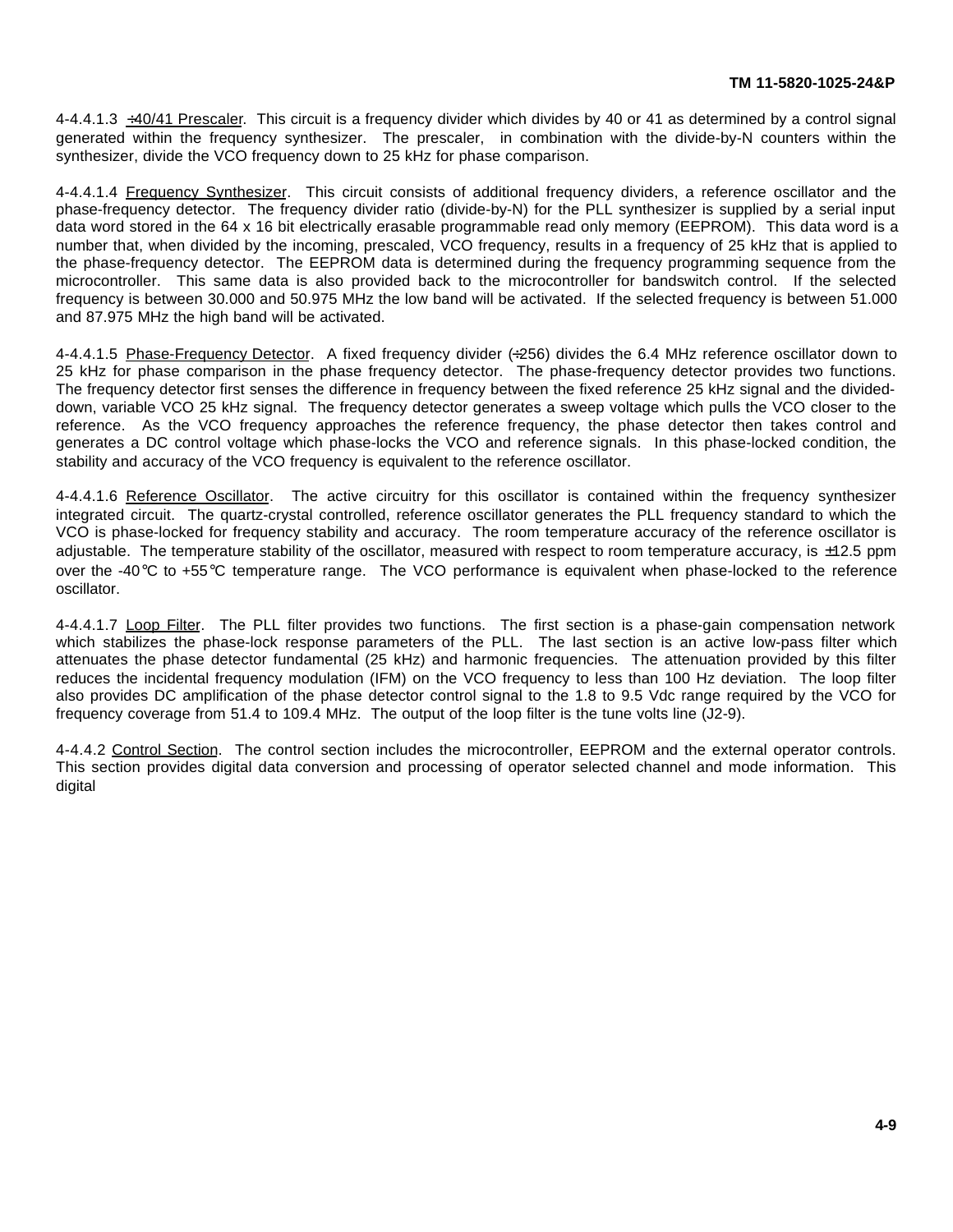4-4.4.1.3 ÷40/41 Prescaler. This circuit is a frequency divider which divides by 40 or 41 as determined by a control signal generated within the frequency synthesizer. The prescaler, in combination with the divide-by-N counters within the synthesizer, divide the VCO frequency down to 25 kHz for phase comparison.

4-4.4.1.4 Frequency Synthesizer. This circuit consists of additional frequency dividers, a reference oscillator and the phase-frequency detector. The frequency divider ratio (divide-by-N) for the PLL synthesizer is supplied by a serial input data word stored in the 64 x 16 bit electrically erasable programmable read only memory (EEPROM). This data word is a number that, when divided by the incoming, prescaled, VCO frequency, results in a frequency of 25 kHz that is applied to the phase-frequency detector. The EEPROM data is determined during the frequency programming sequence from the microcontroller. This same data is also provided back to the microcontroller for bandswitch control. If the selected frequency is between 30.000 and 50.975 MHz the low band will be activated. If the selected frequency is between 51.000 and 87.975 MHz the high band will be activated.

4-4.4.1.5 Phase-Frequency Detector. A fixed frequency divider (÷256) divides the 6.4 MHz reference oscillator down to 25 kHz for phase comparison in the phase frequency detector. The phase-frequency detector provides two functions. The frequency detector first senses the difference in frequency between the fixed reference 25 kHz signal and the divided-down, variable VCO 25 kHz signal. The frequency detector generates a sweep voltage which pulls the VCO closer to the reference. As the VCO frequency approaches the reference frequency, the phase detector then takes control and generates a DC control voltage which phase-locks the VCO and reference signals. In this phase-locked condition, the stability and accuracy of the VCO frequency is equivalent to the reference oscillator.

4-4.4.1.6 Reference Oscillator. The active circuitry for this oscillator is contained within the frequency synthesizer integrated circuit. The quartz-crystal controlled, reference oscillator generates the PLL frequency standard to which the VCO is phase-locked for frequency stability and accuracy. The room temperature accuracy of the reference oscillator is adjustable. The temperature stability of the oscillator, measured with respect to room temperature accuracy, is ±12.5 ppm over the -40°C to +55°C temperature range. The VCO performance is equivalent when phase-locked to the reference oscillator.

4-4.4.1.7 Loop Filter. The PLL filter provides two functions. The first section is a phase-gain compensation network which stabilizes the phase-lock response parameters of the PLL. The last section is an active low-pass filter which attenuates the phase detector fundamental (25 kHz) and harmonic frequencies. The attenuation provided by this filter reduces the incidental frequency modulation (IFM) on the VCO frequency to less than 100 Hz deviation. The loop filter also provides DC amplification of the phase detector control signal to the 1.8 to 9.5 Vdc range required by the VCO for frequency coverage from 51.4 to 109.4 MHz. The output of the loop filter is the tune volts line (J2-9).

4-4.4.2 Control Section. The control section includes the microcontroller, EEPROM and the external operator controls. This section provides digital data conversion and processing of operator selected channel and mode information. This digital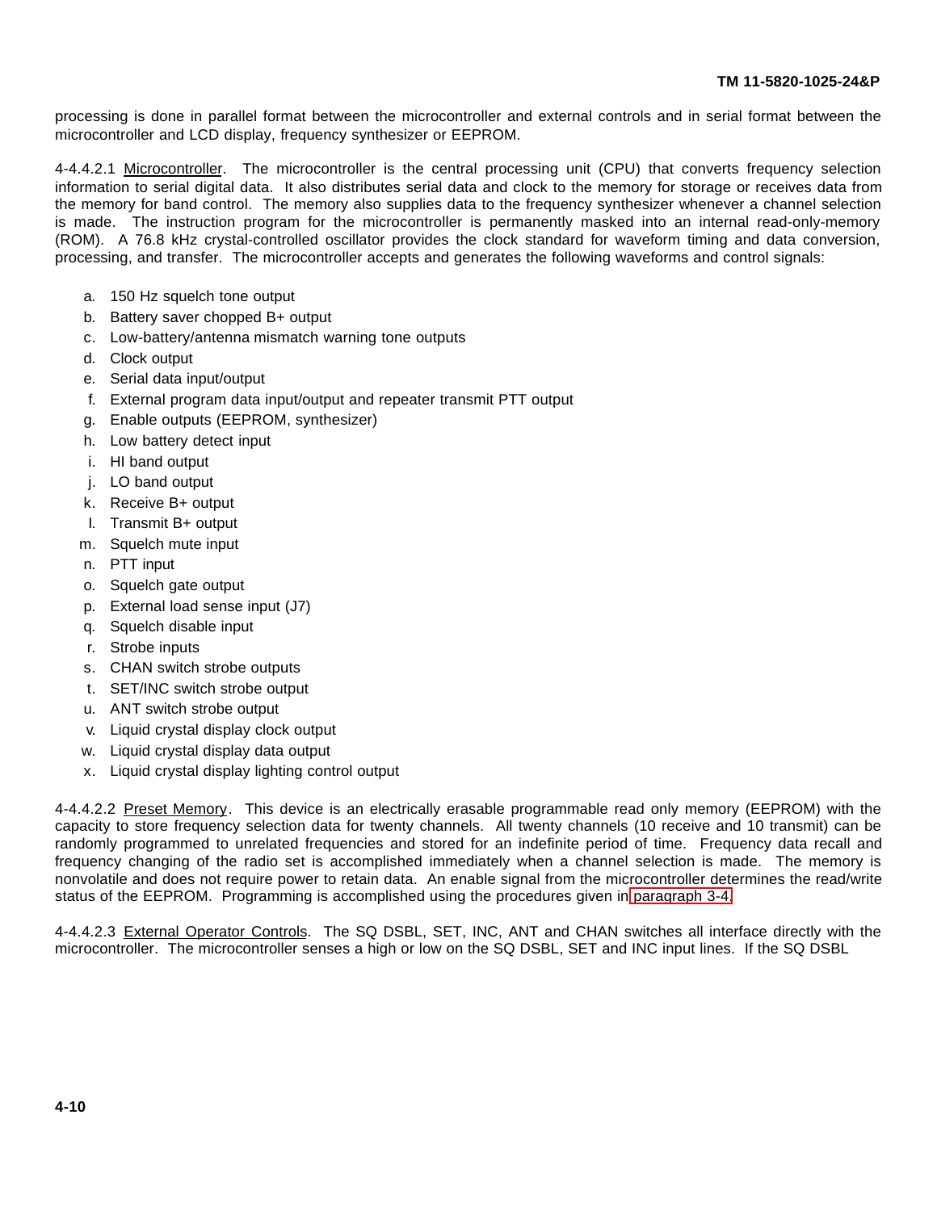processing is done in parallel format between the microcontroller and external controls and in serial format between the microcontroller and LCD display, frequency synthesizer or EEPROM.

4-4.4.2.1 Microcontroller. The microcontroller is the central processing unit (CPU) that converts frequency selection information to serial digital data. It also distributes serial data and clock to the memory for storage or receives data from the memory for band control. The memory also supplies data to the frequency synthesizer whenever a channel selection is made. The instruction program for the microcontroller is permanently masked into an internal read-only-memory (ROM). A 76.8 kHz crystal-controlled oscillator provides the clock standard for waveform timing and data conversion, processing, and transfer. The microcontroller accepts and generates the following waveforms and control signals:

a. 150 Hz squelch tone output
b. Battery saver chopped B+ output
c. Low-battery/antenna mismatch warning tone outputs
d. Clock output
e. Serial data input/output
f. External program data input/output and repeater transmit PTT output
g. Enable outputs (EEPROM, synthesizer)
h. Low battery detect input
i. HI band output
j. LO band output
k. Receive B+ output
l. Transmit B+ output
m. Squelch mute input
n. PTT input
o. Squelch gate output
p. External load sense input (J7)
q. Squelch disable input
r. Strobe inputs
s. CHAN switch strobe outputs
t. SET/INC switch strobe output
u. ANT switch strobe output
v. Liquid crystal display clock output
w. Liquid crystal display data output
x. Liquid crystal display lighting control output

4-4.4.2.2 Preset Memory. This device is an electrically erasable programmable read only memory (EEPROM) with the capacity to store frequency selection data for twenty channels. All twenty channels (10 receive and 10 transmit) can be randomly programmed to unrelated frequencies and stored for an indefinite period of time. Frequency data recall and frequency changing of the radio set is accomplished immediately when a channel selection is made. The memory is nonvolatile and does not require power to retain data. An enable signal from the microcontroller determines the read/write status of the EEPROM. Programming is accomplished using the procedures given in paragraph 3-4.

4-4.4.2.3 External Operator Controls. The SQ DSBL, SET, INC, ANT and CHAN switches all interface directly with the microcontroller. The microcontroller senses a high or low on the SQ DSBL, SET and INC input lines. If the SQ DSBL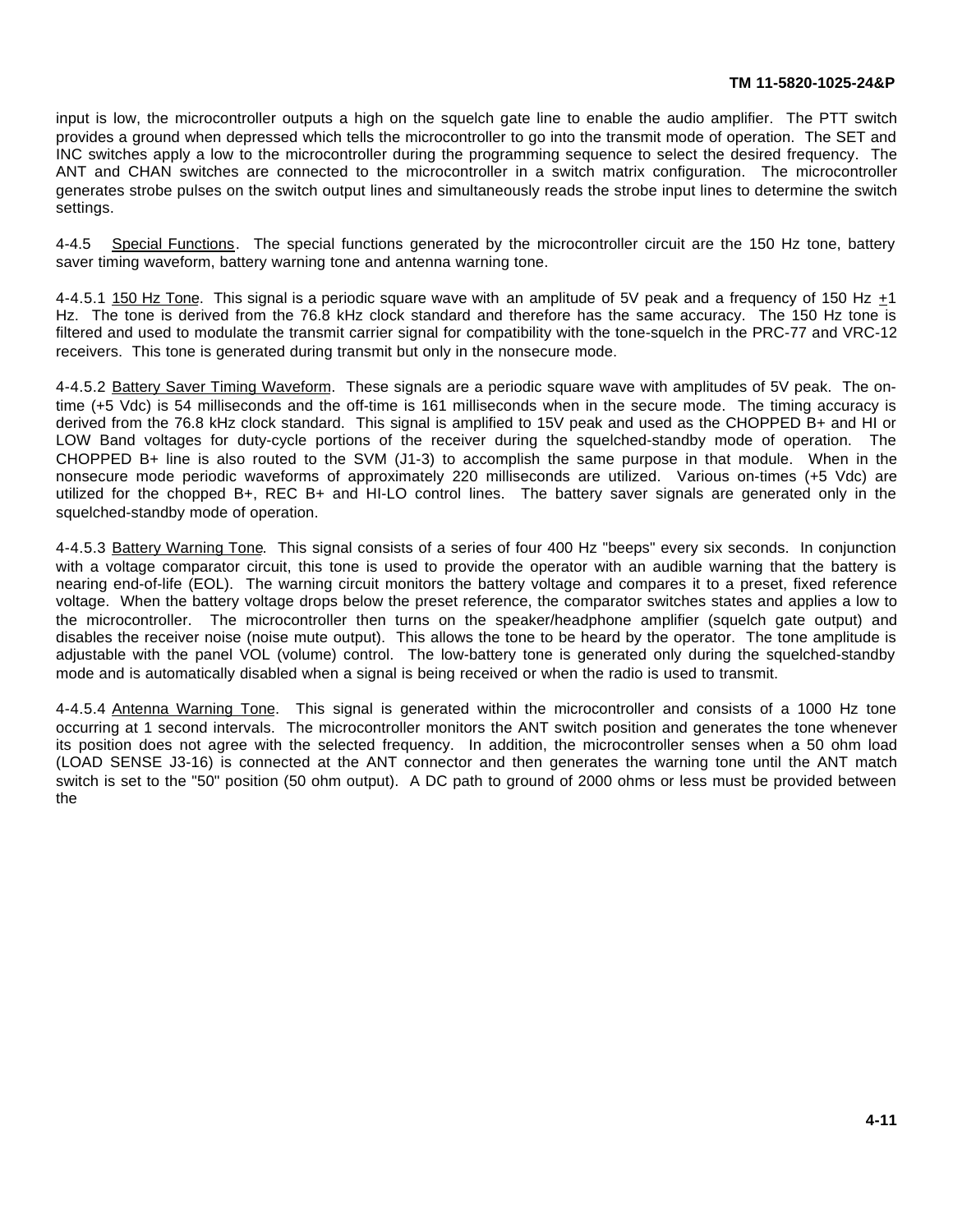input is low, the microcontroller outputs a high on the squelch gate line to enable the audio amplifier. The PTT switch provides a ground when depressed which tells the microcontroller to go into the transmit mode of operation. The SET and INC switches apply a low to the microcontroller during the programming sequence to select the desired frequency. The ANT and CHAN switches are connected to the microcontroller in a switch matrix configuration. The microcontroller generates strobe pulses on the switch output lines and simultaneously reads the strobe input lines to determine the switch settings.

4-4.5 Special Functions. The special functions generated by the microcontroller circuit are the 150 Hz tone, battery saver timing waveform, battery warning tone and antenna warning tone.

4-4.5.1 150 Hz Tone. This signal is a periodic square wave with an amplitude of 5V peak and a frequency of 150 Hz ±1 Hz. The tone is derived from the 76.8 kHz clock standard and therefore has the same accuracy. The 150 Hz tone is filtered and used to modulate the transmit carrier signal for compatibility with the tone-squelch in the PRC-77 and VRC-12 receivers. This tone is generated during transmit but only in the nonsecure mode.

4-4.5.2 Battery Saver Timing Waveform. These signals are a periodic square wave with amplitudes of 5V peak. The on-time (+5 Vdc) is 54 milliseconds and the off-time is 161 milliseconds when in the secure mode. The timing accuracy is derived from the 76.8 kHz clock standard. This signal is amplified to 15V peak and used as the CHOPPED B+ and HI or LOW Band voltages for duty-cycle portions of the receiver during the squelched-standby mode of operation. The CHOPPED B+ line is also routed to the SVM (J1-3) to accomplish the same purpose in that module. When in the nonsecure mode periodic waveforms of approximately 220 milliseconds are utilized. Various on-times (+5 Vdc) are utilized for the chopped B+, REC B+ and HI-LO control lines. The battery saver signals are generated only in the squelched-standby mode of operation.

4-4.5.3 Battery Warning Tone. This signal consists of a series of four 400 Hz "beeps" every six seconds. In conjunction with a voltage comparator circuit, this tone is used to provide the operator with an audible warning that the battery is nearing end-of-life (EOL). The warning circuit monitors the battery voltage and compares it to a preset, fixed reference voltage. When the battery voltage drops below the preset reference, the comparator switches states and applies a low to the microcontroller. The microcontroller then turns on the speaker/headphone amplifier (squelch gate output) and disables the receiver noise (noise mute output). This allows the tone to be heard by the operator. The tone amplitude is adjustable with the panel VOL (volume) control. The low-battery tone is generated only during the squelched-standby mode and is automatically disabled when a signal is being received or when the radio is used to transmit.

4-4.5.4 Antenna Warning Tone. This signal is generated within the microcontroller and consists of a 1000 Hz tone occurring at 1 second intervals. The microcontroller monitors the ANT switch position and generates the tone whenever its position does not agree with the selected frequency. In addition, the microcontroller senses when a 50 ohm load (LOAD SENSE J3-16) is connected at the ANT connector and then generates the warning tone until the ANT match switch is set to the "50" position (50 ohm output). A DC path to ground of 2000 ohms or less must be provided between the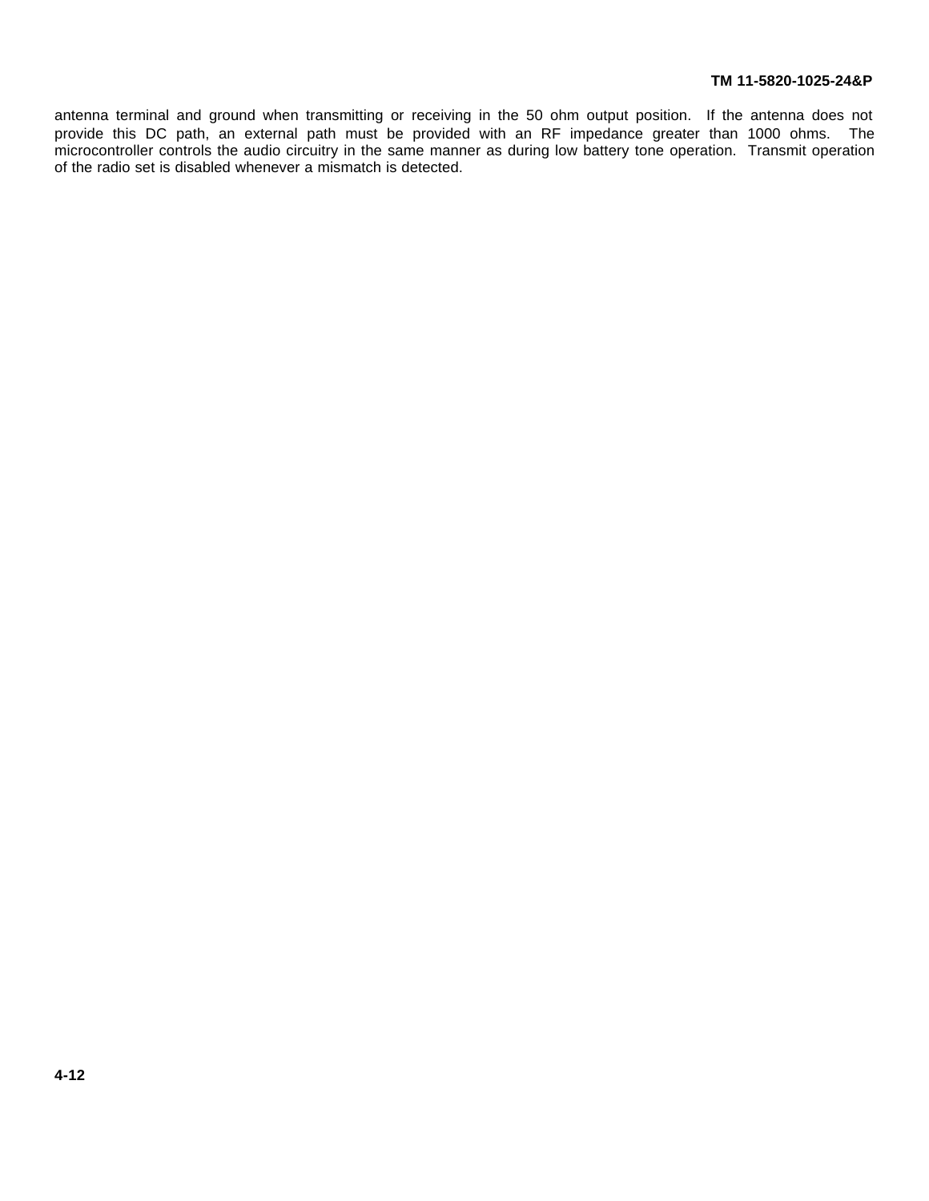antenna terminal and ground when transmitting or receiving in the 50 ohm output position. If the antenna does not provide this DC path, an external path must be provided with an RF impedance greater than 1000 ohms. The microcontroller controls the audio circuitry in the same manner as during low battery tone operation. Transmit operation of the radio set is disabled whenever a mismatch is detected.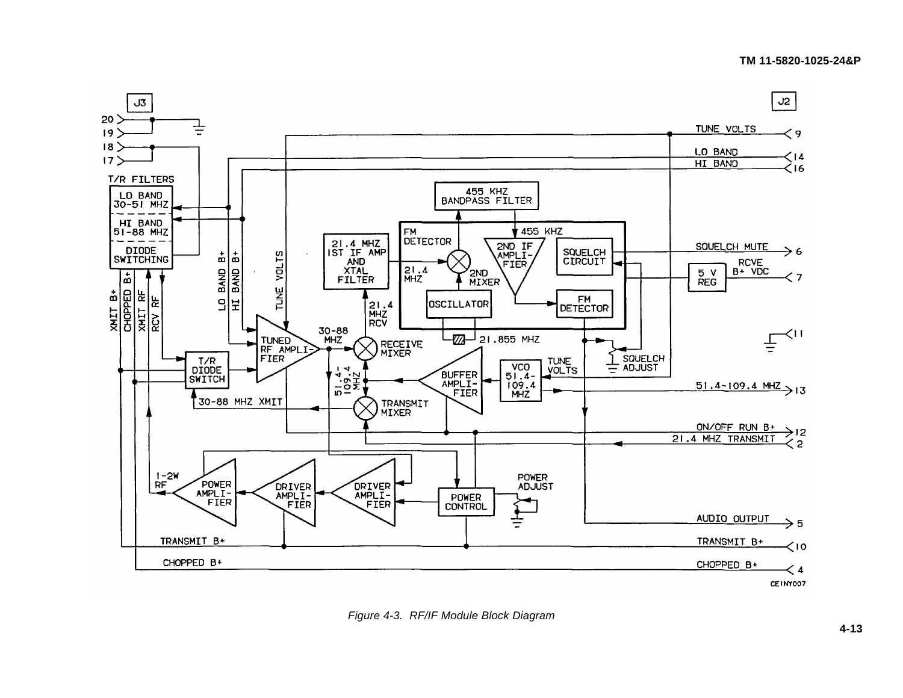Figure 4-3. RF/IF Module Block Diagram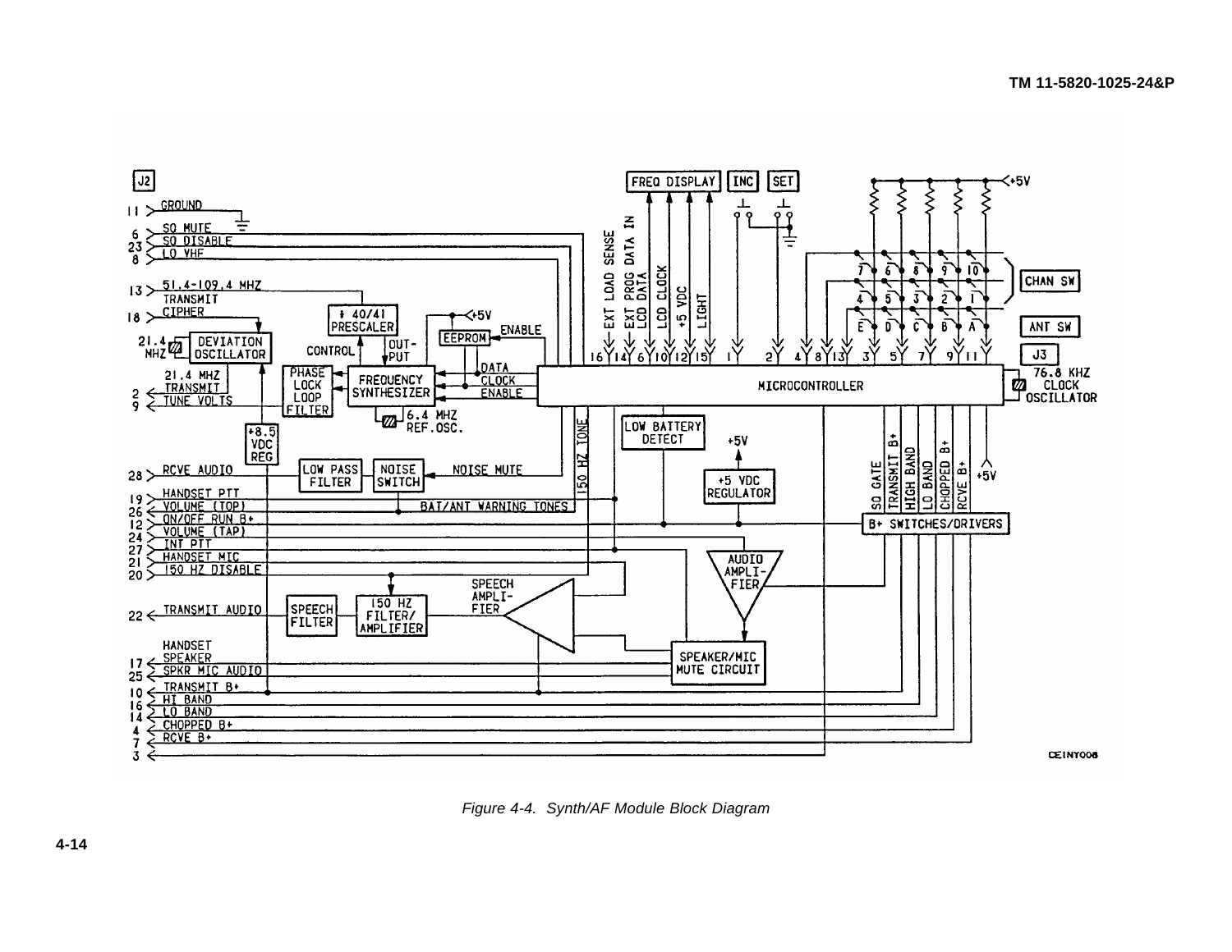Figure 4-4. Synth/AF Module Block Diagram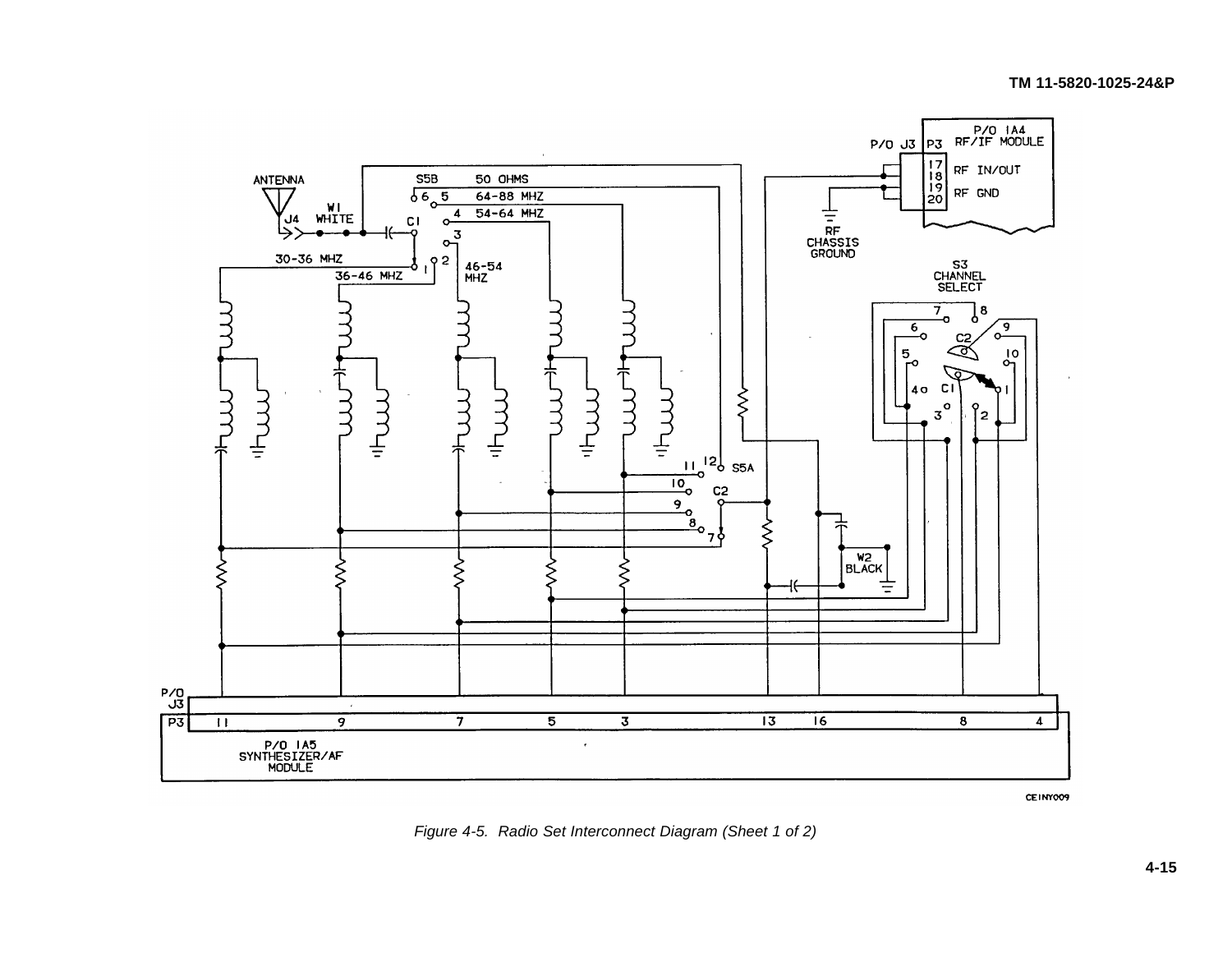Figure 4-5. Radio Set Interconnect Diagram (Sheet 1 of 2)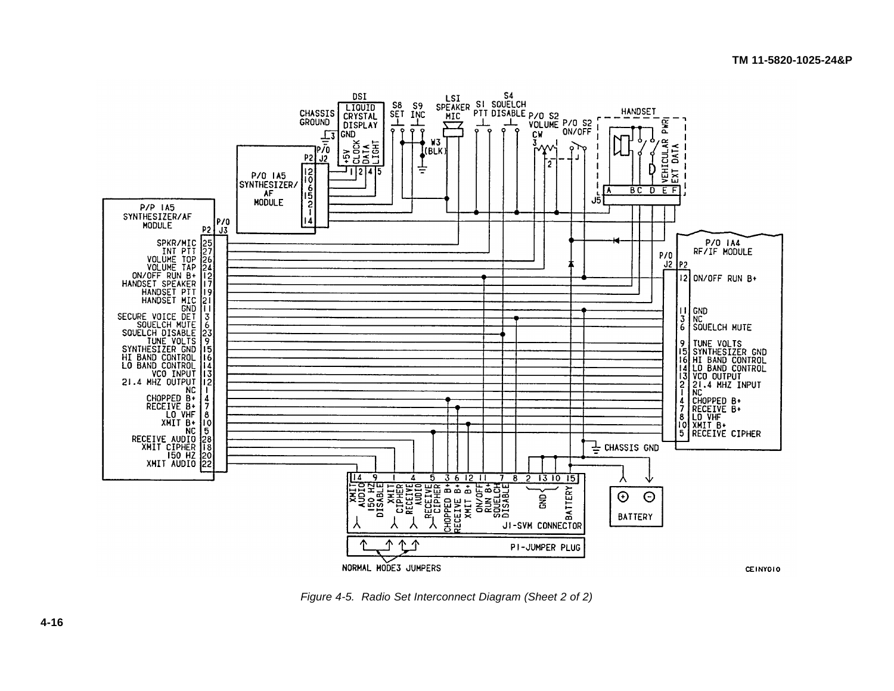Figure 4-5. Radio Set Interconnect Diagram (Sheet 2 of 2)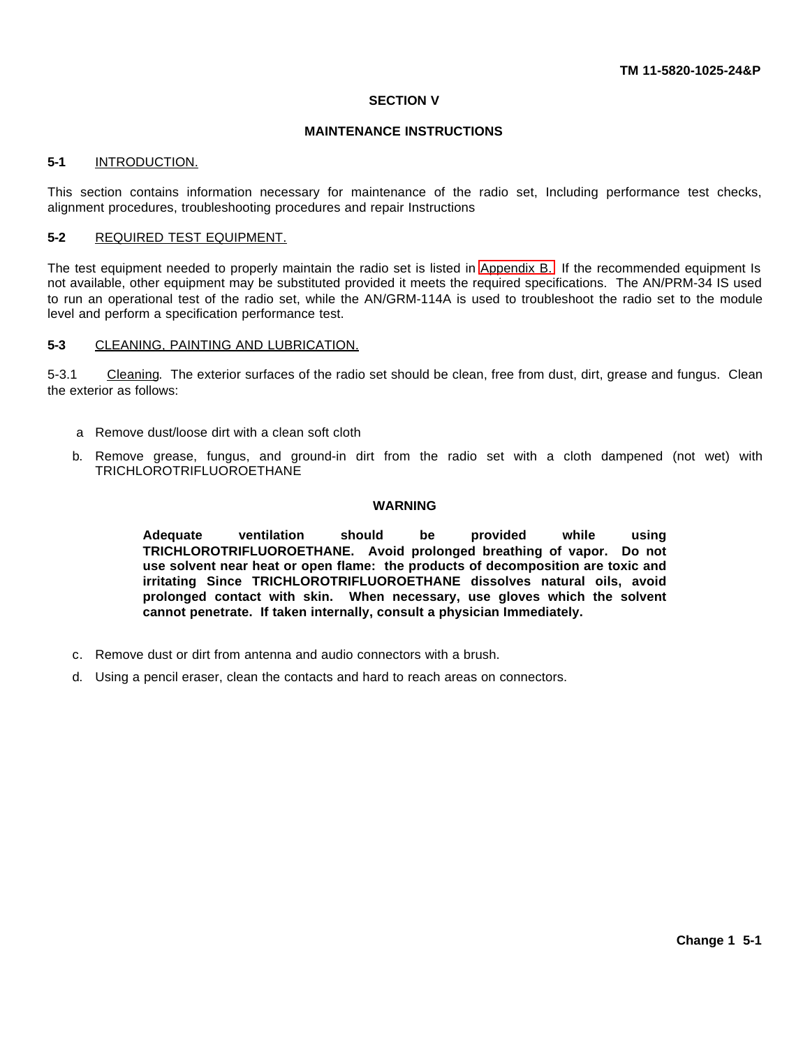## SECTION V

## MAINTENANCE INSTRUCTIONS

### 5-1 INTRODUCTION.

This section contains information necessary for maintenance of the radio set, Including performance test checks, alignment procedures, troubleshooting procedures and repair Instructions

### 5-2 REQUIRED TEST EQUIPMENT.

The test equipment needed to properly maintain the radio set is listed in Appendix B. If the recommended equipment Is not available, other equipment may be substituted provided it meets the required specifications. The AN/PRM-34 IS used to run an operational test of the radio set, while the AN/GRM-114A is used to troubleshoot the radio set to the module level and perform a specification performance test.

### 5-3 CLEANING, PAINTING AND LUBRICATION.

5-3.1 Cleaning. The exterior surfaces of the radio set should be clean, free from dust, dirt, grease and fungus. Clean the exterior as follows:

a Remove dust/loose dirt with a clean soft cloth

b. Remove grease, fungus, and ground-in dirt from the radio set with a cloth dampened (not wet) with TRICHLOROTRIFLUOROETHANE

**WARNING**

**Adequate ventilation should be provided while using TRICHLOROTRIFLUOROETHANE. Avoid prolonged breathing of vapor. Do not use solvent near heat or open flame: the products of decomposition are toxic and irritating Since TRICHLOROTRIFLUOROETHANE dissolves natural oils, avoid prolonged contact with skin. When necessary, use gloves which the solvent cannot penetrate. If taken internally, consult a physician Immediately.**

c. Remove dust or dirt from antenna and audio connectors with a brush.

d. Using a pencil eraser, clean the contacts and hard to reach areas on connectors.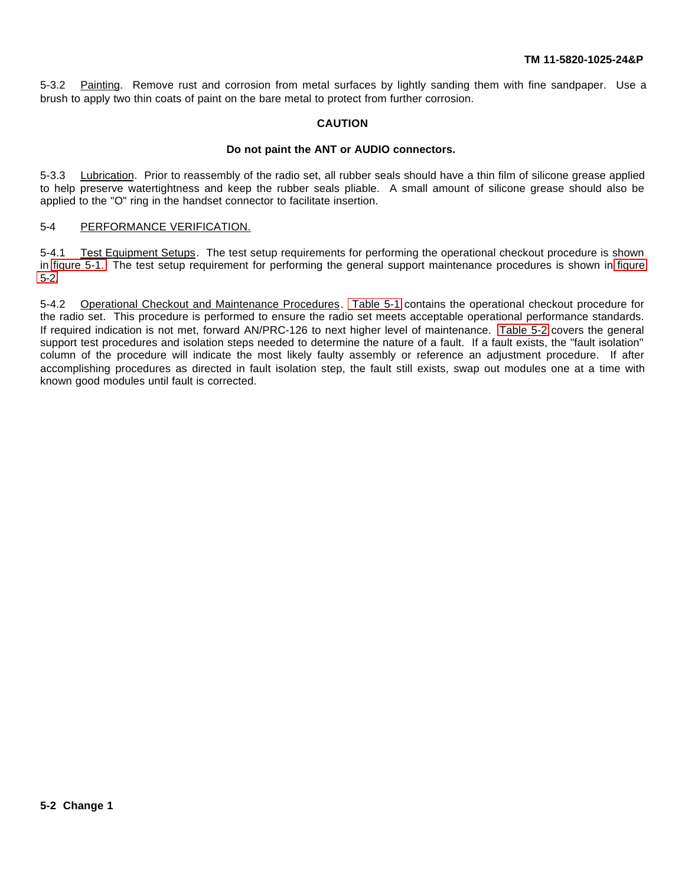5-3.2 Painting. Remove rust and corrosion from metal surfaces by lightly sanding them with fine sandpaper. Use a brush to apply two thin coats of paint on the bare metal to protect from further corrosion.

**CAUTION**

**Do not paint the ANT or AUDIO connectors.**

5-3.3 Lubrication. Prior to reassembly of the radio set, all rubber seals should have a thin film of silicone grease applied to help preserve watertightness and keep the rubber seals pliable. A small amount of silicone grease should also be applied to the "O" ring in the handset connector to facilitate insertion.

## 5-4 PERFORMANCE VERIFICATION.

5-4.1 Test Equipment Setups. The test setup requirements for performing the operational checkout procedure is shown in figure 5-1. The test setup requirement for performing the general support maintenance procedures is shown in figure 5-2.

5-4.2 Operational Checkout and Maintenance Procedures. Table 5-1 contains the operational checkout procedure for the radio set. This procedure is performed to ensure the radio set meets acceptable operational performance standards. If required indication is not met, forward AN/PRC-126 to next higher level of maintenance. Table 5-2 covers the general support test procedures and isolation steps needed to determine the nature of a fault. If a fault exists, the "fault isolation" column of the procedure will indicate the most likely faulty assembly or reference an adjustment procedure. If after accomplishing procedures as directed in fault isolation step, the fault still exists, swap out modules one at a time with known good modules until fault is corrected.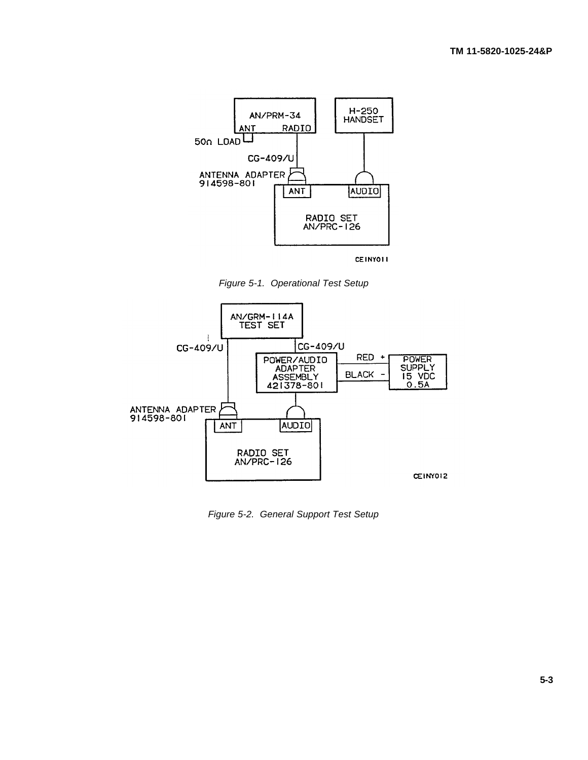*Figure 5-1. Operational Test Setup*

*Figure 5-2. General Support Test Setup*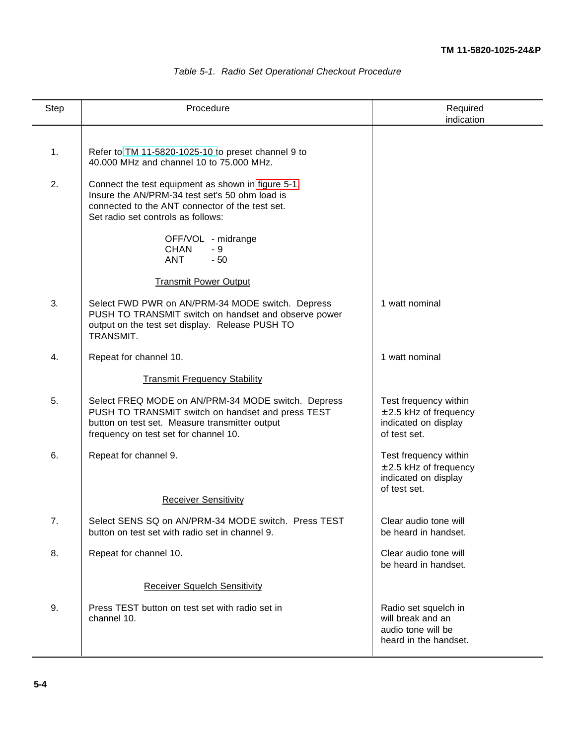*Table 5-1. Radio Set Operational Checkout Procedure*

| Step | Procedure | Required indication |
|---|---|---|
| 1. | Refer to TM 11-5820-1025-10 to preset channel 9 to 40.000 MHz and channel 10 to 75.000 MHz. | |
| 2. | Connect the test equipment as shown in figure 5-1. Insure the AN/PRM-34 test set's 50 ohm load is connected to the ANT connector of the test set. Set radio set controls as follows:<br><br>OFF/VOL - midrange<br>CHAN - 9<br>ANT - 50 | |
| | Transmit Power Output | |
| 3. | Select FWD PWR on AN/PRM-34 MODE switch. Depress PUSH TO TRANSMIT switch on handset and observe power output on the test set display. Release PUSH TO TRANSMIT. | 1 watt nominal |
| 4. | Repeat for channel 10. | 1 watt nominal |
| | Transmit Frequency Stability | |
| 5. | Select FREQ MODE on AN/PRM-34 MODE switch. Depress PUSH TO TRANSMIT switch on handset and press TEST button on test set. Measure transmitter output frequency on test set for channel 10. | Test frequency within ±2.5 kHz of frequency indicated on display of test set. |
| 6. | Repeat for channel 9. | Test frequency within ±2.5 kHz of frequency indicated on display of test set. |
| | Receiver Sensitivity | |
| 7. | Select SENS SQ on AN/PRM-34 MODE switch. Press TEST button on test set with radio set in channel 9. | Clear audio tone will be heard in handset. |
| 8. | Repeat for channel 10. | Clear audio tone will be heard in handset. |
| | Receiver Squelch Sensitivity | |
| 9. | Press TEST button on test set with radio set in channel 10. | Radio set squelch in will break and an audio tone will be heard in the handset. |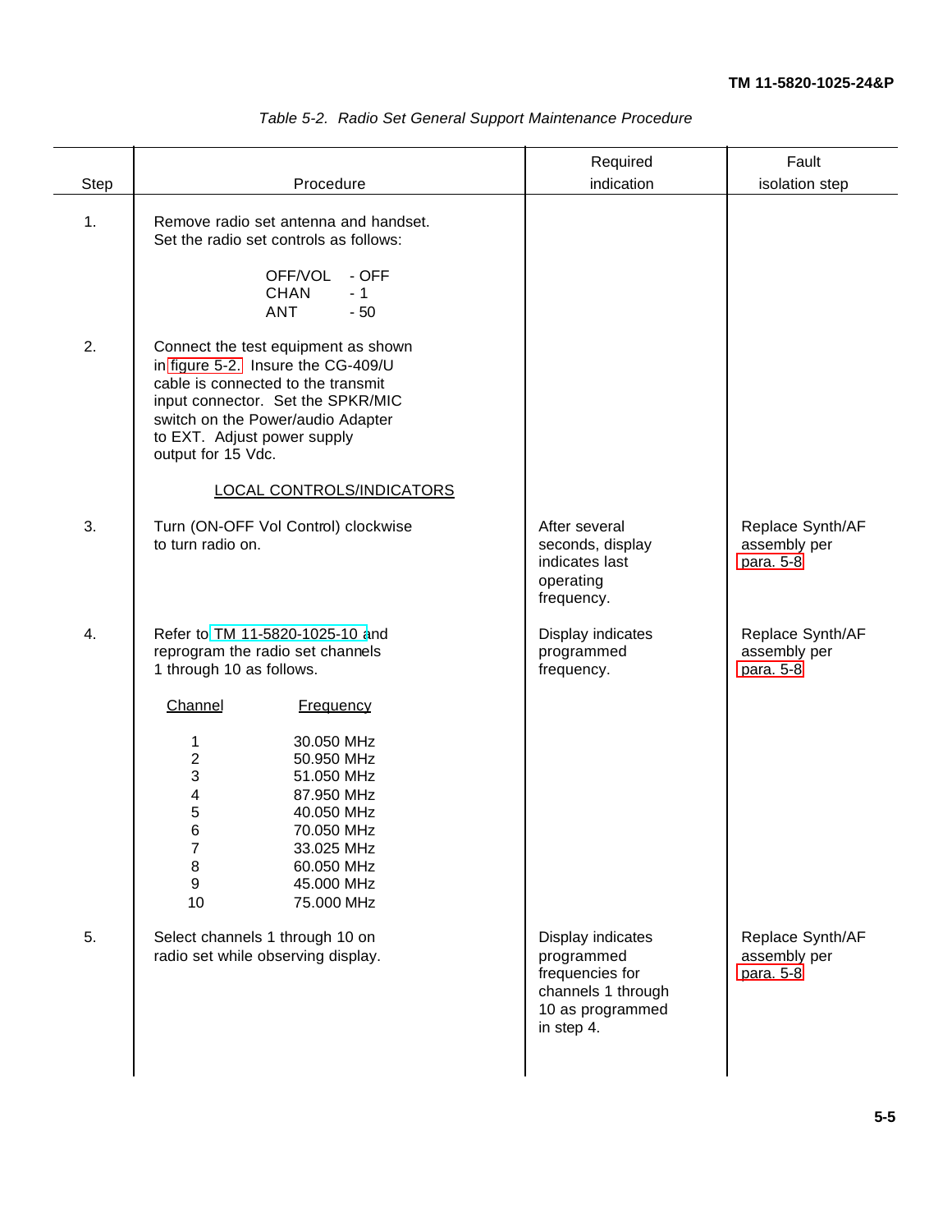*Table 5-2. Radio Set General Support Maintenance Procedure*

| Step | Procedure | Required indication | Fault isolation step |
|---|---|---|---|
| 1. | Remove radio set antenna and handset. Set the radio set controls as follows:<br><br>OFF/VOL - OFF<br>CHAN - 1<br>ANT - 50 | | |
| 2. | Connect the test equipment as shown in figure 5-2. Insure the CG-409/U cable is connected to the transmit input connector. Set the SPKR/MIC switch on the Power/audio Adapter to EXT. Adjust power supply output for 15 Vdc. | | |
| | LOCAL CONTROLS/INDICATORS | | |
| 3. | Turn (ON-OFF Vol Control) clockwise to turn radio on. | After several seconds, display indicates last operating frequency. | Replace Synth/AF assembly per para. 5-8 |
| 4. | Refer to TM 11-5820-1025-10 and reprogram the radio set channels 1 through 10 as follows.<br><br>Channel - Frequency<br>1 - 30.050 MHz<br>2 - 50.950 MHz<br>3 - 51.050 MHz<br>4 - 87.950 MHz<br>5 - 40.050 MHz<br>6 - 70.050 MHz<br>7 - 33.025 MHz<br>8 - 60.050 MHz<br>9 - 45.000 MHz<br>10 - 75.000 MHz | Display indicates programmed frequency. | Replace Synth/AF assembly per para. 5-8 |
| 5. | Select channels 1 through 10 on radio set while observing display. | Display indicates programmed frequencies for channels 1 through 10 as programmed in step 4. | Replace Synth/AF assembly per para. 5-8 |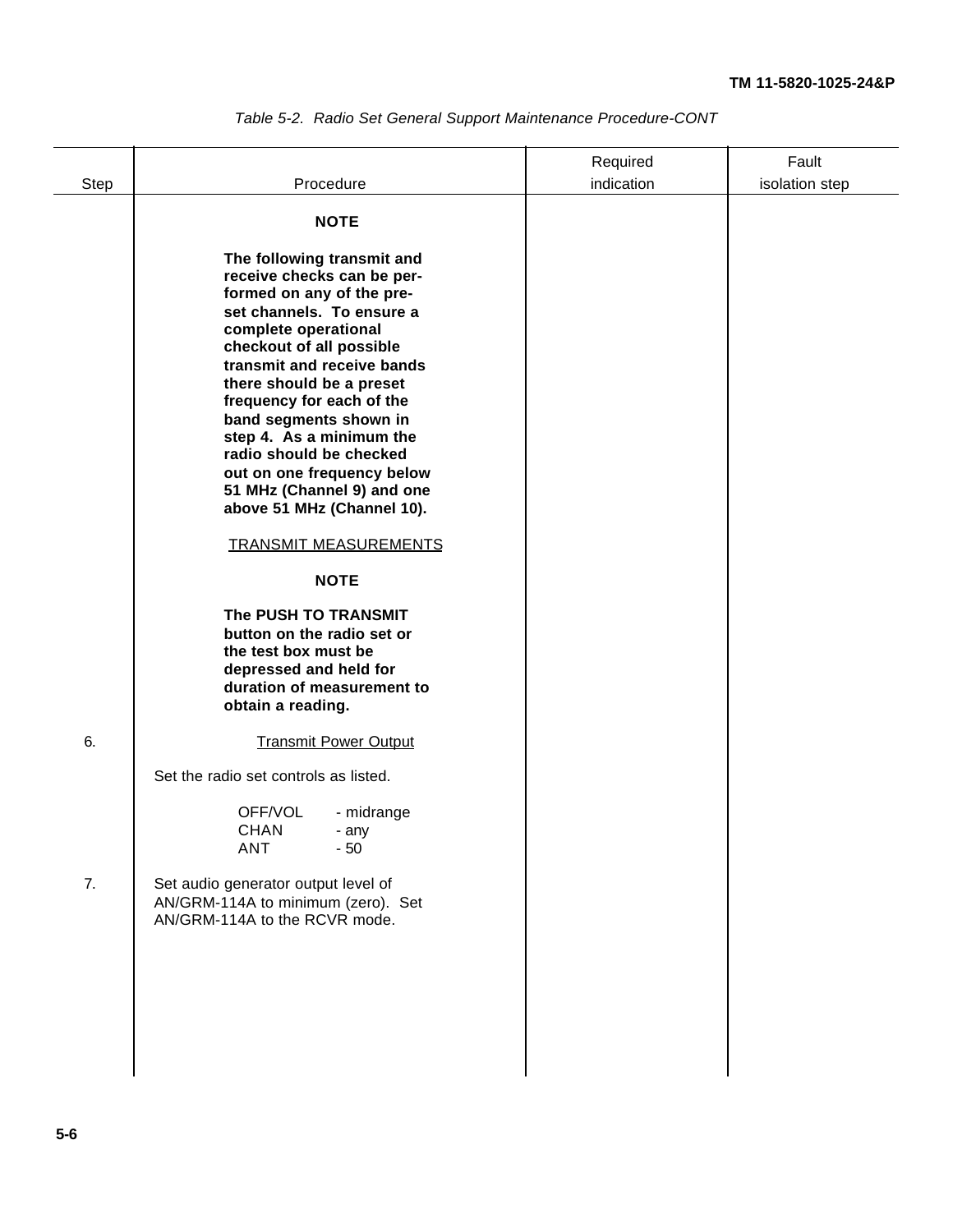*Table 5-2. Radio Set General Support Maintenance Procedure-CONT*

| Step | Procedure | Required indication | Fault isolation step |
|---|---|---|---|
| | **NOTE**<br><br>**The following transmit and receive checks can be performed on any of the preset channels. To ensure a complete operational checkout of all possible transmit and receive bands there should be a preset frequency for each of the band segments shown in step 4. As a minimum the radio should be checked out on one frequency below 51 MHz (Channel 9) and one above 51 MHz (Channel 10).** | | |
| | <u>TRANSMIT MEASUREMENTS</u> | | |
| | **NOTE**<br><br>**The PUSH TO TRANSMIT button on the radio set or the test box must be depressed and held for duration of measurement to obtain a reading.** | | |
| 6. | <u>Transmit Power Output</u><br><br>Set the radio set controls as listed.<br><br>OFF/VOL - midrange<br>CHAN - any<br>ANT - 50 | | |
| 7. | Set audio generator output level of AN/GRM-114A to minimum (zero). Set AN/GRM-114A to the RCVR mode. | | |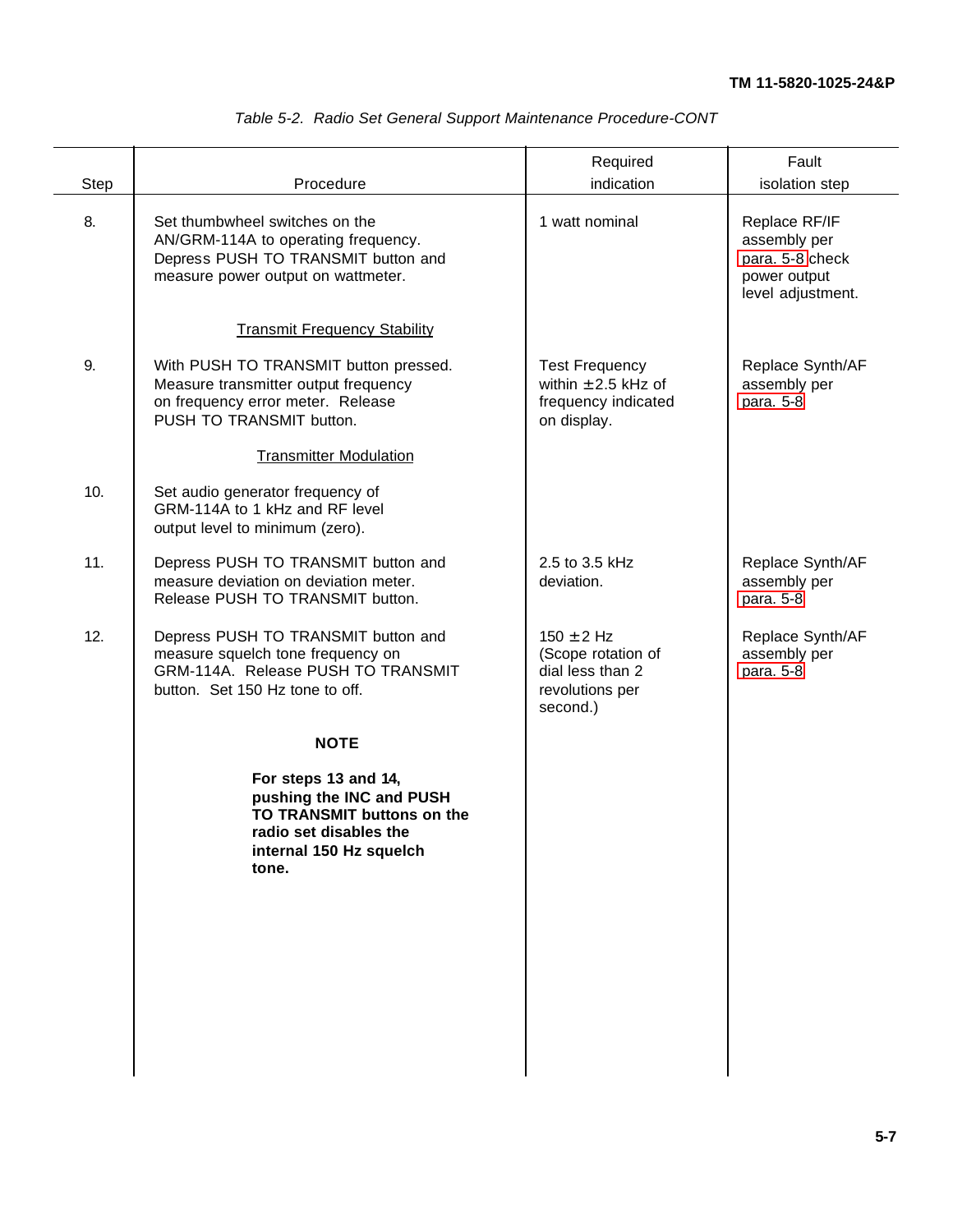*Table 5-2. Radio Set General Support Maintenance Procedure-CONT*

| Step | Procedure | Required indication | Fault isolation step |
|---|---|---|---|
| 8. | Set thumbwheel switches on the AN/GRM-114A to operating frequency. Depress PUSH TO TRANSMIT button and measure power output on wattmeter. | 1 watt nominal | Replace RF/IF assembly per para. 5-8 check power output level adjustment. |
| | <u>Transmit Frequency Stability</u> | | |
| 9. | With PUSH TO TRANSMIT button pressed. Measure transmitter output frequency on frequency error meter. Release PUSH TO TRANSMIT button. | Test Frequency within ±2.5 kHz of frequency indicated on display. | Replace Synth/AF assembly per para. 5-8 |
| | <u>Transmitter Modulation</u> | | |
| 10. | Set audio generator frequency of GRM-114A to 1 kHz and RF level output level to minimum (zero). | | |
| 11. | Depress PUSH TO TRANSMIT button and measure deviation on deviation meter. Release PUSH TO TRANSMIT button. | 2.5 to 3.5 kHz deviation. | Replace Synth/AF assembly per para. 5-8 |
| 12. | Depress PUSH TO TRANSMIT button and measure squelch tone frequency on GRM-114A. Release PUSH TO TRANSMIT button. Set 150 Hz tone to off. | 150 ±2 Hz (Scope rotation of dial less than 2 revolutions per second.) | Replace Synth/AF assembly per para. 5-8 |
| | **NOTE**<br><br>**For steps 13 and 14, pushing the INC and PUSH TO TRANSMIT buttons on the radio set disables the internal 150 Hz squelch tone.** | | |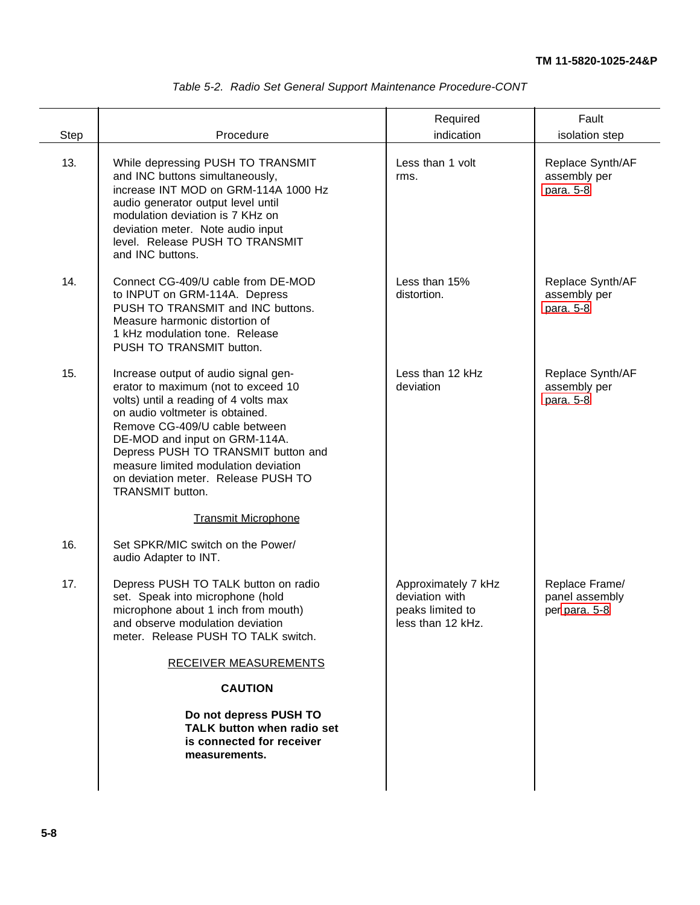*Table 5-2. Radio Set General Support Maintenance Procedure-CONT*

| Step | Procedure | Required indication | Fault isolation step |
|---|---|---|---|
| 13. | While depressing PUSH TO TRANSMIT and INC buttons simultaneously, increase INT MOD on GRM-114A 1000 Hz audio generator output level until modulation deviation is 7 KHz on deviation meter. Note audio input level. Release PUSH TO TRANSMIT and INC buttons. | Less than 1 volt rms. | Replace Synth/AF assembly per para. 5-8 |
| 14. | Connect CG-409/U cable from DE-MOD to INPUT on GRM-114A. Depress PUSH TO TRANSMIT and INC buttons. Measure harmonic distortion of 1 kHz modulation tone. Release PUSH TO TRANSMIT button. | Less than 15% distortion. | Replace Synth/AF assembly per para. 5-8 |
| 15. | Increase output of audio signal generator to maximum (not to exceed 10 volts) until a reading of 4 volts max on audio voltmeter is obtained. Remove CG-409/U cable between DE-MOD and input on GRM-114A. Depress PUSH TO TRANSMIT button and measure limited modulation deviation on deviation meter. Release PUSH TO TRANSMIT button. | Less than 12 kHz deviation | Replace Synth/AF assembly per para. 5-8 |
| | <u>Transmit Microphone</u> | | |
| 16. | Set SPKR/MIC switch on the Power/audio Adapter to INT. | | |
| 17. | Depress PUSH TO TALK button on radio set. Speak into microphone (hold microphone about 1 inch from mouth) and observe modulation deviation meter. Release PUSH TO TALK switch. | Approximately 7 kHz deviation with peaks limited to less than 12 kHz. | Replace Frame/panel assembly per para. 5-8 |
| | <u>RECEIVER MEASUREMENTS</u><br><br>**CAUTION**<br><br>**Do not depress PUSH TO TALK button when radio set is connected for receiver measurements.** | | |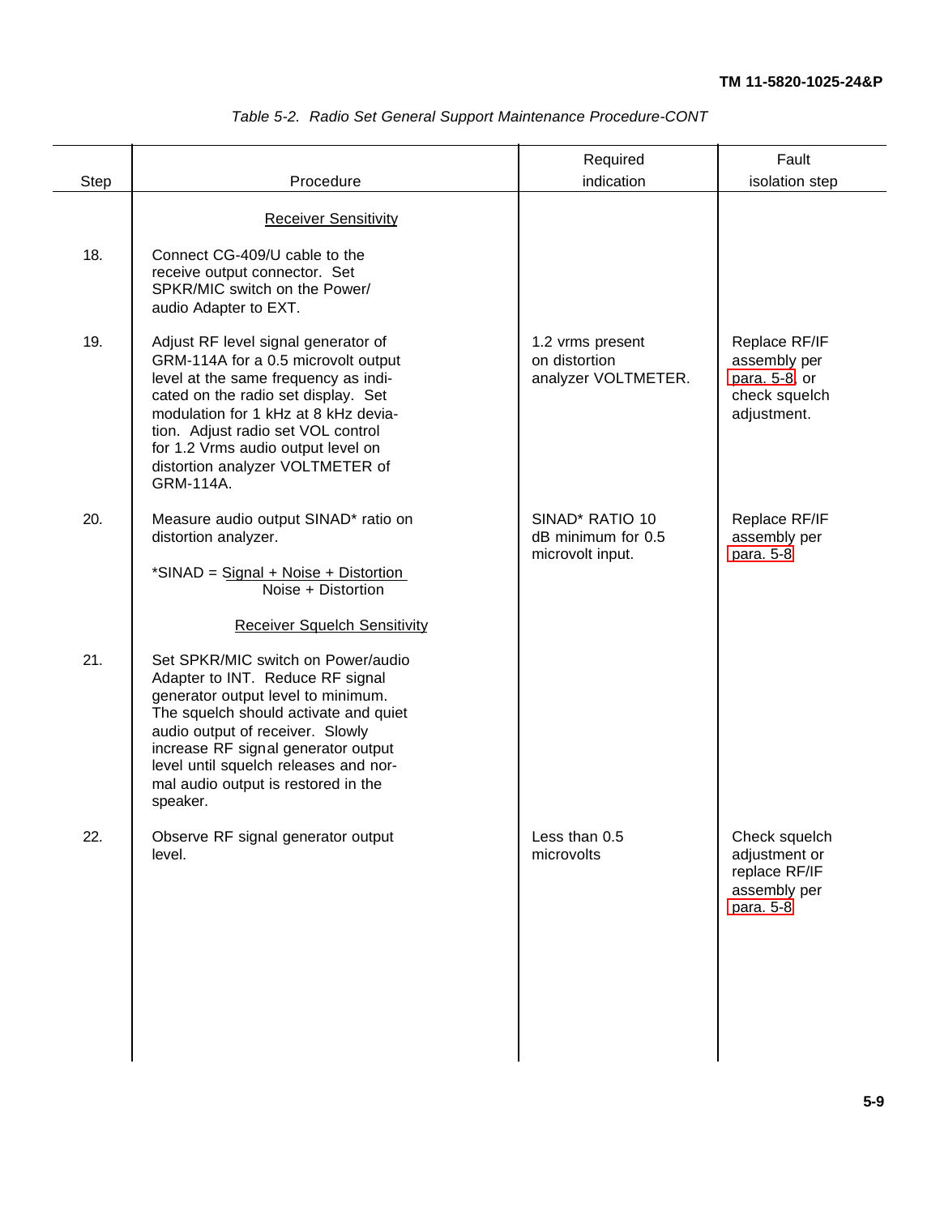*Table 5-2. Radio Set General Support Maintenance Procedure-CONT*

| Step | Procedure | Required indication | Fault isolation step |
|---|---|---|---|
| | Receiver Sensitivity | | |
| 18. | Connect CG-409/U cable to the receive output connector. Set SPKR/MIC switch on the Power/ audio Adapter to EXT. | | |
| 19. | Adjust RF level signal generator of GRM-114A for a 0.5 microvolt output level at the same frequency as indicated on the radio set display. Set modulation for 1 kHz at 8 kHz deviation. Adjust radio set VOL control for 1.2 Vrms audio output level on distortion analyzer VOLTMETER of GRM-114A. | 1.2 vrms present on distortion analyzer VOLTMETER. | Replace RF/IF assembly per para. 5-8, or check squelch adjustment. |
| 20. | Measure audio output SINAD* ratio on distortion analyzer. <br><br> $\text{*SINAD} = \dfrac{\text{Signal + Noise + Distortion}}{\text{Noise + Distortion}}$ | SINAD* RATIO 10 dB minimum for 0.5 microvolt input. | Replace RF/IF assembly per para. 5-8 |
| | Receiver Squelch Sensitivity | | |
| 21. | Set SPKR/MIC switch on Power/audio Adapter to INT. Reduce RF signal generator output level to minimum. The squelch should activate and quiet audio output of receiver. Slowly increase RF signal generator output level until squelch releases and normal audio output is restored in the speaker. | | |
| 22. | Observe RF signal generator output level. | Less than 0.5 microvolts | Check squelch adjustment or replace RF/IF assembly per para. 5-8 |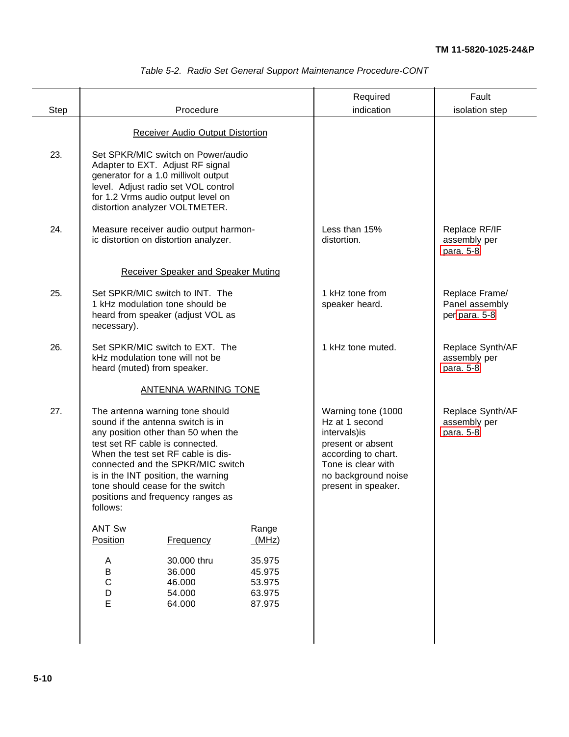Table 5-2. Radio Set General Support Maintenance Procedure-CONT

| Step | Procedure | Required indication | Fault isolation step |
|---|---|---|---|
| | Receiver Audio Output Distortion | | |
| 23. | Set SPKR/MIC switch on Power/audio Adapter to EXT. Adjust RF signal generator for a 1.0 millivolt output level. Adjust radio set VOL control for 1.2 Vrms audio output level on distortion analyzer VOLTMETER. | | |
| 24. | Measure receiver audio output harmonic distortion on distortion analyzer. | Less than 15% distortion. | Replace RF/IF assembly per para. 5-8 |
| | Receiver Speaker and Speaker Muting | | |
| 25. | Set SPKR/MIC switch to INT. The 1 kHz modulation tone should be heard from speaker (adjust VOL as necessary). | 1 kHz tone from speaker heard. | Replace Frame/ Panel assembly per para. 5-8 |
| 26. | Set SPKR/MIC switch to EXT. The kHz modulation tone will not be heard (muted) from speaker. | 1 kHz tone muted. | Replace Synth/AF assembly per para. 5-8 |
| | ANTENNA WARNING TONE | | |
| 27. | The antenna warning tone should sound if the antenna switch is in any position other than 50 when the test set RF cable is connected. When the test set RF cable is disconnected and the SPKR/MIC switch is in the INT position, the warning tone should cease for the switch positions and frequency ranges as follows: | Warning tone (1000 Hz at 1 second intervals)is present or absent according to chart. Tone is clear with no background noise present in speaker. | Replace Synth/AF assembly per para. 5-8 |

| ANT Sw Position | Frequency | Range (MHz) |
|---|---|---|
| A | 30.000 thru | 35.975 |
| B | 36.000 | 45.975 |
| C | 46.000 | 53.975 |
| D | 54.000 | 63.975 |
| E | 64.000 | 87.975 |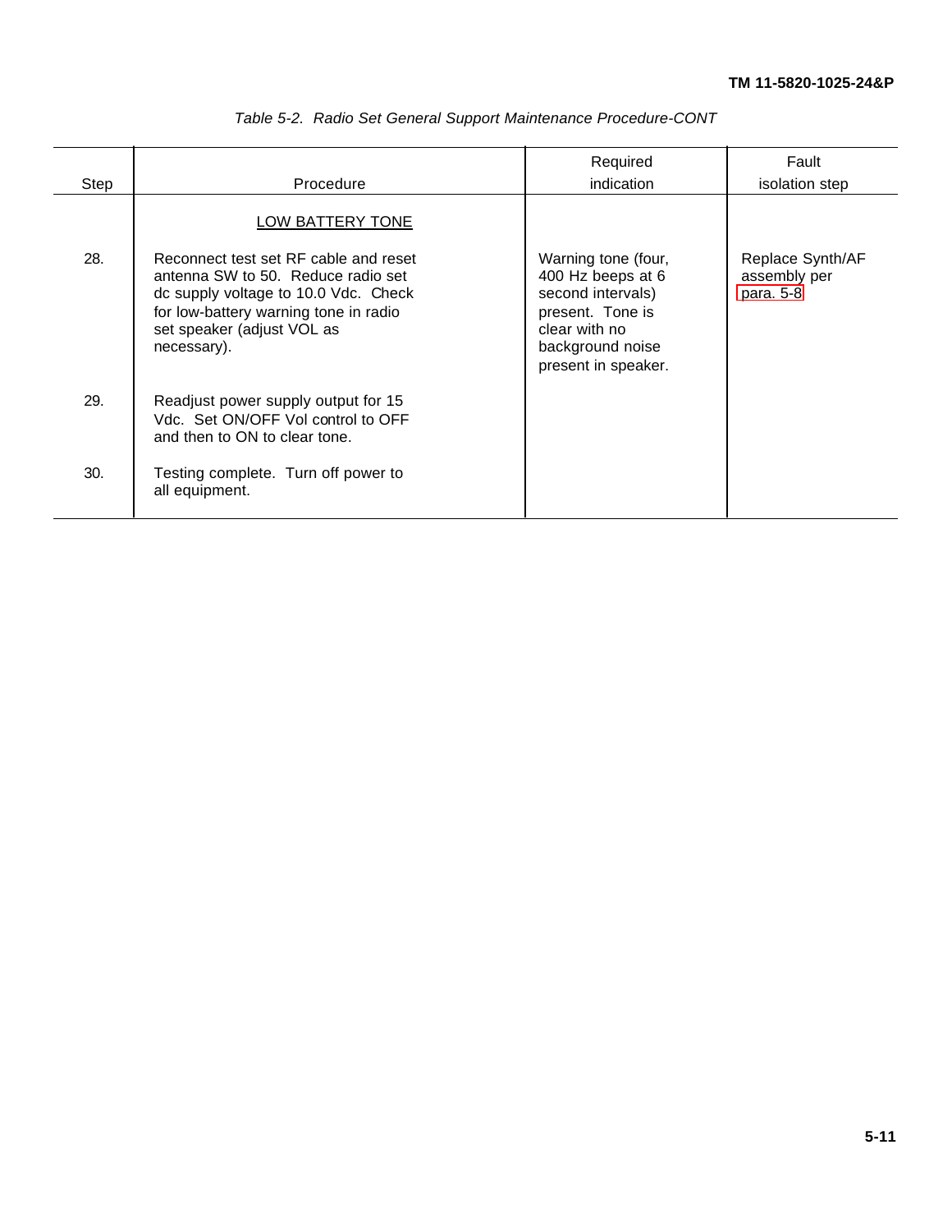Table 5-2. Radio Set General Support Maintenance Procedure-CONT

| Step | Procedure | Required indication | Fault isolation step |
|---|---|---|---|
| | LOW BATTERY TONE | | |
| 28. | Reconnect test set RF cable and reset antenna SW to 50. Reduce radio set dc supply voltage to 10.0 Vdc. Check for low-battery warning tone in radio set speaker (adjust VOL as necessary). | Warning tone (four, 400 Hz beeps at 6 second intervals) present. Tone is clear with no background noise present in speaker. | Replace Synth/AF assembly per para. 5-8 |
| 29. | Readjust power supply output for 15 Vdc. Set ON/OFF Vol control to OFF and then to ON to clear tone. | | |
| 30. | Testing complete. Turn off power to all equipment. | | |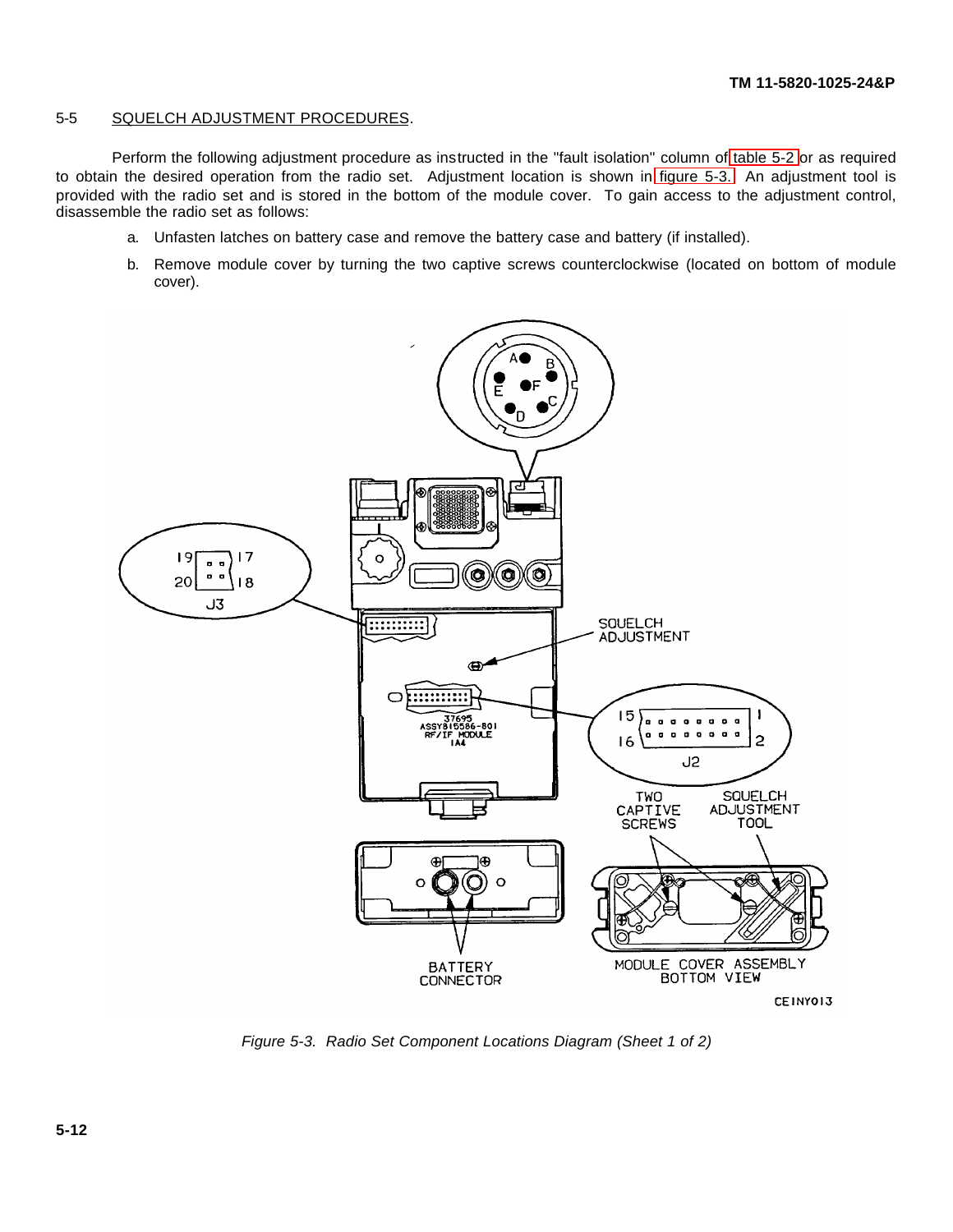## 5-5 SQUELCH ADJUSTMENT PROCEDURES.

Perform the following adjustment procedure as instructed in the "fault isolation" column of table 5-2 or as required to obtain the desired operation from the radio set. Adjustment location is shown in figure 5-3. An adjustment tool is provided with the radio set and is stored in the bottom of the module cover. To gain access to the adjustment control, disassemble the radio set as follows:

a. Unfasten latches on battery case and remove the battery case and battery (if installed).

b. Remove module cover by turning the two captive screws counterclockwise (located on bottom of module cover).

*Figure 5-3. Radio Set Component Locations Diagram (Sheet 1 of 2)*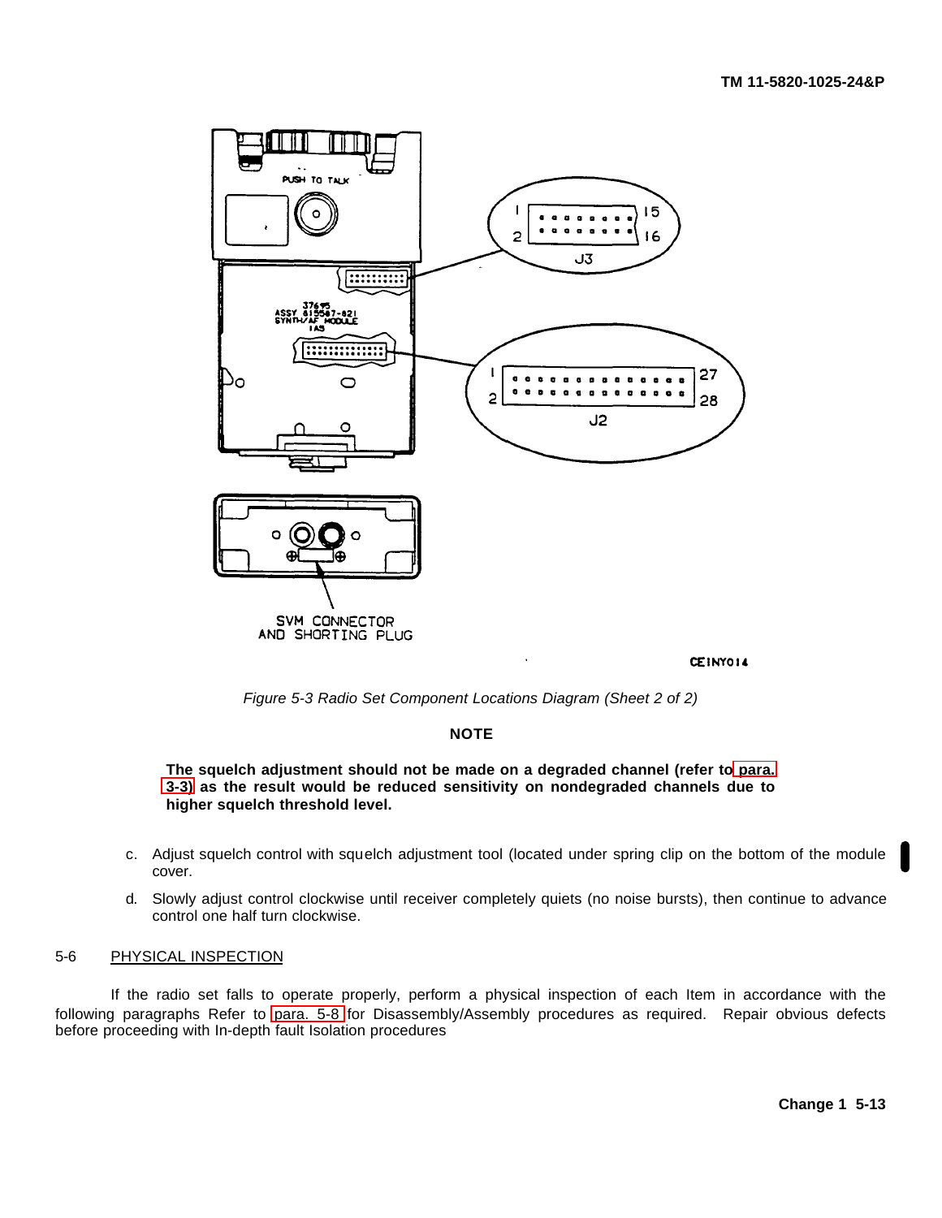*Figure 5-3 Radio Set Component Locations Diagram (Sheet 2 of 2)*

**NOTE**

**The squelch adjustment should not be made on a degraded channel (refer to para. 3-3) as the result would be reduced sensitivity on nondegraded channels due to higher squelch threshold level.**

c. Adjust squelch control with squelch adjustment tool (located under spring clip on the bottom of the module cover.

d. Slowly adjust control clockwise until receiver completely quiets (no noise bursts), then continue to advance control one half turn clockwise.

## 5-6 PHYSICAL INSPECTION

If the radio set fails to operate properly, perform a physical inspection of each Item in accordance with the following paragraphs Refer to para. 5-8 for Disassembly/Assembly procedures as required. Repair obvious defects before proceeding with In-depth fault Isolation procedures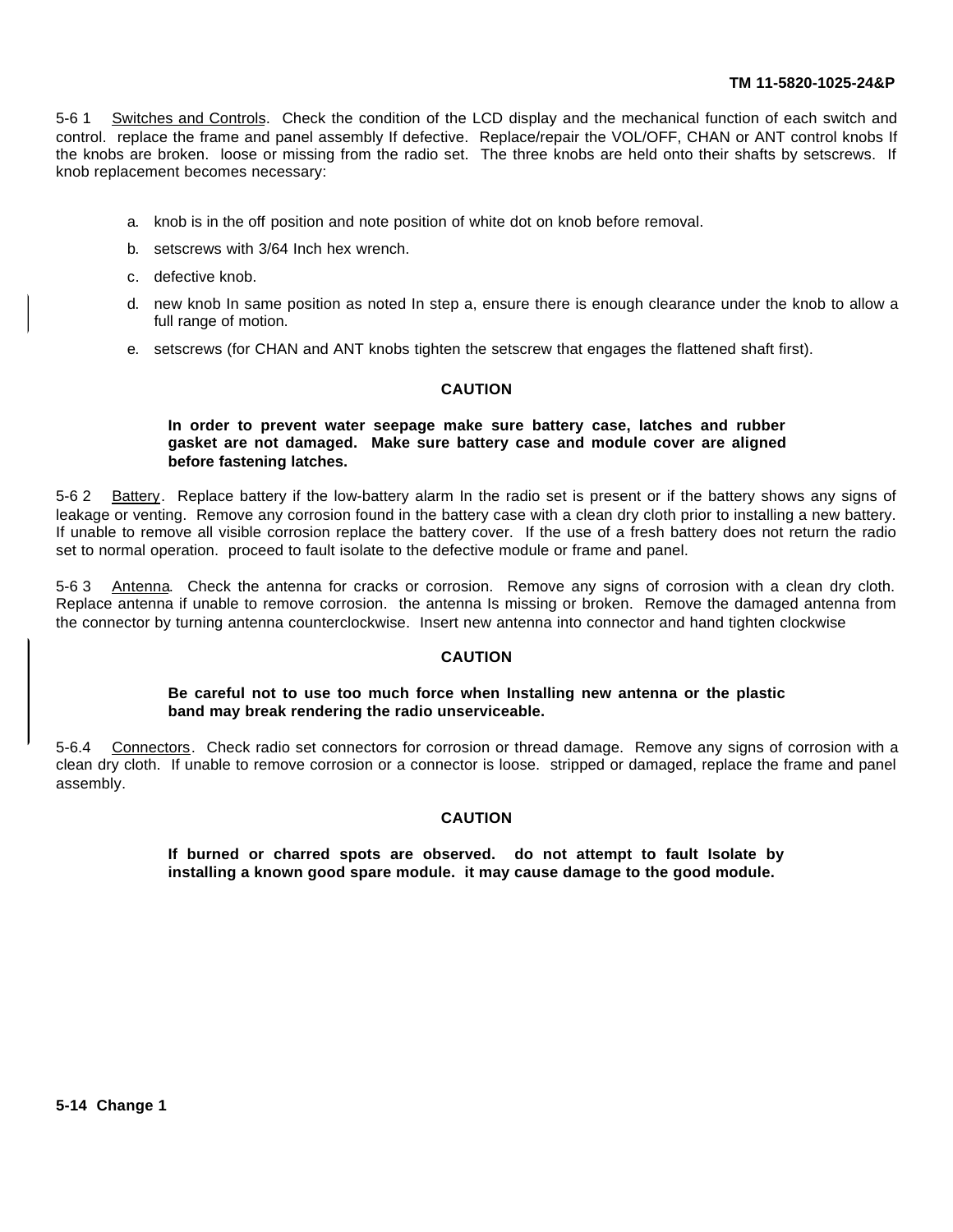5-6 1 Switches and Controls. Check the condition of the LCD display and the mechanical function of each switch and control. replace the frame and panel assembly If defective. Replace/repair the VOL/OFF, CHAN or ANT control knobs If the knobs are broken. loose or missing from the radio set. The three knobs are held onto their shafts by setscrews. If knob replacement becomes necessary:

a. knob is in the off position and note position of white dot on knob before removal.

b. setscrews with 3/64 Inch hex wrench.

c. defective knob.

d. new knob In same position as noted In step a, ensure there is enough clearance under the knob to allow a full range of motion.

e. setscrews (for CHAN and ANT knobs tighten the setscrew that engages the flattened shaft first).

**CAUTION**

**In order to prevent water seepage make sure battery case, latches and rubber gasket are not damaged. Make sure battery case and module cover are aligned before fastening latches.**

5-6 2 Battery. Replace battery if the low-battery alarm In the radio set is present or if the battery shows any signs of leakage or venting. Remove any corrosion found in the battery case with a clean dry cloth prior to installing a new battery. If unable to remove all visible corrosion replace the battery cover. If the use of a fresh battery does not return the radio set to normal operation. proceed to fault isolate to the defective module or frame and panel.

5-6 3 Antenna. Check the antenna for cracks or corrosion. Remove any signs of corrosion with a clean dry cloth. Replace antenna if unable to remove corrosion. the antenna Is missing or broken. Remove the damaged antenna from the connector by turning antenna counterclockwise. Insert new antenna into connector and hand tighten clockwise

**CAUTION**

**Be careful not to use too much force when Installing new antenna or the plastic band may break rendering the radio unserviceable.**

5-6.4 Connectors. Check radio set connectors for corrosion or thread damage. Remove any signs of corrosion with a clean dry cloth. If unable to remove corrosion or a connector is loose. stripped or damaged, replace the frame and panel assembly.

**CAUTION**

**If burned or charred spots are observed. do not attempt to fault Isolate by installing a known good spare module. it may cause damage to the good module.**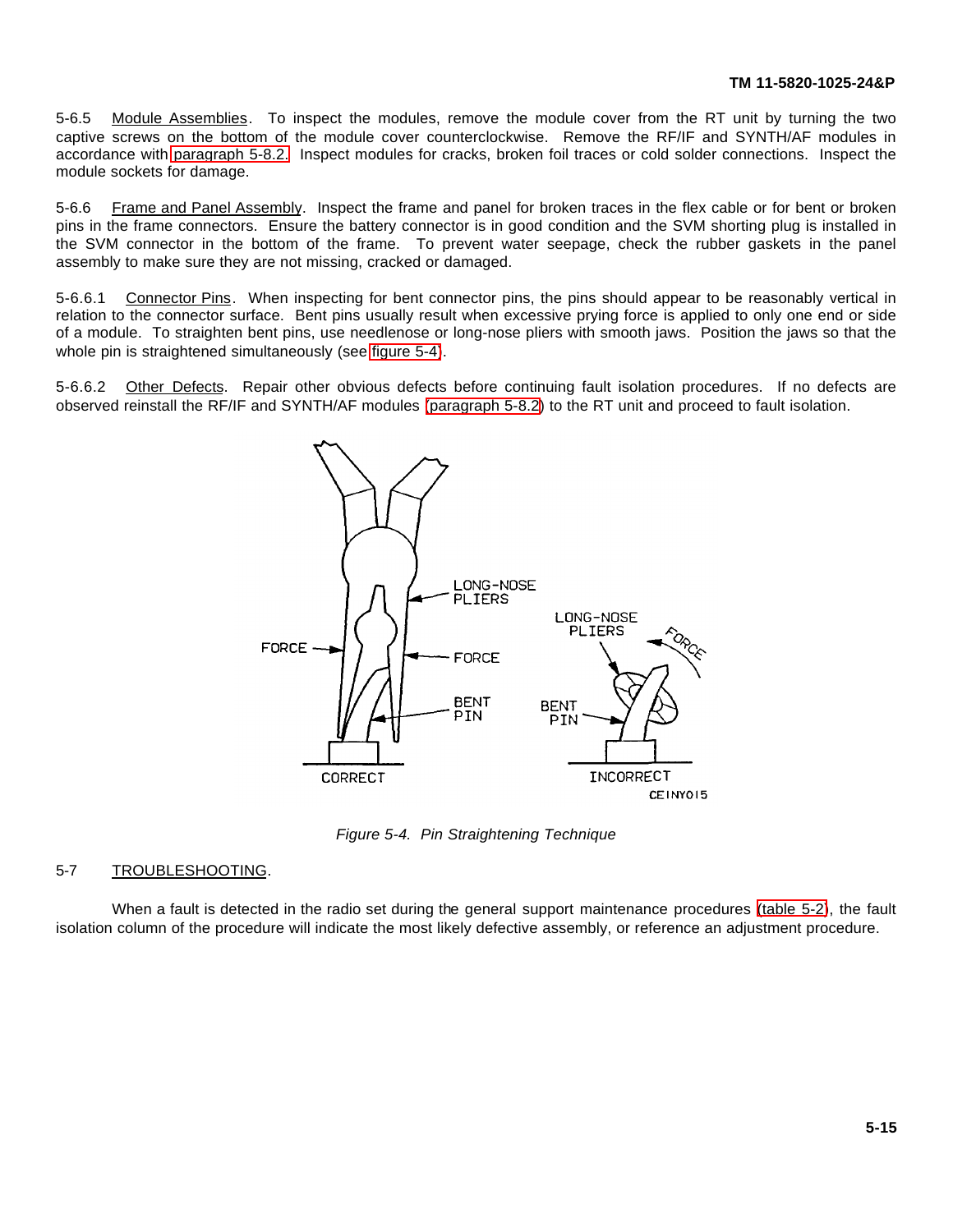5-6.5 Module Assemblies. To inspect the modules, remove the module cover from the RT unit by turning the two captive screws on the bottom of the module cover counterclockwise. Remove the RF/IF and SYNTH/AF modules in accordance with paragraph 5-8.2. Inspect modules for cracks, broken foil traces or cold solder connections. Inspect the module sockets for damage.

5-6.6 Frame and Panel Assembly. Inspect the frame and panel for broken traces in the flex cable or for bent or broken pins in the frame connectors. Ensure the battery connector is in good condition and the SVM shorting plug is installed in the SVM connector in the bottom of the frame. To prevent water seepage, check the rubber gaskets in the panel assembly to make sure they are not missing, cracked or damaged.

5-6.6.1 Connector Pins. When inspecting for bent connector pins, the pins should appear to be reasonably vertical in relation to the connector surface. Bent pins usually result when excessive prying force is applied to only one end or side of a module. To straighten bent pins, use needlenose or long-nose pliers with smooth jaws. Position the jaws so that the whole pin is straightened simultaneously (see figure 5-4).

5-6.6.2 Other Defects. Repair other obvious defects before continuing fault isolation procedures. If no defects are observed reinstall the RF/IF and SYNTH/AF modules (paragraph 5-8.2) to the RT unit and proceed to fault isolation.

*Figure 5-4. Pin Straightening Technique*

## 5-7 TROUBLESHOOTING.

When a fault is detected in the radio set during the general support maintenance procedures (table 5-2), the fault isolation column of the procedure will indicate the most likely defective assembly, or reference an adjustment procedure.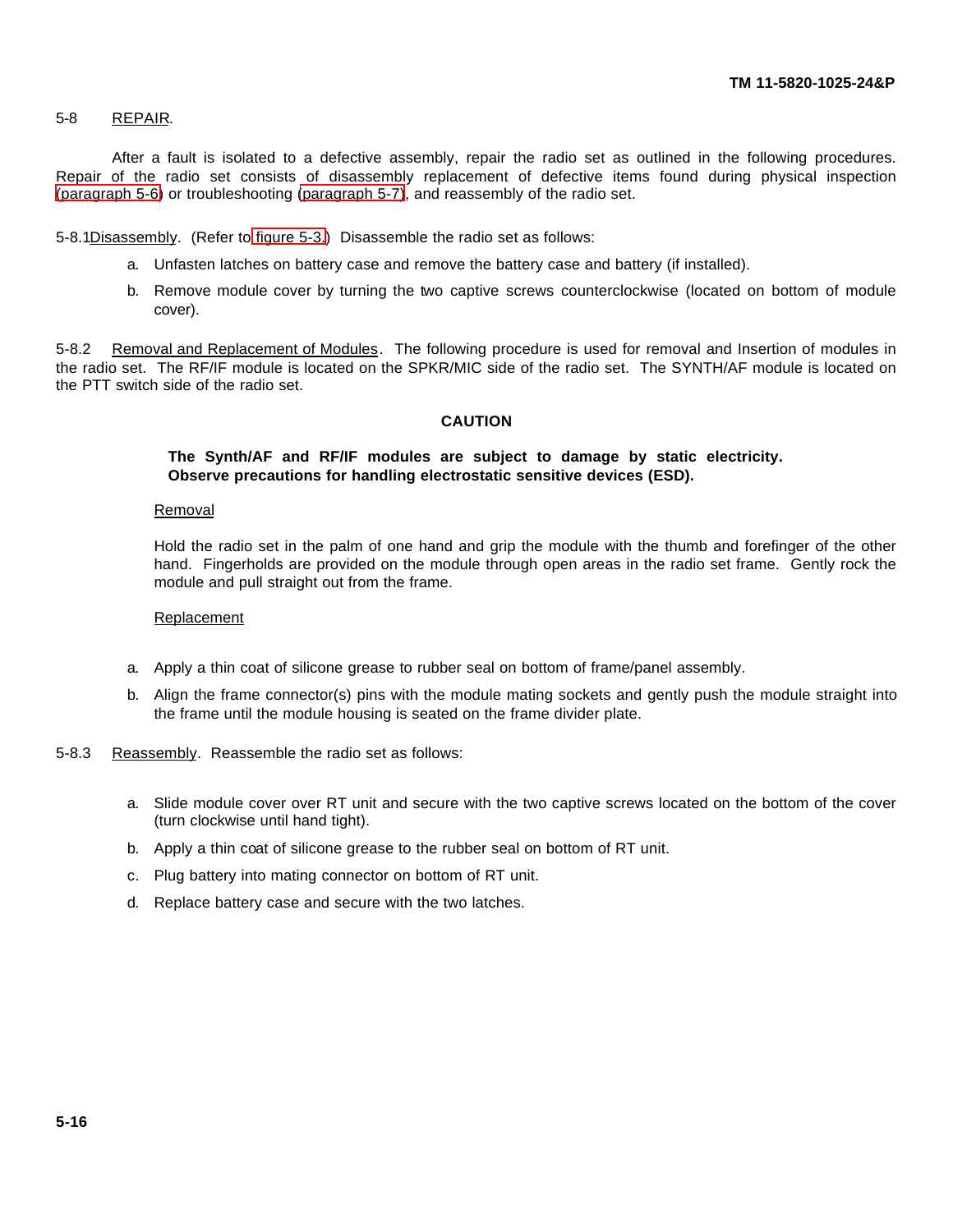## 5-8 REPAIR.

After a fault is isolated to a defective assembly, repair the radio set as outlined in the following procedures. Repair of the radio set consists of disassembly replacement of defective items found during physical inspection (paragraph 5-6) or troubleshooting (paragraph 5-7), and reassembly of the radio set.

5-8.1 Disassembly. (Refer to figure 5-3.) Disassemble the radio set as follows:

a. Unfasten latches on battery case and remove the battery case and battery (if installed).

b. Remove module cover by turning the two captive screws counterclockwise (located on bottom of module cover).

5-8.2 Removal and Replacement of Modules. The following procedure is used for removal and Insertion of modules in the radio set. The RF/IF module is located on the SPKR/MIC side of the radio set. The SYNTH/AF module is located on the PTT switch side of the radio set.

**CAUTION**

**The Synth/AF and RF/IF modules are subject to damage by static electricity. Observe precautions for handling electrostatic sensitive devices (ESD).**

Removal

Hold the radio set in the palm of one hand and grip the module with the thumb and forefinger of the other hand. Fingerholds are provided on the module through open areas in the radio set frame. Gently rock the module and pull straight out from the frame.

Replacement

a. Apply a thin coat of silicone grease to rubber seal on bottom of frame/panel assembly.

b. Align the frame connector(s) pins with the module mating sockets and gently push the module straight into the frame until the module housing is seated on the frame divider plate.

5-8.3 Reassembly. Reassemble the radio set as follows:

a. Slide module cover over RT unit and secure with the two captive screws located on the bottom of the cover (turn clockwise until hand tight).

b. Apply a thin coat of silicone grease to the rubber seal on bottom of RT unit.

c. Plug battery into mating connector on bottom of RT unit.

d. Replace battery case and secure with the two latches.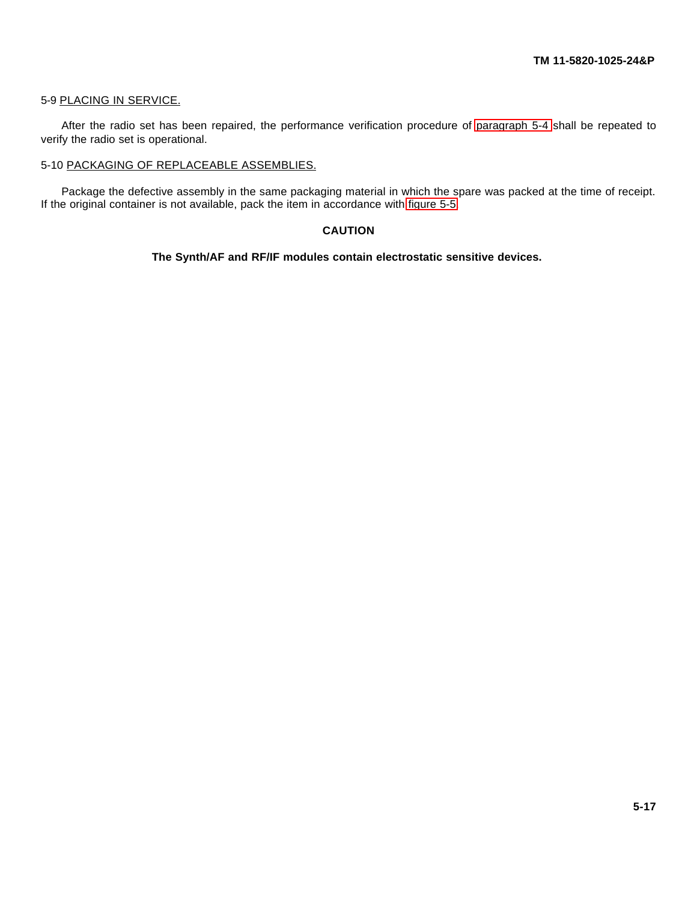## 5-9 PLACING IN SERVICE.

After the radio set has been repaired, the performance verification procedure of paragraph 5-4 shall be repeated to verify the radio set is operational.

## 5-10 PACKAGING OF REPLACEABLE ASSEMBLIES.

Package the defective assembly in the same packaging material in which the spare was packed at the time of receipt. If the original container is not available, pack the item in accordance with figure 5-5.

**CAUTION**

**The Synth/AF and RF/IF modules contain electrostatic sensitive devices.**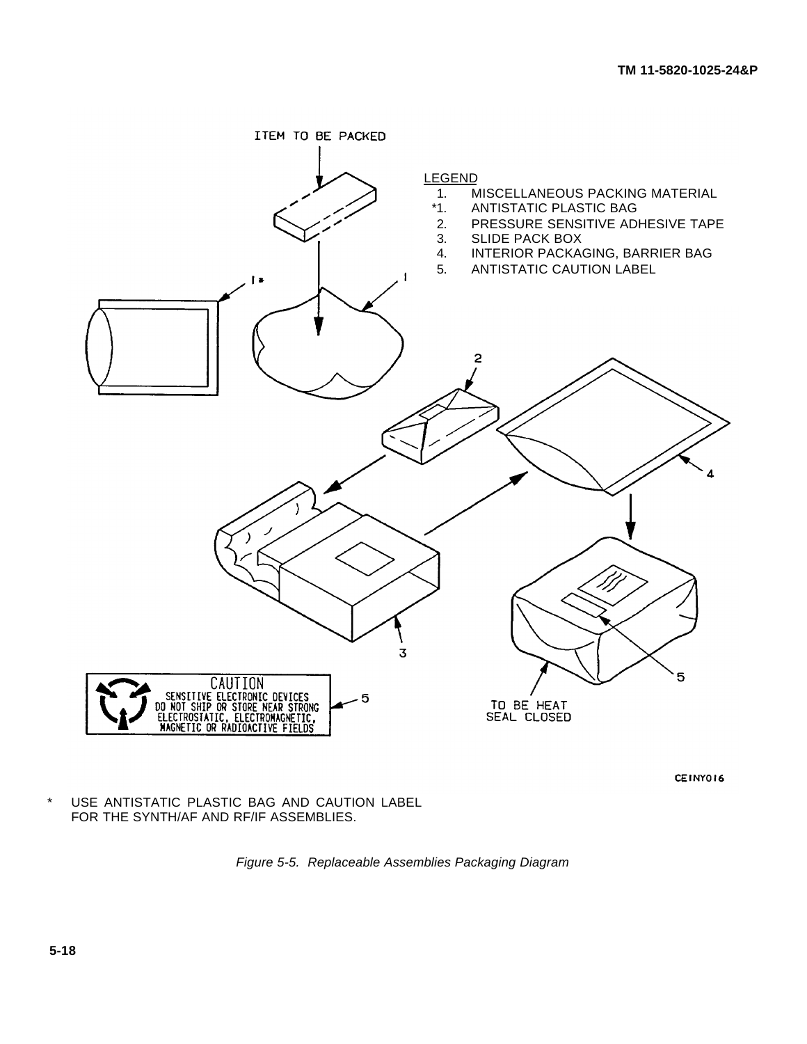ITEM TO BE PACKED

LEGEND

1. MISCELLANEOUS PACKING MATERIAL
*1. ANTISTATIC PLASTIC BAG
2. PRESSURE SENSITIVE ADHESIVE TAPE
3. SLIDE PACK BOX
4. INTERIOR PACKAGING, BARRIER BAG
5. ANTISTATIC CAUTION LABEL

CAUTION
SENSITIVE ELECTRONIC DEVICES
DO NOT SHIP OR STORE NEAR STRONG
ELECTROSTATIC, ELECTROMAGNETIC,
MAGNETIC OR RADIOACTIVE FIELDS

TO BE HEAT SEAL CLOSED

CEINY016

\* USE ANTISTATIC PLASTIC BAG AND CAUTION LABEL FOR THE SYNTH/AF AND RF/IF ASSEMBLIES.

*Figure 5-5. Replaceable Assemblies Packaging Diagram*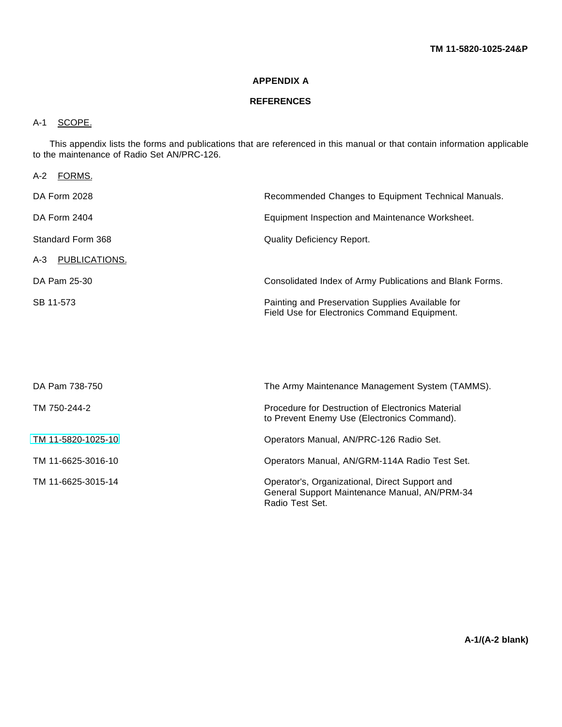# APPENDIX A

## REFERENCES

A-1 SCOPE.

This appendix lists the forms and publications that are referenced in this manual or that contain information applicable to the maintenance of Radio Set AN/PRC-126.

A-2 FORMS.

| | |
|---|---|
| DA Form 2028 | Recommended Changes to Equipment Technical Manuals. |
| DA Form 2404 | Equipment Inspection and Maintenance Worksheet. |
| Standard Form 368 | Quality Deficiency Report. |

A-3 PUBLICATIONS.

| | |
|---|---|
| DA Pam 25-30 | Consolidated Index of Army Publications and Blank Forms. |
| SB 11-573 | Painting and Preservation Supplies Available for Field Use for Electronics Command Equipment. |
| DA Pam 738-750 | The Army Maintenance Management System (TAMMS). |
| TM 750-244-2 | Procedure for Destruction of Electronics Material to Prevent Enemy Use (Electronics Command). |
| TM 11-5820-1025-10 | Operators Manual, AN/PRC-126 Radio Set. |
| TM 11-6625-3016-10 | Operators Manual, AN/GRM-114A Radio Test Set. |
| TM 11-6625-3015-14 | Operator's, Organizational, Direct Support and General Support Maintenance Manual, AN/PRM-34 Radio Test Set. |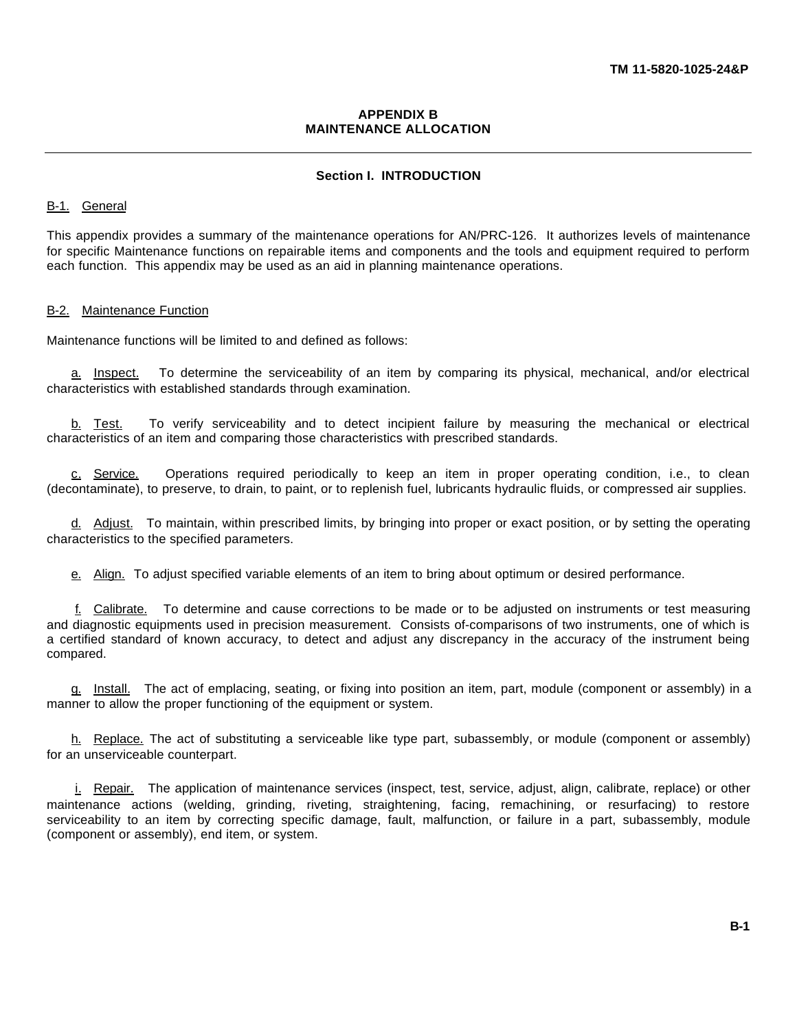# APPENDIX B
# MAINTENANCE ALLOCATION

## Section I. INTRODUCTION

### B-1. General

This appendix provides a summary of the maintenance operations for AN/PRC-126. It authorizes levels of maintenance for specific Maintenance functions on repairable items and components and the tools and equipment required to perform each function. This appendix may be used as an aid in planning maintenance operations.

### B-2. Maintenance Function

Maintenance functions will be limited to and defined as follows:

a. Inspect. To determine the serviceability of an item by comparing its physical, mechanical, and/or electrical characteristics with established standards through examination.

b. Test. To verify serviceability and to detect incipient failure by measuring the mechanical or electrical characteristics of an item and comparing those characteristics with prescribed standards.

c. Service. Operations required periodically to keep an item in proper operating condition, i.e., to clean (decontaminate), to preserve, to drain, to paint, or to replenish fuel, lubricants hydraulic fluids, or compressed air supplies.

d. Adjust. To maintain, within prescribed limits, by bringing into proper or exact position, or by setting the operating characteristics to the specified parameters.

e. Align. To adjust specified variable elements of an item to bring about optimum or desired performance.

f. Calibrate. To determine and cause corrections to be made or to be adjusted on instruments or test measuring and diagnostic equipments used in precision measurement. Consists of-comparisons of two instruments, one of which is a certified standard of known accuracy, to detect and adjust any discrepancy in the accuracy of the instrument being compared.

g. Install. The act of emplacing, seating, or fixing into position an item, part, module (component or assembly) in a manner to allow the proper functioning of the equipment or system.

h. Replace. The act of substituting a serviceable like type part, subassembly, or module (component or assembly) for an unserviceable counterpart.

i. Repair. The application of maintenance services (inspect, test, service, adjust, align, calibrate, replace) or other maintenance actions (welding, grinding, riveting, straightening, facing, remachining, or resurfacing) to restore serviceability to an item by correcting specific damage, fault, malfunction, or failure in a part, subassembly, module (component or assembly), end item, or system.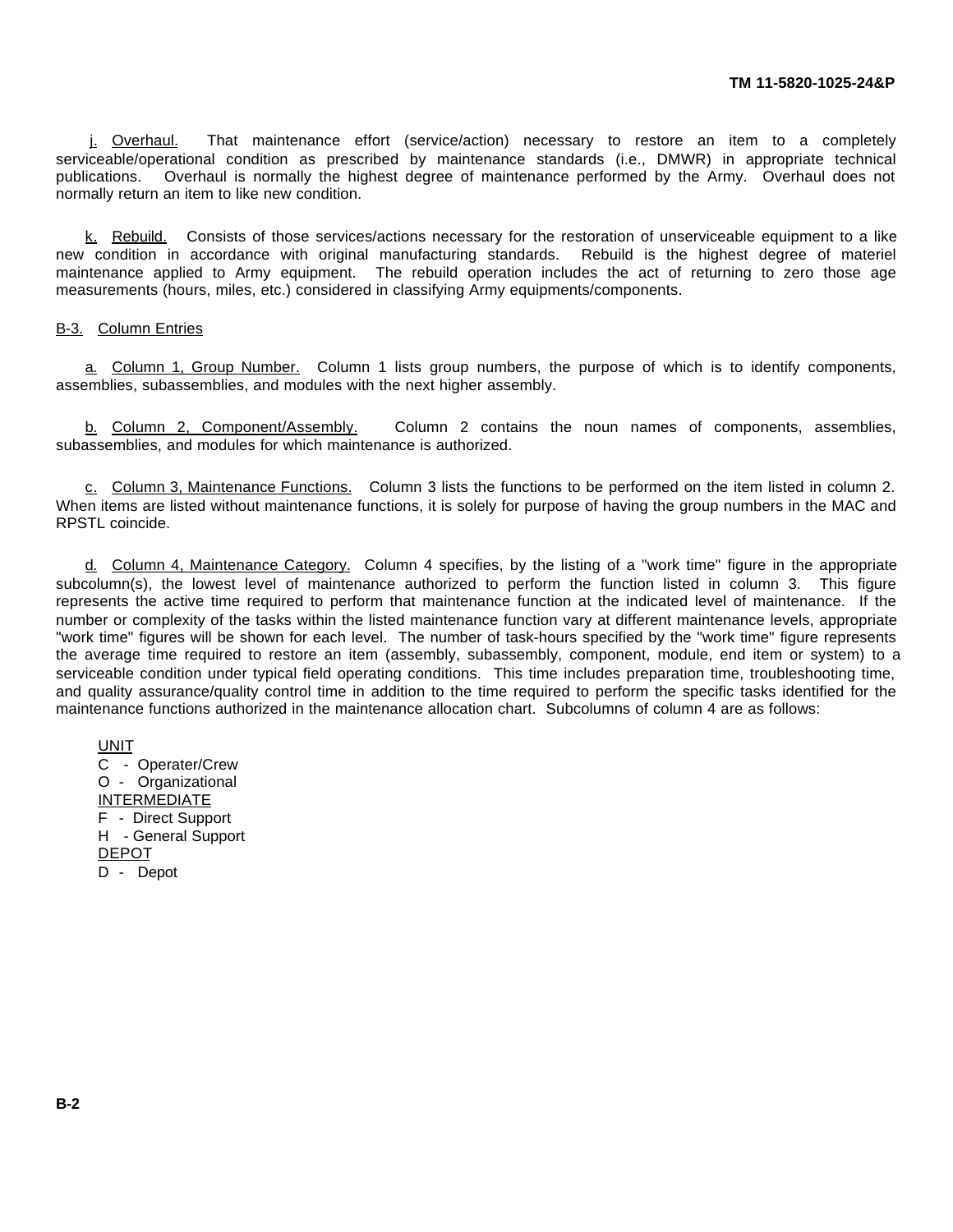j. Overhaul. That maintenance effort (service/action) necessary to restore an item to a completely serviceable/operational condition as prescribed by maintenance standards (i.e., DMWR) in appropriate technical publications. Overhaul is normally the highest degree of maintenance performed by the Army. Overhaul does not normally return an item to like new condition.

k. Rebuild. Consists of those services/actions necessary for the restoration of unserviceable equipment to a like new condition in accordance with original manufacturing standards. Rebuild is the highest degree of materiel maintenance applied to Army equipment. The rebuild operation includes the act of returning to zero those age measurements (hours, miles, etc.) considered in classifying Army equipments/components.

B-3. Column Entries

a. Column 1, Group Number. Column 1 lists group numbers, the purpose of which is to identify components, assemblies, subassemblies, and modules with the next higher assembly.

b. Column 2, Component/Assembly. Column 2 contains the noun names of components, assemblies, subassemblies, and modules for which maintenance is authorized.

c. Column 3, Maintenance Functions. Column 3 lists the functions to be performed on the item listed in column 2. When items are listed without maintenance functions, it is solely for purpose of having the group numbers in the MAC and RPSTL coincide.

d. Column 4, Maintenance Category. Column 4 specifies, by the listing of a "work time" figure in the appropriate subcolumn(s), the lowest level of maintenance authorized to perform the function listed in column 3. This figure represents the active time required to perform that maintenance function at the indicated level of maintenance. If the number or complexity of the tasks within the listed maintenance function vary at different maintenance levels, appropriate "work time" figures will be shown for each level. The number of task-hours specified by the "work time" figure represents the average time required to restore an item (assembly, subassembly, component, module, end item or system) to a serviceable condition under typical field operating conditions. This time includes preparation time, troubleshooting time, and quality assurance/quality control time in addition to the time required to perform the specific tasks identified for the maintenance functions authorized in the maintenance allocation chart. Subcolumns of column 4 are as follows:

UNIT
C - Operater/Crew
O - Organizational
INTERMEDIATE
F - Direct Support
H - General Support
DEPOT
D - Depot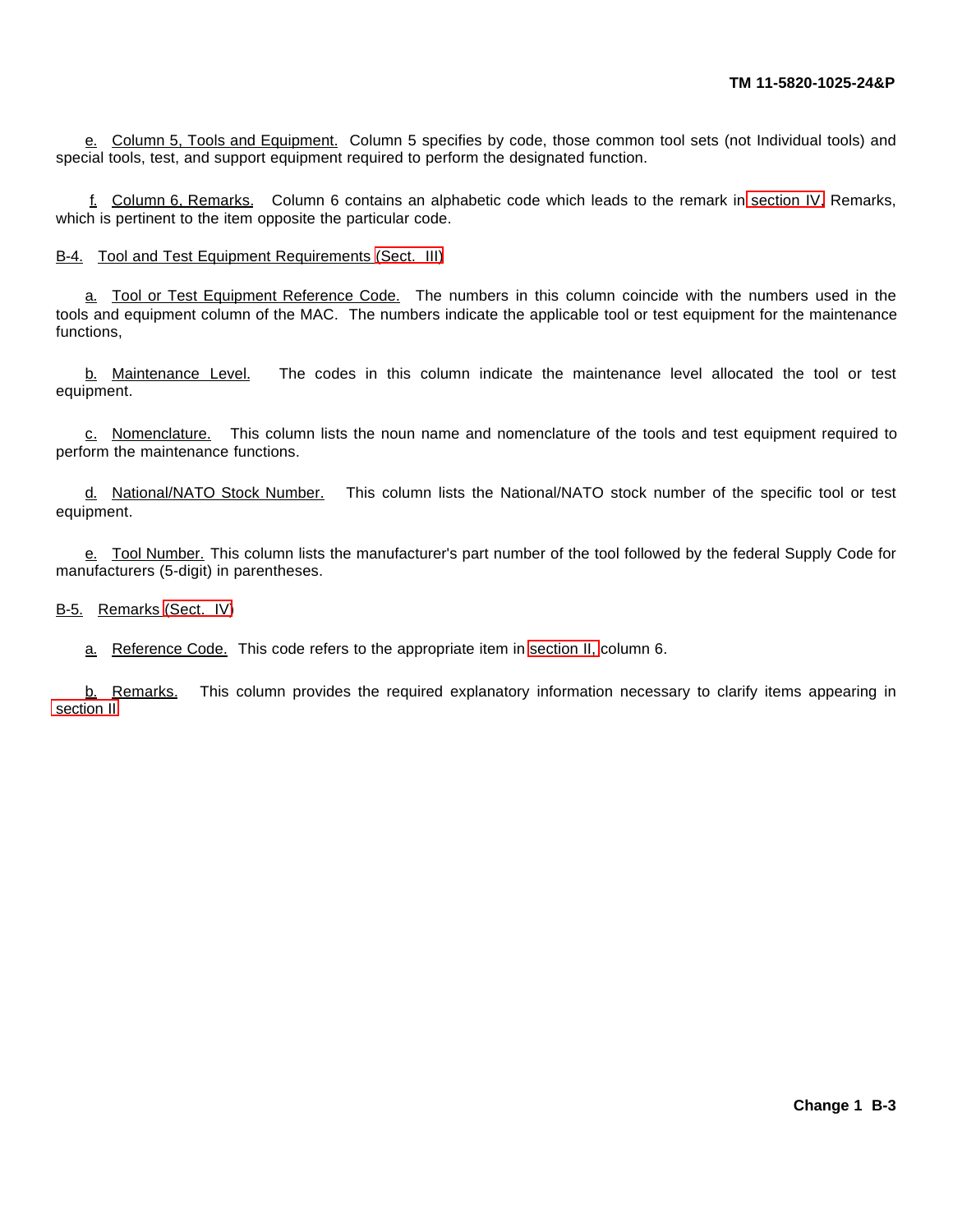e. Column 5, Tools and Equipment. Column 5 specifies by code, those common tool sets (not Individual tools) and special tools, test, and support equipment required to perform the designated function.

f. Column 6, Remarks. Column 6 contains an alphabetic code which leads to the remark in section IV, Remarks, which is pertinent to the item opposite the particular code.

B-4. Tool and Test Equipment Requirements (Sect. III)

a. Tool or Test Equipment Reference Code. The numbers in this column coincide with the numbers used in the tools and equipment column of the MAC. The numbers indicate the applicable tool or test equipment for the maintenance functions,

b. Maintenance Level. The codes in this column indicate the maintenance level allocated the tool or test equipment.

c. Nomenclature. This column lists the noun name and nomenclature of the tools and test equipment required to perform the maintenance functions.

d. National/NATO Stock Number. This column lists the National/NATO stock number of the specific tool or test equipment.

e. Tool Number. This column lists the manufacturer's part number of the tool followed by the federal Supply Code for manufacturers (5-digit) in parentheses.

B-5. Remarks (Sect. IV)

a. Reference Code. This code refers to the appropriate item in section II, column 6.

b. Remarks. This column provides the required explanatory information necessary to clarify items appearing in section II.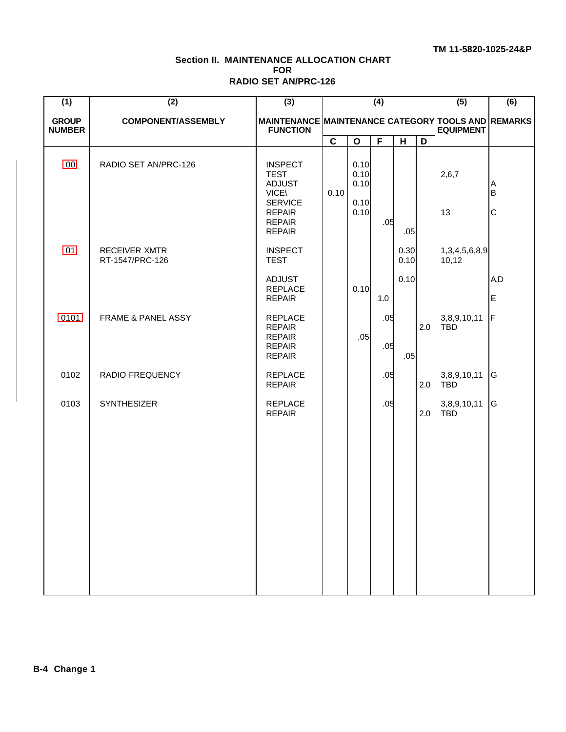TM 11-5820-1025-24&P

## Section II. MAINTENANCE ALLOCATION CHART FOR RADIO SET AN/PRC-126

| (1) GROUP NUMBER | (2) COMPONENT/ASSEMBLY | (3) MAINTENANCE FUNCTION | (4) MAINTENANCE CATEGORY C | O | F | H | D | (5) TOOLS AND EQUIPMENT | (6) REMARKS |
|---|---|---|---|---|---|---|---|---|---|
| 00 | RADIO SET AN/PRC-126 | INSPECT | | 0.10 | | | | | |
| | | TEST | | 0.10 | | | | 2,6,7 | |
| | | ADJUST | | 0.10 | | | | | A |
| | | VICE\ | 0.10 | | | | | | B |
| | | SERVICE | | 0.10 | | | | | |
| | | REPAIR | | 0.10 | | | | 13 | C |
| | | REPAIR | | | .05 | | | | |
| | | REPAIR | | | | .05 | | | |
| 01 | RECEIVER XMTR RT-1547/PRC-126 | INSPECT | | | | 0.30 | | 1,3,4,5,6,8,9 | |
| | | TEST | | | | 0.10 | | 10,12 | |
| | | ADJUST | | | | 0.10 | | | A,D |
| | | REPLACE | | 0.10 | | | | | |
| | | REPAIR | | | 1.0 | | | | E |
| 0101 | FRAME & PANEL ASSY | REPLACE | | | .05 | | | 3,8,9,10,11 | F |
| | | REPAIR | | | | | 2.0 | TBD | |
| | | REPAIR | | .05 | | | | | |
| | | REPAIR | | | .05 | | | | |
| | | REPAIR | | | | .05 | | | |
| 0102 | RADIO FREQUENCY | REPLACE | | | .05 | | | 3,8,9,10,11 | G |
| | | REPAIR | | | | | 2.0 | TBD | |
| 0103 | SYNTHESIZER | REPLACE | | | .05 | | | 3,8,9,10,11 | G |
| | | REPAIR | | | | | 2.0 | TBD | |

B-4 Change 1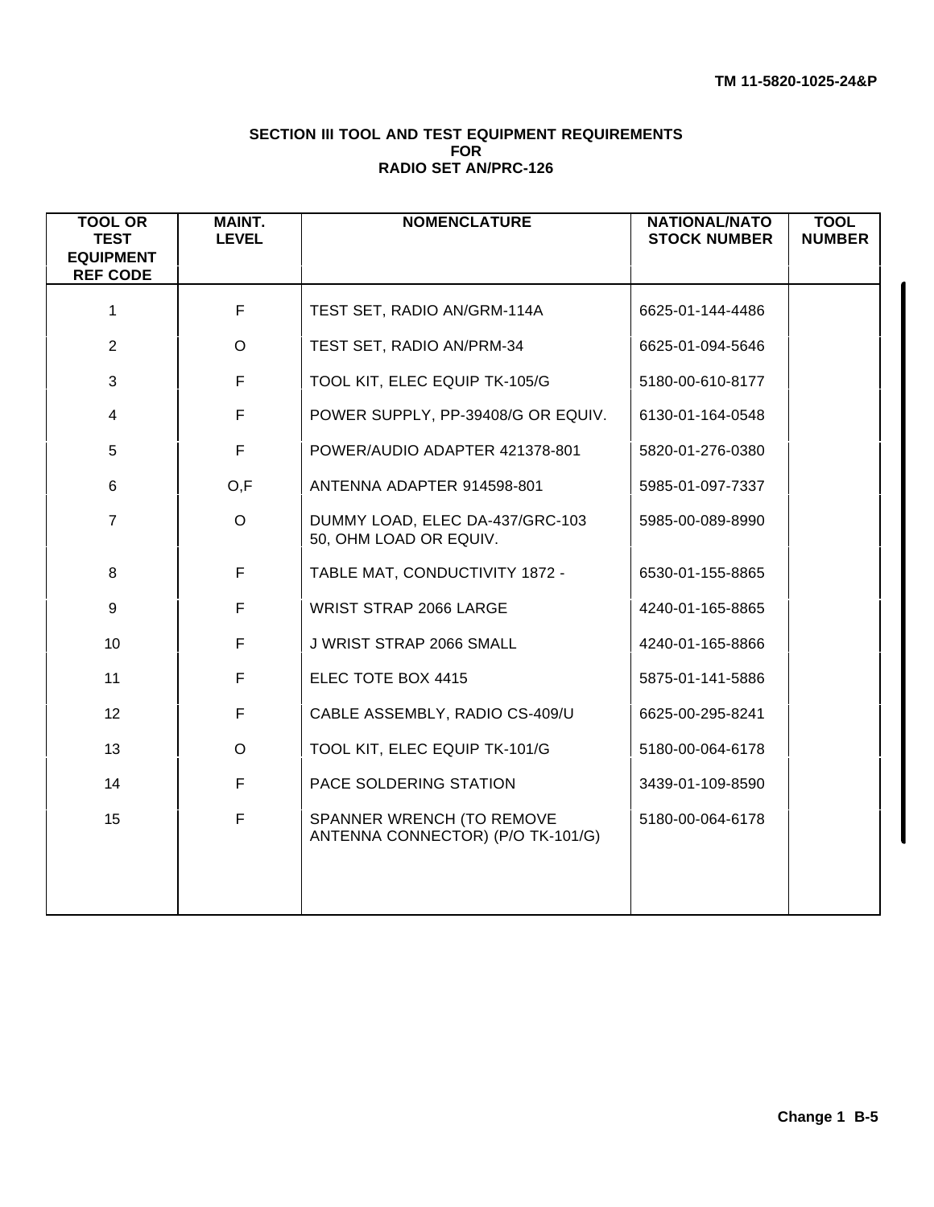## SECTION III TOOL AND TEST EQUIPMENT REQUIREMENTS FOR RADIO SET AN/PRC-126

| TOOL OR TEST EQUIPMENT REF CODE | MAINT. LEVEL | NOMENCLATURE | NATIONAL/NATO STOCK NUMBER | TOOL NUMBER |
|---|---|---|---|---|
| 1 | F | TEST SET, RADIO AN/GRM-114A | 6625-01-144-4486 | |
| 2 | O | TEST SET, RADIO AN/PRM-34 | 6625-01-094-5646 | |
| 3 | F | TOOL KIT, ELEC EQUIP TK-105/G | 5180-00-610-8177 | |
| 4 | F | POWER SUPPLY, PP-39408/G OR EQUIV. | 6130-01-164-0548 | |
| 5 | F | POWER/AUDIO ADAPTER 421378-801 | 5820-01-276-0380 | |
| 6 | O,F | ANTENNA ADAPTER 914598-801 | 5985-01-097-7337 | |
| 7 | O | DUMMY LOAD, ELEC DA-437/GRC-103 50, OHM LOAD OR EQUIV. | 5985-00-089-8990 | |
| 8 | F | TABLE MAT, CONDUCTIVITY 1872 - | 6530-01-155-8865 | |
| 9 | F | WRIST STRAP 2066 LARGE | 4240-01-165-8865 | |
| 10 | F | J WRIST STRAP 2066 SMALL | 4240-01-165-8866 | |
| 11 | F | ELEC TOTE BOX 4415 | 5875-01-141-5886 | |
| 12 | F | CABLE ASSEMBLY, RADIO CS-409/U | 6625-00-295-8241 | |
| 13 | O | TOOL KIT, ELEC EQUIP TK-101/G | 5180-00-064-6178 | |
| 14 | F | PACE SOLDERING STATION | 3439-01-109-8590 | |
| 15 | F | SPANNER WRENCH (TO REMOVE ANTENNA CONNECTOR) (P/O TK-101/G) | 5180-00-064-6178 | |

Change 1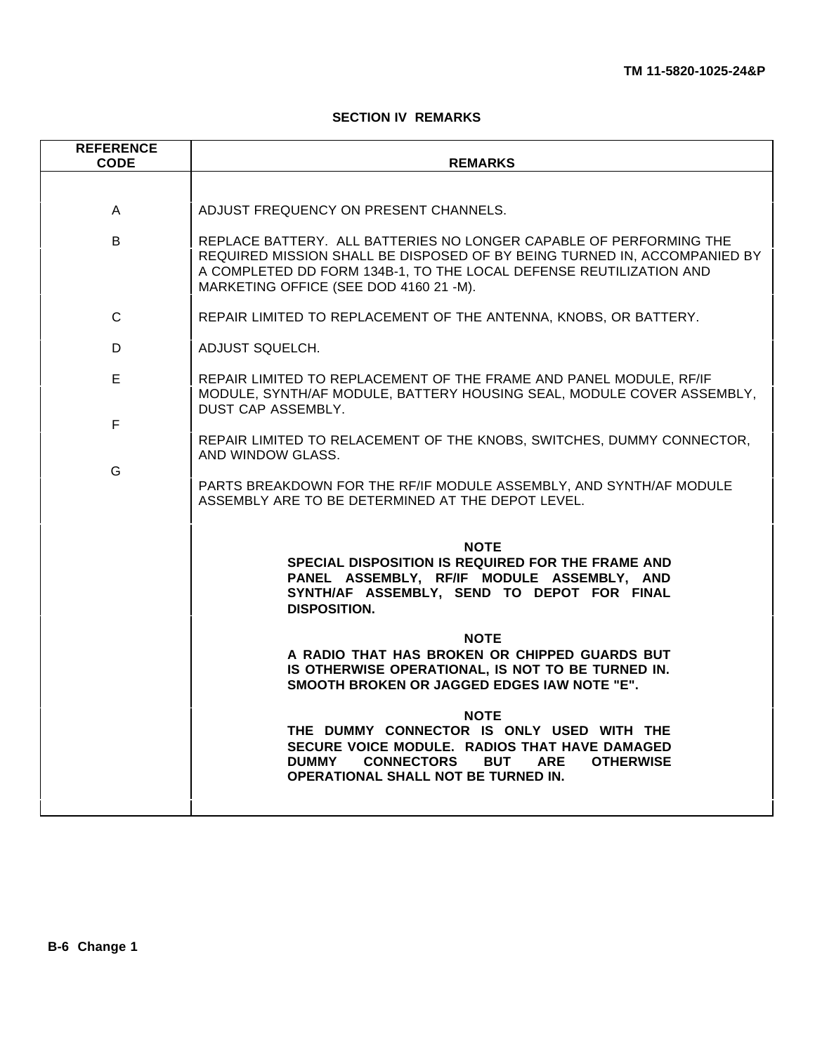## SECTION IV REMARKS

| REFERENCE CODE | REMARKS |
|---|---|
| A | ADJUST FREQUENCY ON PRESENT CHANNELS. |
| B | REPLACE BATTERY. ALL BATTERIES NO LONGER CAPABLE OF PERFORMING THE REQUIRED MISSION SHALL BE DISPOSED OF BY BEING TURNED IN, ACCOMPANIED BY A COMPLETED DD FORM 134B-1, TO THE LOCAL DEFENSE REUTILIZATION AND MARKETING OFFICE (SEE DOD 4160 21 -M). |
| C | REPAIR LIMITED TO REPLACEMENT OF THE ANTENNA, KNOBS, OR BATTERY. |
| D | ADJUST SQUELCH. |
| E | REPAIR LIMITED TO REPLACEMENT OF THE FRAME AND PANEL MODULE, RF/IF MODULE, SYNTH/AF MODULE, BATTERY HOUSING SEAL, MODULE COVER ASSEMBLY, DUST CAP ASSEMBLY. |
| F | REPAIR LIMITED TO RELACEMENT OF THE KNOBS, SWITCHES, DUMMY CONNECTOR, AND WINDOW GLASS. |
| G | PARTS BREAKDOWN FOR THE RF/IF MODULE ASSEMBLY, AND SYNTH/AF MODULE ASSEMBLY ARE TO BE DETERMINED AT THE DEPOT LEVEL. |
| | **NOTE** **SPECIAL DISPOSITION IS REQUIRED FOR THE FRAME AND PANEL ASSEMBLY, RF/IF MODULE ASSEMBLY, AND SYNTH/AF ASSEMBLY, SEND TO DEPOT FOR FINAL DISPOSITION.** |
| | **NOTE** **A RADIO THAT HAS BROKEN OR CHIPPED GUARDS BUT IS OTHERWISE OPERATIONAL, IS NOT TO BE TURNED IN. SMOOTH BROKEN OR JAGGED EDGES IAW NOTE "E".** |
| | **NOTE** **THE DUMMY CONNECTOR IS ONLY USED WITH THE SECURE VOICE MODULE. RADIOS THAT HAVE DAMAGED DUMMY CONNECTORS BUT ARE OTHERWISE OPERATIONAL SHALL NOT BE TURNED IN.** |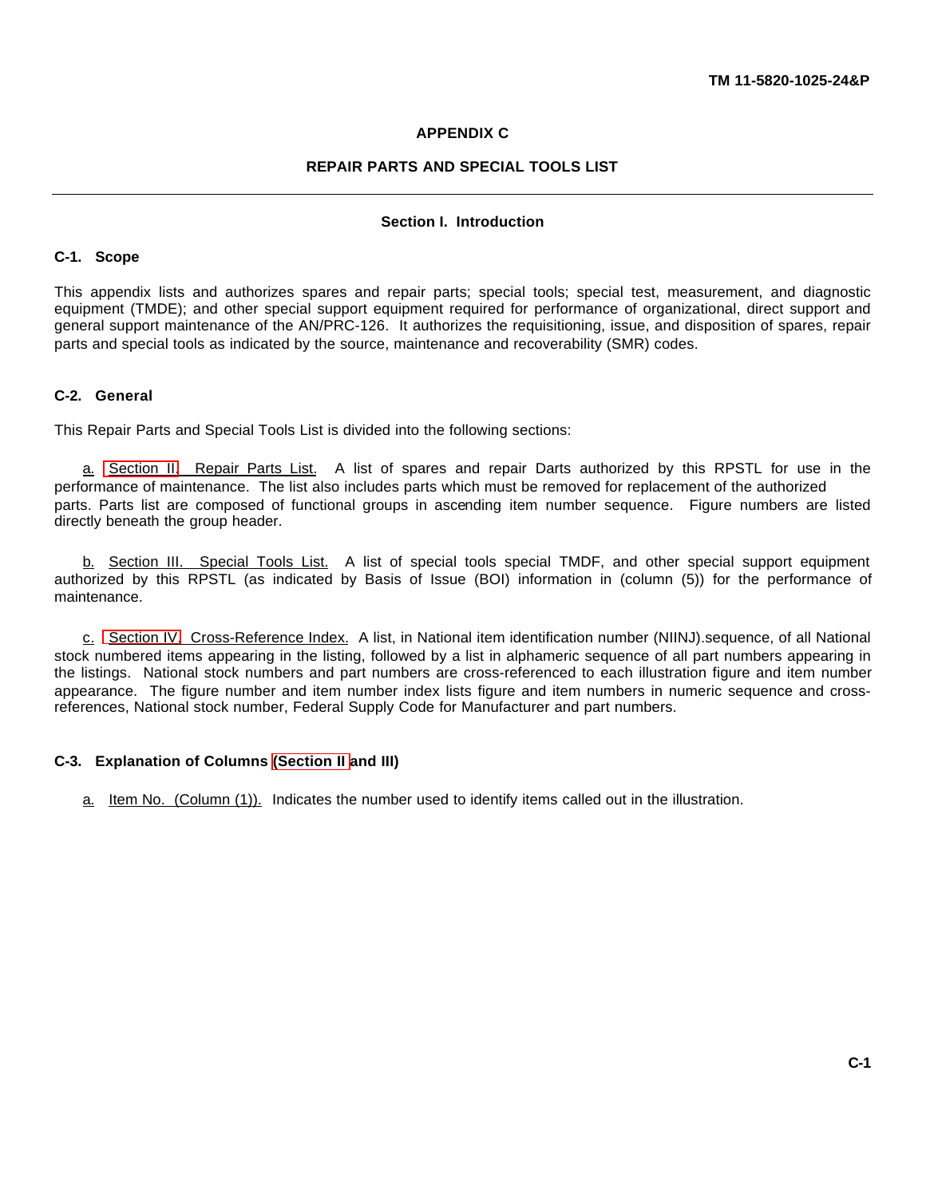# APPENDIX C

# REPAIR PARTS AND SPECIAL TOOLS LIST

---

## Section I. Introduction

### C-1. Scope

This appendix lists and authorizes spares and repair parts; special tools; special test, measurement, and diagnostic equipment (TMDE); and other special support equipment required for performance of organizational, direct support and general support maintenance of the AN/PRC-126. It authorizes the requisitioning, issue, and disposition of spares, repair parts and special tools as indicated by the source, maintenance and recoverability (SMR) codes.

### C-2. General

This Repair Parts and Special Tools List is divided into the following sections:

a. Section II. Repair Parts List. A list of spares and repair Darts authorized by this RPSTL for use in the performance of maintenance. The list also includes parts which must be removed for replacement of the authorized parts. Parts list are composed of functional groups in ascending item number sequence. Figure numbers are listed directly beneath the group header.

b. Section III. Special Tools List. A list of special tools special TMDF, and other special support equipment authorized by this RPSTL (as indicated by Basis of Issue (BOI) information in (column (5)) for the performance of maintenance.

c. Section IV. Cross-Reference Index. A list, in National item identification number (NIINJ).sequence, of all National stock numbered items appearing in the listing, followed by a list in alphameric sequence of all part numbers appearing in the listings. National stock numbers and part numbers are cross-referenced to each illustration figure and item number appearance. The figure number and item number index lists figure and item numbers in numeric sequence and cross-references, National stock number, Federal Supply Code for Manufacturer and part numbers.

### C-3. Explanation of Columns (Section II and III)

a. Item No. (Column (1)). Indicates the number used to identify items called out in the illustration.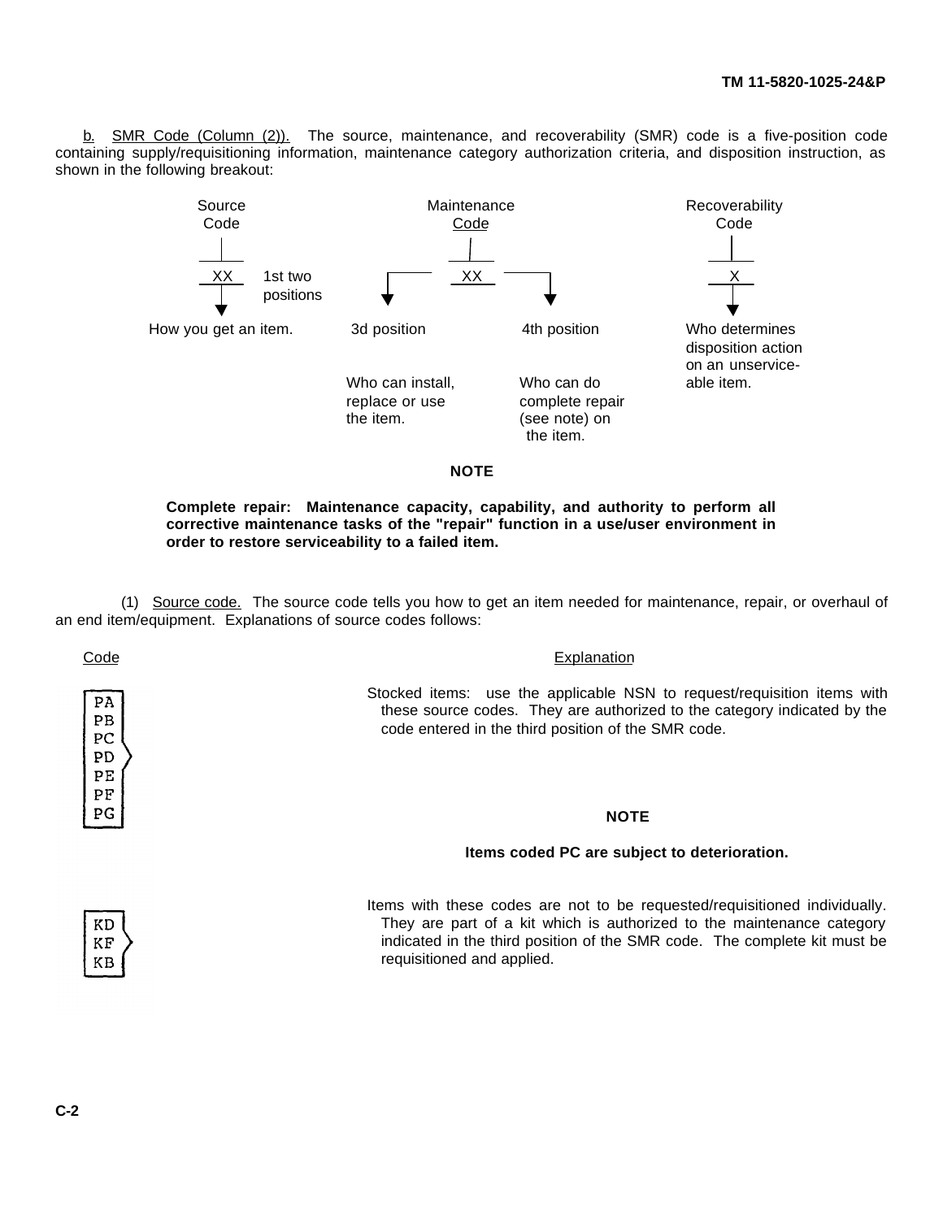b. SMR Code (Column (2)). The source, maintenance, and recoverability (SMR) code is a five-position code containing supply/requisitioning information, maintenance category authorization criteria, and disposition instruction, as shown in the following breakout:

| Source Code | Maintenance Code | | Recoverability Code |
|---|---|---|---|
| XX (1st two positions) | XX | | X |
| | 3d position | 4th position | |
| How you get an item. | Who can install, replace or use the item. | Who can do complete repair (see note) on the item. | Who determines disposition action on an unserviceable item. |

**NOTE**

**Complete repair: Maintenance capacity, capability, and authority to perform all corrective maintenance tasks of the "repair" function in a use/user environment in order to restore serviceability to a failed item.**

(1) Source code. The source code tells you how to get an item needed for maintenance, repair, or overhaul of an end item/equipment. Explanations of source codes follows:

| Code | Explanation |
|---|---|
| PA<br>PB<br>PC<br>PD<br>PE<br>PF<br>PG | Stocked items: use the applicable NSN to request/requisition items with these source codes. They are authorized to the category indicated by the code entered in the third position of the SMR code.<br><br>**NOTE**<br><br>**Items coded PC are subject to deterioration.** |
| KD<br>KF<br>KB | Items with these codes are not to be requested/requisitioned individually. They are part of a kit which is authorized to the maintenance category indicated in the third position of the SMR code. The complete kit must be requisitioned and applied. |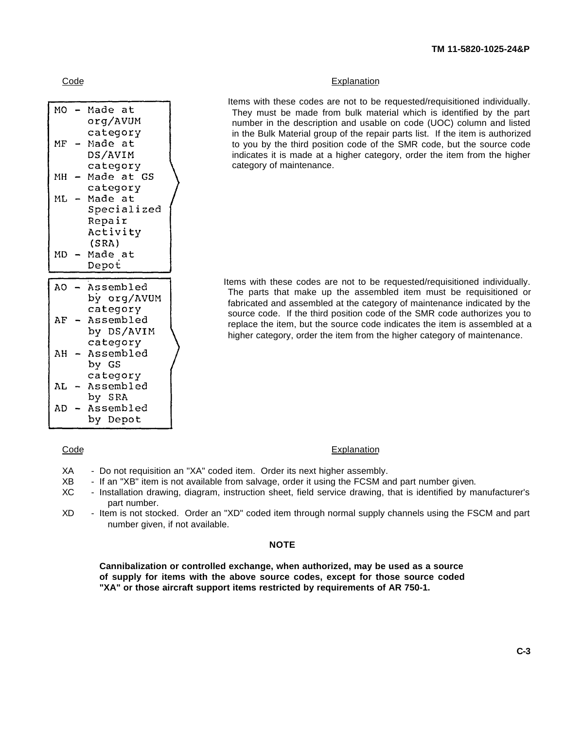| Code | Explanation |
|---|---|
| MO - Made at org/AVUM category<br>MF - Made at DS/AVIM category<br>MH - Made at GS category<br>ML - Made at Specialized Repair Activity (SRA)<br>MD - Made at Depot | Items with these codes are not to be requested/requisitioned individually. They must be made from bulk material which is identified by the part number in the description and usable on code (UOC) column and listed in the Bulk Material group of the repair parts list. If the item is authorized to you by the third position code of the SMR code, but the source code indicates it is made at a higher category, order the item from the higher category of maintenance. |
| AO - Assembled by org/AVUM category<br>AF - Assembled by DS/AVIM category<br>AH - Assembled by GS category<br>AL - Assembled by SRA<br>AD - Assembled by Depot | Items with these codes are not to be requested/requisitioned individually. The parts that make up the assembled item must be requisitioned or fabricated and assembled at the category of maintenance indicated by the source code. If the third position code of the SMR code authorizes you to replace the item, but the source code indicates the item is assembled at a higher category, order the item from the higher category of maintenance. |

| Code | Explanation |
|---|---|
| XA | - Do not requisition an "XA" coded item. Order its next higher assembly. |
| XB | - If an "XB" item is not available from salvage, order it using the FCSM and part number given. |
| XC | - Installation drawing, diagram, instruction sheet, field service drawing, that is identified by manufacturer's part number. |
| XD | - Item is not stocked. Order an "XD" coded item through normal supply channels using the FSCM and part number given, if not available. |

**NOTE**

**Cannibalization or controlled exchange, when authorized, may be used as a source of supply for items with the above source codes, except for those source coded "XA" or those aircraft support items restricted by requirements of AR 750-1.**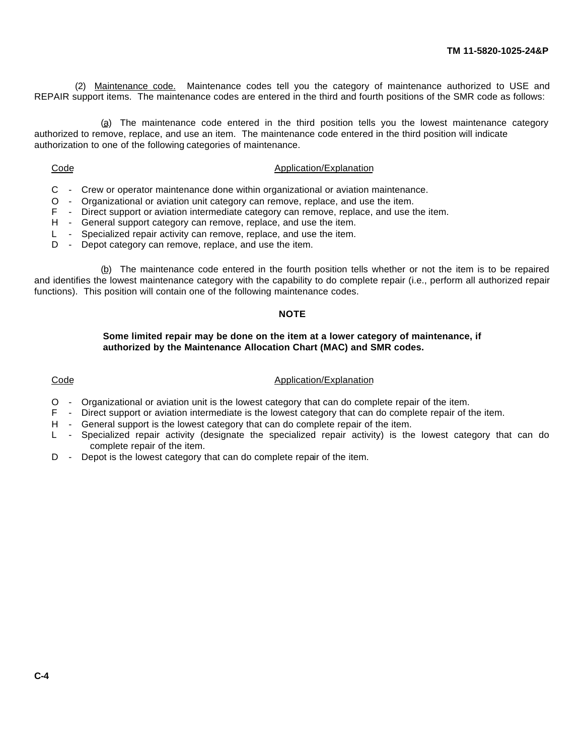(2) Maintenance code. Maintenance codes tell you the category of maintenance authorized to USE and REPAIR support items. The maintenance codes are entered in the third and fourth positions of the SMR code as follows:

(a) The maintenance code entered in the third position tells you the lowest maintenance category authorized to remove, replace, and use an item. The maintenance code entered in the third position will indicate authorization to one of the following categories of maintenance.

| Code | Application/Explanation |
|---|---|
| C | Crew or operator maintenance done within organizational or aviation maintenance. |
| O | Organizational or aviation unit category can remove, replace, and use the item. |
| F | Direct support or aviation intermediate category can remove, replace, and use the item. |
| H | General support category can remove, replace, and use the item. |
| L | Specialized repair activity can remove, replace, and use the item. |
| D | Depot category can remove, replace, and use the item. |

(b) The maintenance code entered in the fourth position tells whether or not the item is to be repaired and identifies the lowest maintenance category with the capability to do complete repair (i.e., perform all authorized repair functions). This position will contain one of the following maintenance codes.

**NOTE**

**Some limited repair may be done on the item at a lower category of maintenance, if authorized by the Maintenance Allocation Chart (MAC) and SMR codes.**

| Code | Application/Explanation |
|---|---|
| O | Organizational or aviation unit is the lowest category that can do complete repair of the item. |
| F | Direct support or aviation intermediate is the lowest category that can do complete repair of the item. |
| H | General support is the lowest category that can do complete repair of the item. |
| L | Specialized repair activity (designate the specialized repair activity) is the lowest category that can do complete repair of the item. |
| D | Depot is the lowest category that can do complete repair of the item. |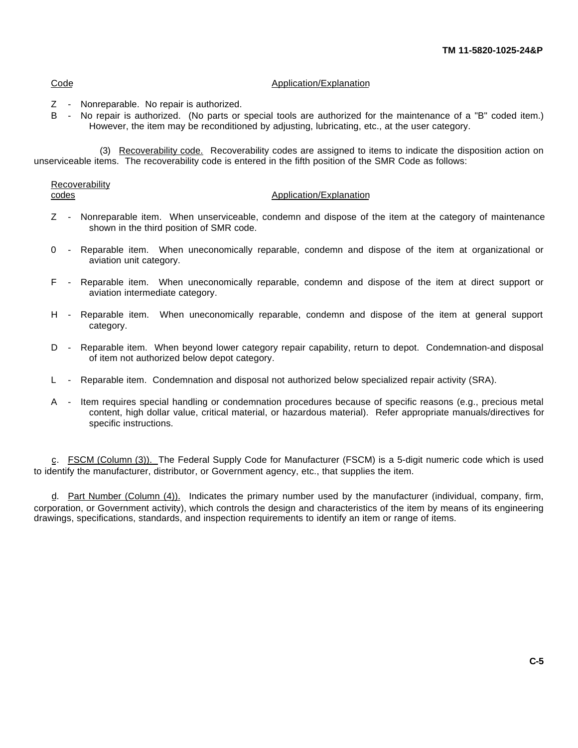<u>Code</u> <u>Application/Explanation</u>

Z - Nonreparable. No repair is authorized.

B - No repair is authorized. (No parts or special tools are authorized for the maintenance of a "B" coded item.) However, the item may be reconditioned by adjusting, lubricating, etc., at the user category.

(3) <u>Recoverability code.</u> Recoverability codes are assigned to items to indicate the disposition action on unserviceable items. The recoverability code is entered in the fifth position of the SMR Code as follows:

<u>Recoverability codes</u> <u>Application/Explanation</u>

Z - Nonreparable item. When unserviceable, condemn and dispose of the item at the category of maintenance shown in the third position of SMR code.

0 - Reparable item. When uneconomically reparable, condemn and dispose of the item at organizational or aviation unit category.

F - Reparable item. When uneconomically reparable, condemn and dispose of the item at direct support or aviation intermediate category.

H - Reparable item. When uneconomically reparable, condemn and dispose of the item at general support category.

D - Reparable item. When beyond lower category repair capability, return to depot. Condemnation-and disposal of item not authorized below depot category.

L - Reparable item. Condemnation and disposal not authorized below specialized repair activity (SRA).

A - Item requires special handling or condemnation procedures because of specific reasons (e.g., precious metal content, high dollar value, critical material, or hazardous material). Refer appropriate manuals/directives for specific instructions.

<u>c</u>. <u>FSCM (Column (3)).</u> The Federal Supply Code for Manufacturer (FSCM) is a 5-digit numeric code which is used to identify the manufacturer, distributor, or Government agency, etc., that supplies the item.

<u>d</u>. <u>Part Number (Column (4)).</u> Indicates the primary number used by the manufacturer (individual, company, firm, corporation, or Government activity), which controls the design and characteristics of the item by means of its engineering drawings, specifications, standards, and inspection requirements to identify an item or range of items.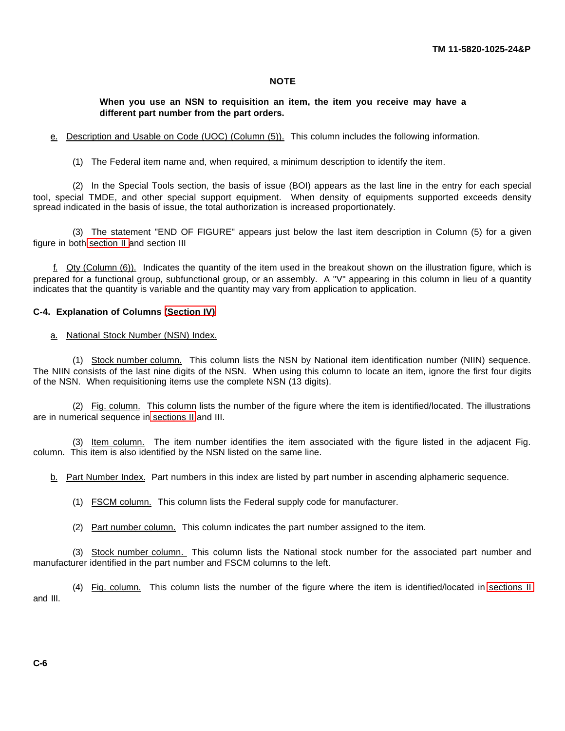**NOTE**

**When you use an NSN to requisition an item, the item you receive may have a different part number from the part orders.**

e. Description and Usable on Code (UOC) (Column (5)). This column includes the following information.

(1) The Federal item name and, when required, a minimum description to identify the item.

(2) In the Special Tools section, the basis of issue (BOI) appears as the last line in the entry for each special tool, special TMDE, and other special support equipment. When density of equipments supported exceeds density spread indicated in the basis of issue, the total authorization is increased proportionately.

(3) The statement "END OF FIGURE" appears just below the last item description in Column (5) for a given figure in both section II and section III

f. Qty (Column (6)). Indicates the quantity of the item used in the breakout shown on the illustration figure, which is prepared for a functional group, subfunctional group, or an assembly. A "V" appearing in this column in lieu of a quantity indicates that the quantity is variable and the quantity may vary from application to application.

**C-4. Explanation of Columns (Section IV)**

a. National Stock Number (NSN) Index.

(1) Stock number column. This column lists the NSN by National item identification number (NIIN) sequence. The NIIN consists of the last nine digits of the NSN. When using this column to locate an item, ignore the first four digits of the NSN. When requisitioning items use the complete NSN (13 digits).

(2) Fig. column. This column lists the number of the figure where the item is identified/located. The illustrations are in numerical sequence in sections II and III.

(3) Item column. The item number identifies the item associated with the figure listed in the adjacent Fig. column. This item is also identified by the NSN listed on the same line.

b. Part Number Index. Part numbers in this index are listed by part number in ascending alphameric sequence.

(1) FSCM column. This column lists the Federal supply code for manufacturer.

(2) Part number column. This column indicates the part number assigned to the item.

(3) Stock number column. This column lists the National stock number for the associated part number and manufacturer identified in the part number and FSCM columns to the left.

(4) Fig. column. This column lists the number of the figure where the item is identified/located in sections II and III.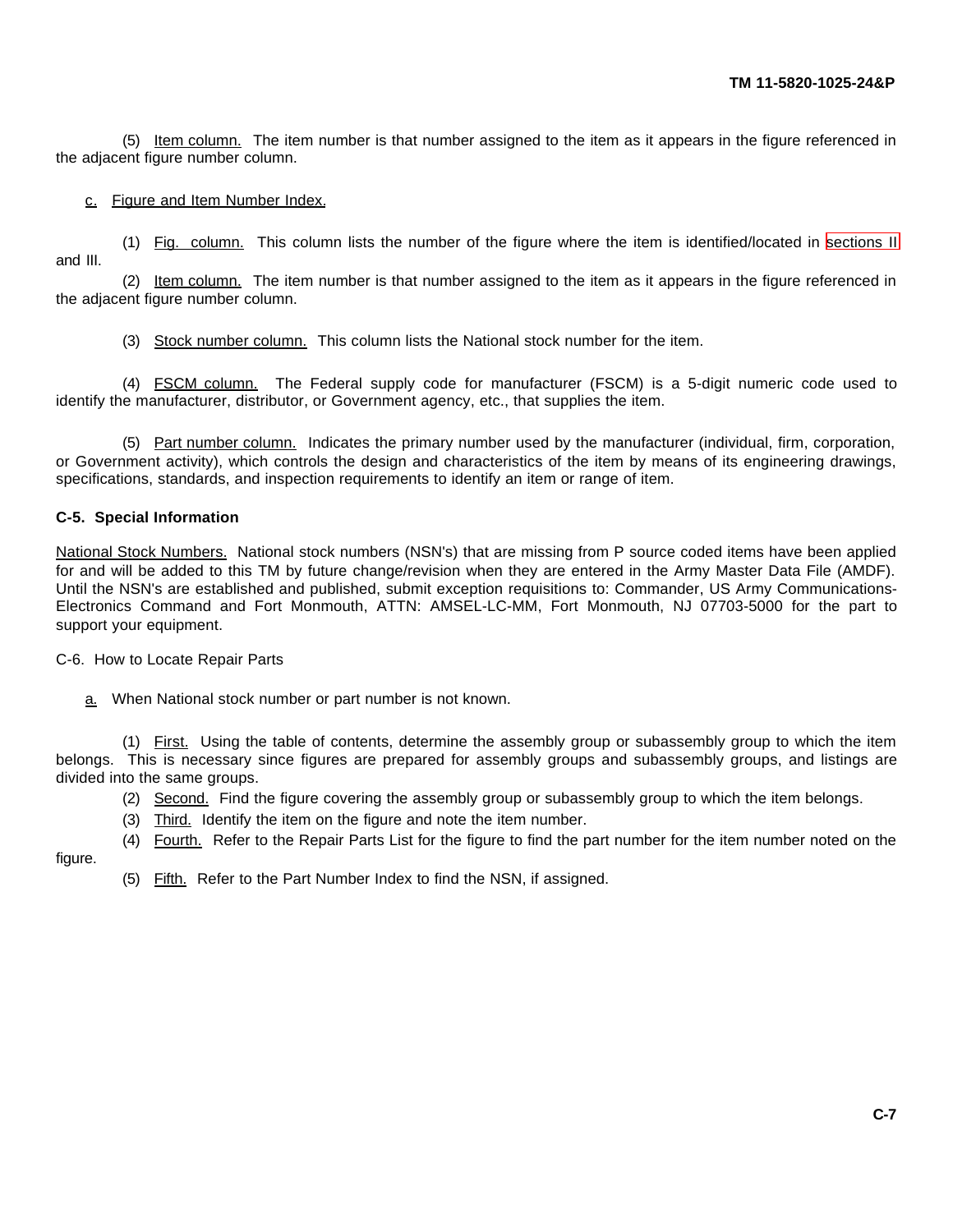(5) Item column. The item number is that number assigned to the item as it appears in the figure referenced in the adjacent figure number column.

c. Figure and Item Number Index.

(1) Fig. column. This column lists the number of the figure where the item is identified/located in sections II and III.

(2) Item column. The item number is that number assigned to the item as it appears in the figure referenced in the adjacent figure number column.

(3) Stock number column. This column lists the National stock number for the item.

(4) FSCM column. The Federal supply code for manufacturer (FSCM) is a 5-digit numeric code used to identify the manufacturer, distributor, or Government agency, etc., that supplies the item.

(5) Part number column. Indicates the primary number used by the manufacturer (individual, firm, corporation, or Government activity), which controls the design and characteristics of the item by means of its engineering drawings, specifications, standards, and inspection requirements to identify an item or range of item.

**C-5. Special Information**

National Stock Numbers. National stock numbers (NSN's) that are missing from P source coded items have been applied for and will be added to this TM by future change/revision when they are entered in the Army Master Data File (AMDF). Until the NSN's are established and published, submit exception requisitions to: Commander, US Army Communications-Electronics Command and Fort Monmouth, ATTN: AMSEL-LC-MM, Fort Monmouth, NJ 07703-5000 for the part to support your equipment.

C-6. How to Locate Repair Parts

a. When National stock number or part number is not known.

(1) First. Using the table of contents, determine the assembly group or subassembly group to which the item belongs. This is necessary since figures are prepared for assembly groups and subassembly groups, and listings are divided into the same groups.

(2) Second. Find the figure covering the assembly group or subassembly group to which the item belongs.

(3) Third. Identify the item on the figure and note the item number.

(4) Fourth. Refer to the Repair Parts List for the figure to find the part number for the item number noted on the figure.

(5) Fifth. Refer to the Part Number Index to find the NSN, if assigned.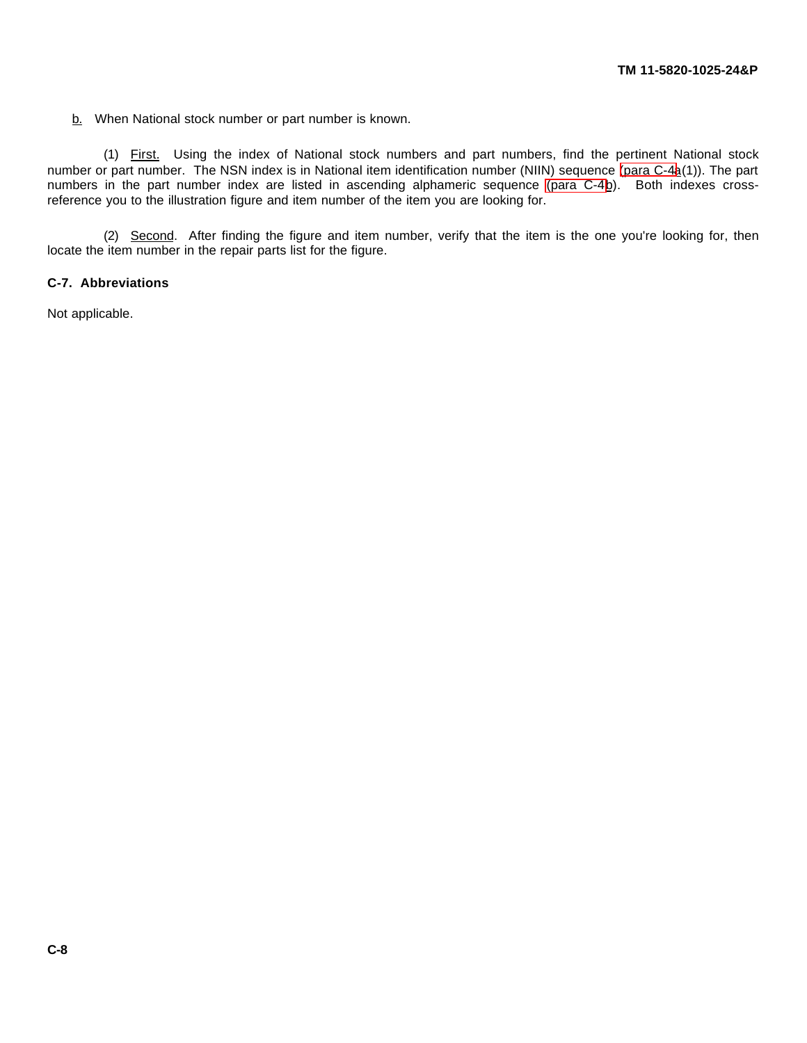b. When National stock number or part number is known.

(1) First. Using the index of National stock numbers and part numbers, find the pertinent National stock number or part number. The NSN index is in National item identification number (NIIN) sequence (para C-4a(1)). The part numbers in the part number index are listed in ascending alphameric sequence (para C-4b). Both indexes cross-reference you to the illustration figure and item number of the item you are looking for.

(2) Second. After finding the figure and item number, verify that the item is the one you're looking for, then locate the item number in the repair parts list for the figure.

### C-7. Abbreviations

Not applicable.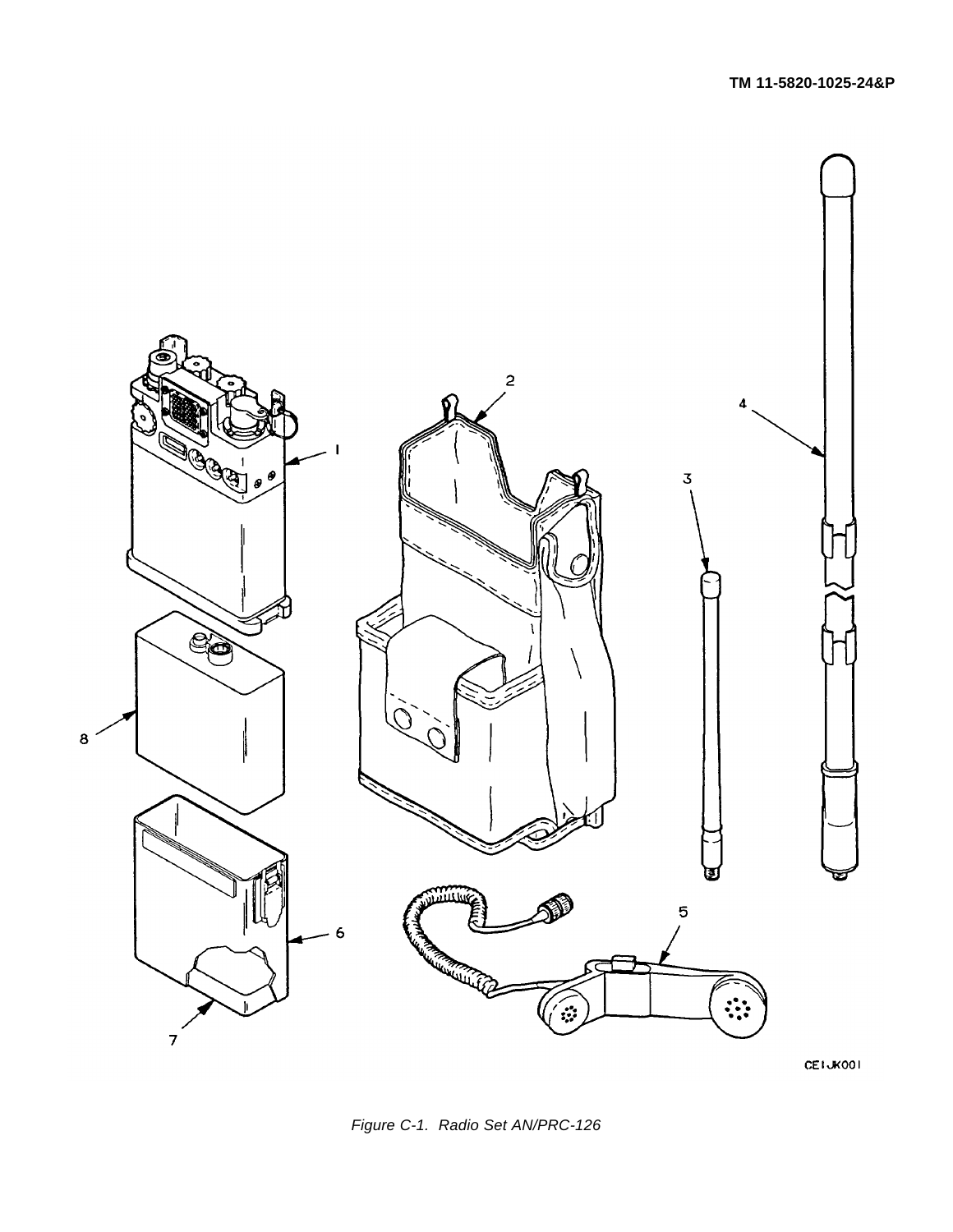Figure C-1. Radio Set AN/PRC-126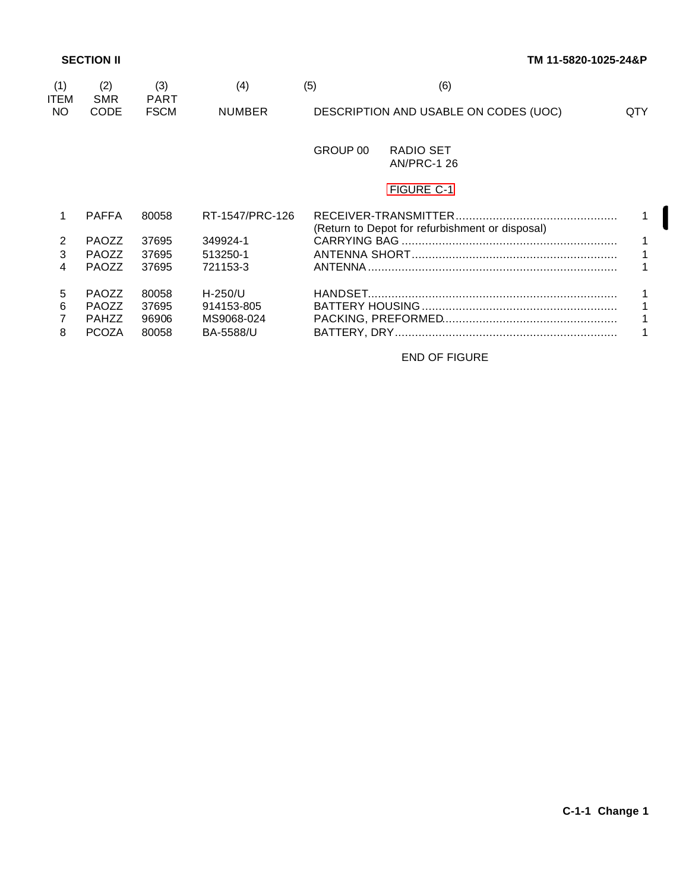**SECTION II**

| (1) ITEM NO | (2) SMR CODE | (3) PART FSCM | (4) NUMBER | (5) (6) DESCRIPTION AND USABLE ON CODES (UOC) | QTY |
|---|---|---|---|---|---|
| | | | | GROUP 00 RADIO SET AN/PRC-1 26 | |
| | | | | FIGURE C-1 | |
| 1 | PAFFA | 80058 | RT-1547/PRC-126 | RECEIVER-TRANSMITTER (Return to Depot for refurbishment or disposal) | 1 |
| 2 | PAOZZ | 37695 | 349924-1 | CARRYING BAG | 1 |
| 3 | PAOZZ | 37695 | 513250-1 | ANTENNA SHORT | 1 |
| 4 | PAOZZ | 37695 | 721153-3 | ANTENNA | 1 |
| 5 | PAOZZ | 80058 | H-250/U | HANDSET | 1 |
| 6 | PAOZZ | 37695 | 914153-805 | BATTERY HOUSING | 1 |
| 7 | PAHZZ | 96906 | MS9068-024 | PACKING, PREFORMED | 1 |
| 8 | PCOZA | 80058 | BA-5588/U | BATTERY, DRY | 1 |

END OF FIGURE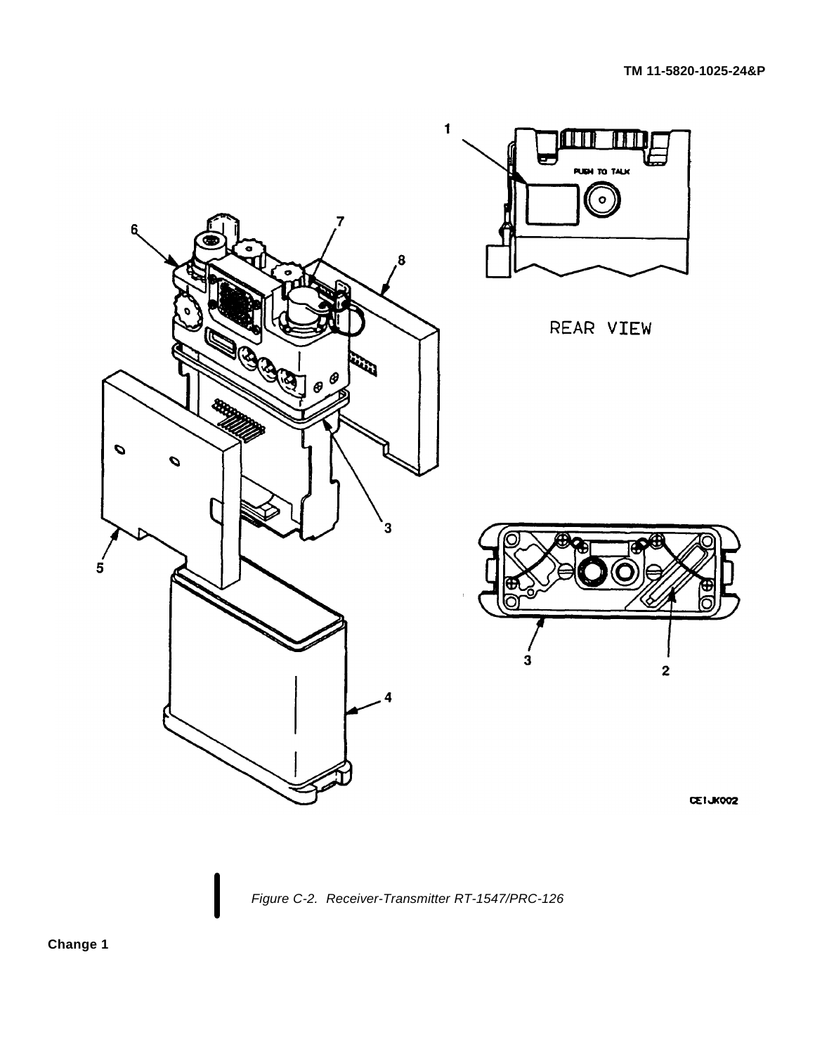Figure C-2. Receiver-Transmitter RT-1547/PRC-126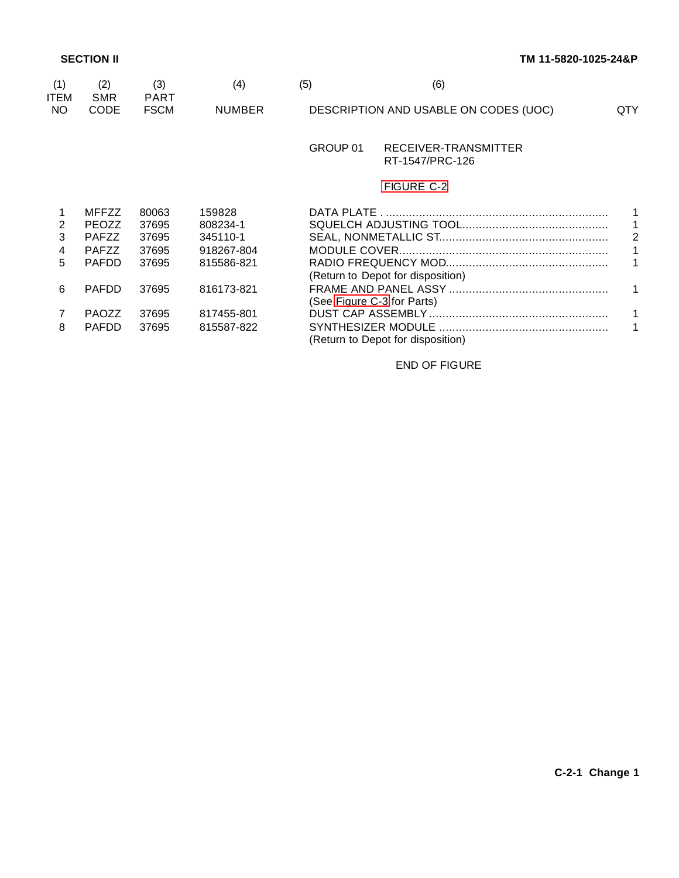**SECTION II**

| (1) ITEM NO | (2) SMR CODE | (3) FSCM | (4) PART NUMBER | (5) (6) DESCRIPTION AND USABLE ON CODES (UOC) | QTY |
|---|---|---|---|---|---|
| | | | | GROUP 01 RECEIVER-TRANSMITTER RT-1547/PRC-126 | |
| | | | | FIGURE C-2 | |
| 1 | MFFZZ | 80063 | 159828 | DATA PLATE . .................................................................. | 1 |
| 2 | PEOZZ | 37695 | 808234-1 | SQUELCH ADJUSTING TOOL........................................... | 1 |
| 3 | PAFZZ | 37695 | 345110-1 | SEAL, NONMETALLIC ST.................................................. | 2 |
| 4 | PAFZZ | 37695 | 918267-804 | MODULE COVER.............................................................. | 1 |
| 5 | PAFDD | 37695 | 815586-821 | RADIO FREQUENCY MOD................................................ (Return to Depot for disposition) | 1 |
| 6 | PAFDD | 37695 | 816173-821 | FRAME AND PANEL ASSY ............................................... (See Figure C-3 for Parts) | 1 |
| 7 | PAOZZ | 37695 | 817455-801 | DUST CAP ASSEMBLY..................................................... | 1 |
| 8 | PAFDD | 37695 | 815587-822 | SYNTHESIZER MODULE .................................................. (Return to Depot for disposition) | 1 |

END OF FIGURE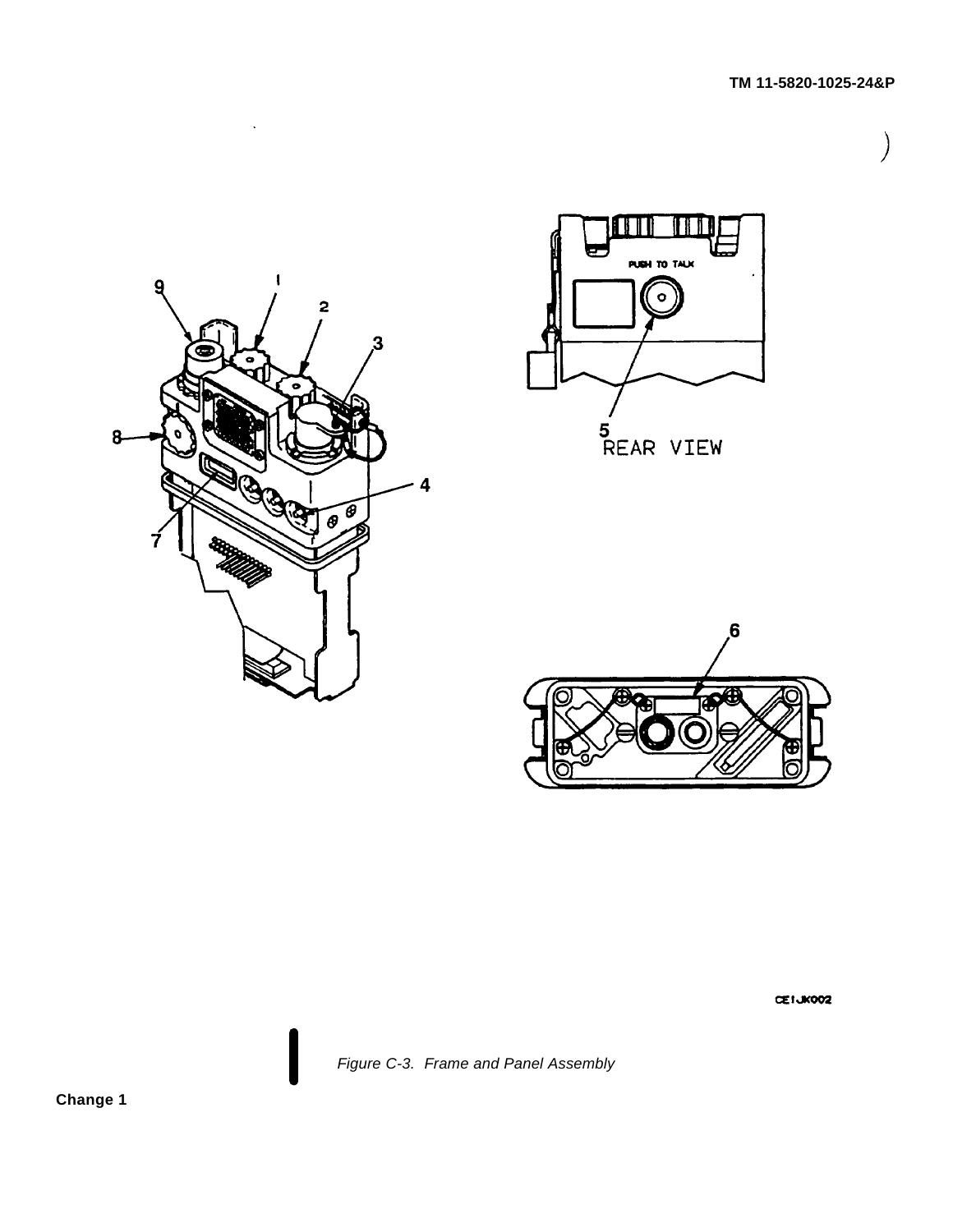Figure C-3. Frame and Panel Assembly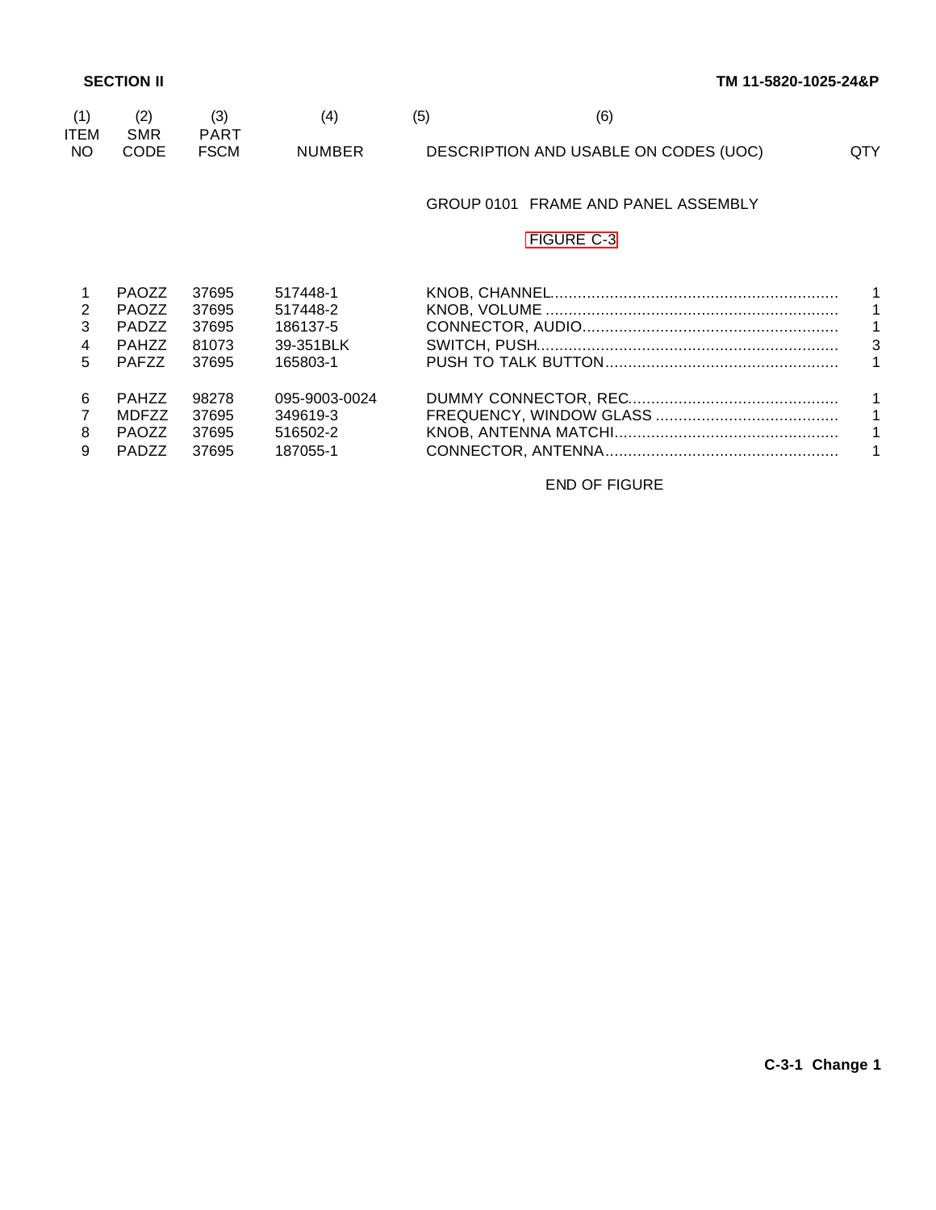## SECTION II

| (1) ITEM NO | (2) SMR CODE | (3) FSCM | (4) PART NUMBER | (5) (6) DESCRIPTION AND USABLE ON CODES (UOC) | QTY |
|---|---|---|---|---|---|
| | | | | GROUP 0101 FRAME AND PANEL ASSEMBLY | |
| | | | | FIGURE C-3 | |
| 1 | PAOZZ | 37695 | 517448-1 | KNOB, CHANNEL | 1 |
| 2 | PAOZZ | 37695 | 517448-2 | KNOB, VOLUME | 1 |
| 3 | PADZZ | 37695 | 186137-5 | CONNECTOR, AUDIO | 1 |
| 4 | PAHZZ | 81073 | 39-351BLK | SWITCH, PUSH | 3 |
| 5 | PAFZZ | 37695 | 165803-1 | PUSH TO TALK BUTTON | 1 |
| 6 | PAHZZ | 98278 | 095-9003-0024 | DUMMY CONNECTOR, REC | 1 |
| 7 | MDFZZ | 37695 | 349619-3 | FREQUENCY, WINDOW GLASS | 1 |
| 8 | PAOZZ | 37695 | 516502-2 | KNOB, ANTENNA MATCHI | 1 |
| 9 | PADZZ | 37695 | 187055-1 | CONNECTOR, ANTENNA | 1 |

END OF FIGURE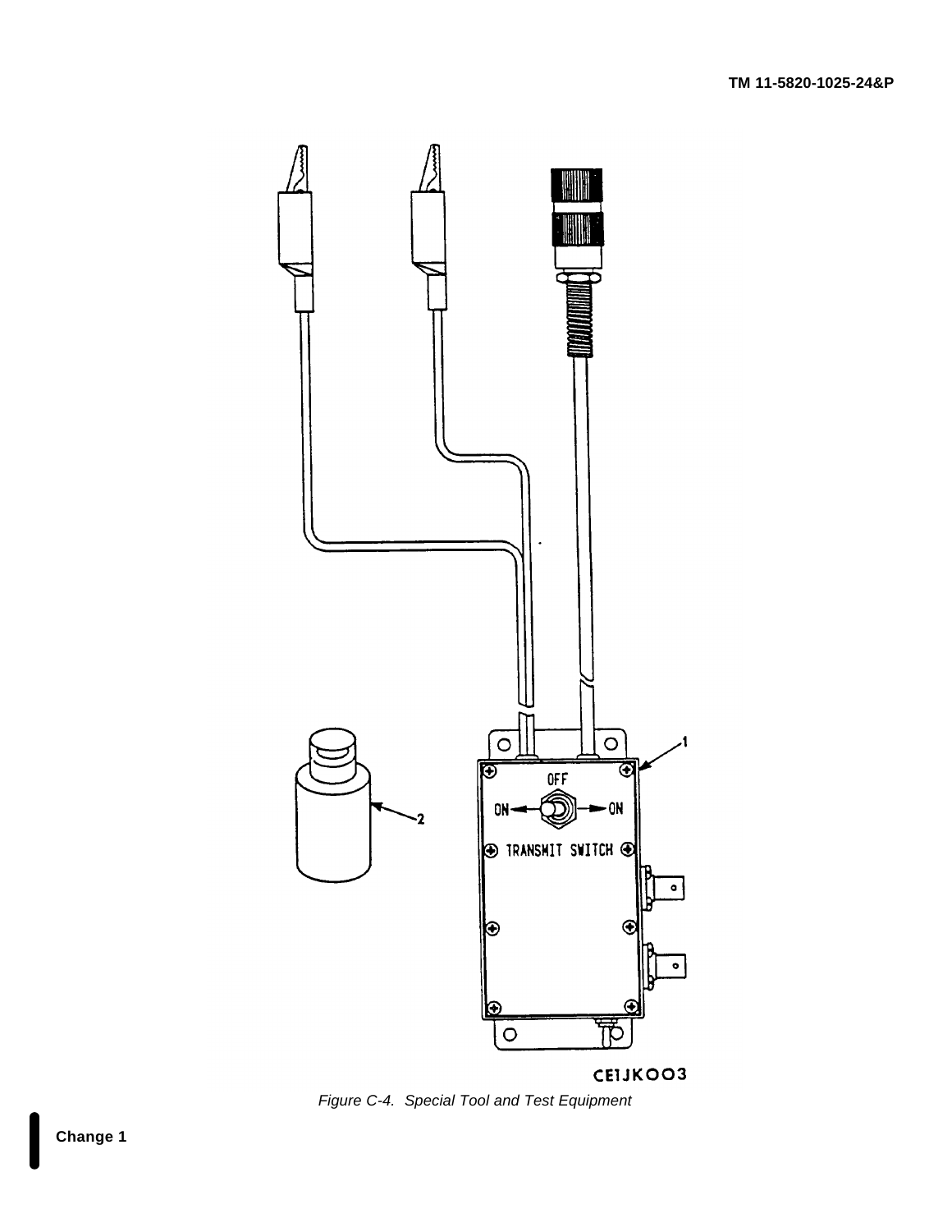Figure C-4. Special Tool and Test Equipment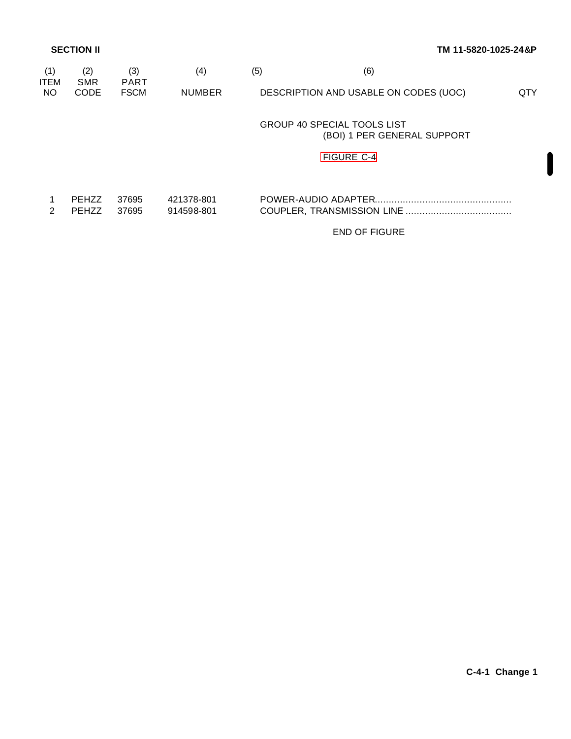SECTION II

| (1) ITEM NO | (2) SMR CODE | (3) PART FSCM | (4) NUMBER | (5) | (6) DESCRIPTION AND USABLE ON CODES (UOC) | QTY |
|---|---|---|---|---|---|---|
| | | | | | GROUP 40 SPECIAL TOOLS LIST (BOI) 1 PER GENERAL SUPPORT | |
| | | | | | FIGURE C-4 | |
| 1 | PEHZZ | 37695 | 421378-801 | | POWER-AUDIO ADAPTER................................................ | |
| 2 | PEHZZ | 37695 | 914598-801 | | COUPLER, TRANSMISSION LINE ..................................... | |
| | | | | | END OF FIGURE | |

C-4-1 Change 1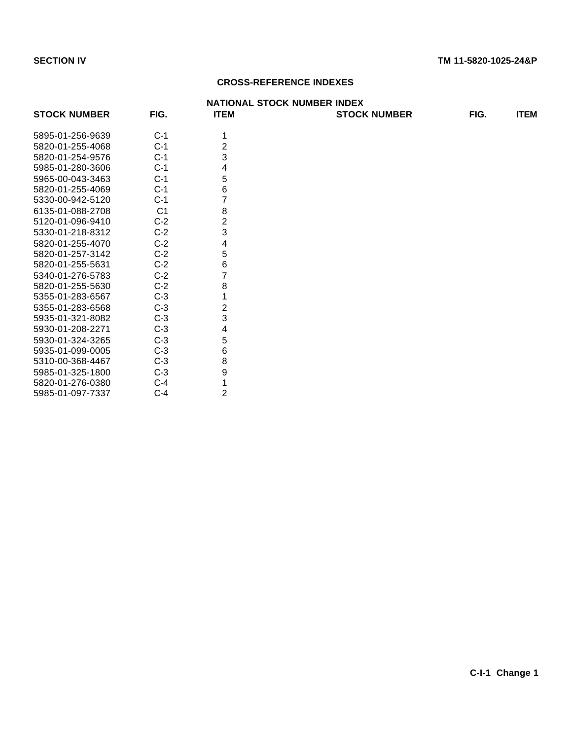SECTION IV

## CROSS-REFERENCE INDEXES

### NATIONAL STOCK NUMBER INDEX

| STOCK NUMBER | FIG. | ITEM | STOCK NUMBER | FIG. | ITEM |
|---|---|---|---|---|---|
| 5895-01-256-9639 | C-1 | 1 | | | |
| 5820-01-255-4068 | C-1 | 2 | | | |
| 5820-01-254-9576 | C-1 | 3 | | | |
| 5985-01-280-3606 | C-1 | 4 | | | |
| 5965-00-043-3463 | C-1 | 5 | | | |
| 5820-01-255-4069 | C-1 | 6 | | | |
| 5330-00-942-5120 | C-1 | 7 | | | |
| 6135-01-088-2708 | C1 | 8 | | | |
| 5120-01-096-9410 | C-2 | 2 | | | |
| 5330-01-218-8312 | C-2 | 3 | | | |
| 5820-01-255-4070 | C-2 | 4 | | | |
| 5820-01-257-3142 | C-2 | 5 | | | |
| 5820-01-255-5631 | C-2 | 6 | | | |
| 5340-01-276-5783 | C-2 | 7 | | | |
| 5820-01-255-5630 | C-2 | 8 | | | |
| 5355-01-283-6567 | C-3 | 1 | | | |
| 5355-01-283-6568 | C-3 | 2 | | | |
| 5935-01-321-8082 | C-3 | 3 | | | |
| 5930-01-208-2271 | C-3 | 4 | | | |
| 5930-01-324-3265 | C-3 | 5 | | | |
| 5935-01-099-0005 | C-3 | 6 | | | |
| 5310-00-368-4467 | C-3 | 8 | | | |
| 5985-01-325-1800 | C-3 | 9 | | | |
| 5820-01-276-0380 | C-4 | 1 | | | |
| 5985-01-097-7337 | C-4 | 2 | | | |

C-I-1 Change 1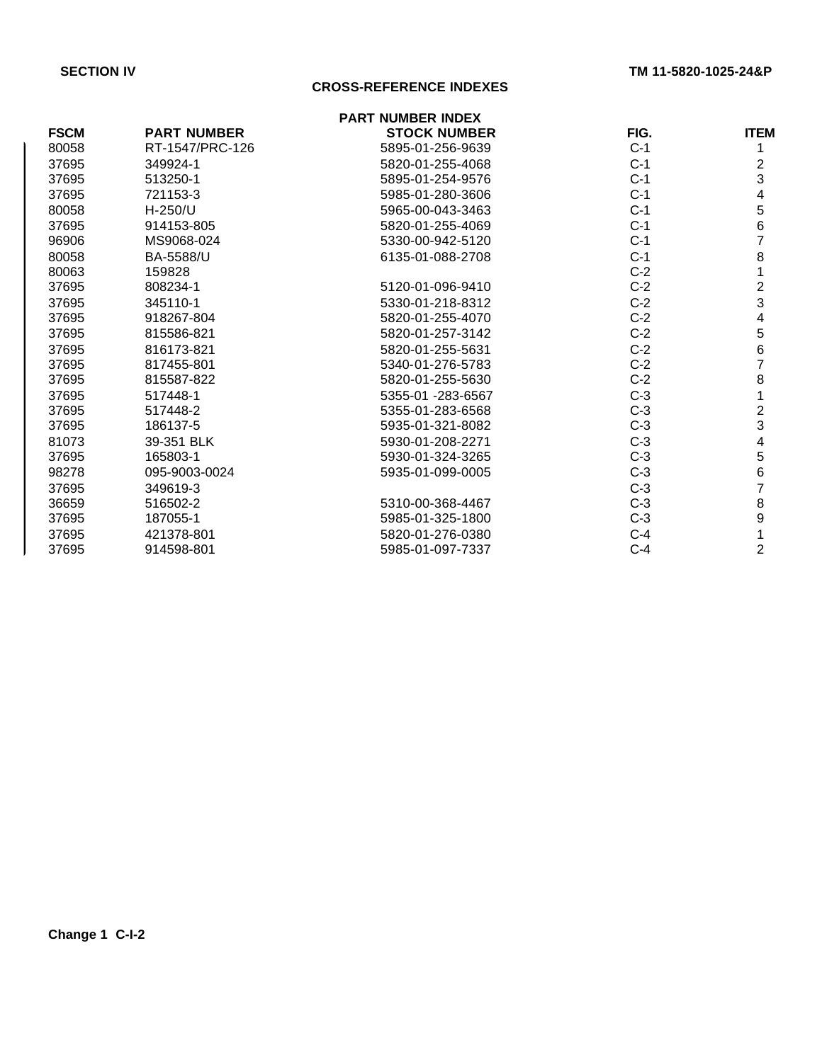## SECTION IV

## CROSS-REFERENCE INDEXES

### PART NUMBER INDEX

| FSCM | PART NUMBER | STOCK NUMBER | FIG. | ITEM |
|---|---|---|---|---|
| 80058 | RT-1547/PRC-126 | 5895-01-256-9639 | C-1 | 1 |
| 37695 | 349924-1 | 5820-01-255-4068 | C-1 | 2 |
| 37695 | 513250-1 | 5895-01-254-9576 | C-1 | 3 |
| 37695 | 721153-3 | 5985-01-280-3606 | C-1 | 4 |
| 80058 | H-250/U | 5965-00-043-3463 | C-1 | 5 |
| 37695 | 914153-805 | 5820-01-255-4069 | C-1 | 6 |
| 96906 | MS9068-024 | 5330-00-942-5120 | C-1 | 7 |
| 80058 | BA-5588/U | 6135-01-088-2708 | C-1 | 8 |
| 80063 | 159828 | | C-2 | 1 |
| 37695 | 808234-1 | 5120-01-096-9410 | C-2 | 2 |
| 37695 | 345110-1 | 5330-01-218-8312 | C-2 | 3 |
| 37695 | 918267-804 | 5820-01-255-4070 | C-2 | 4 |
| 37695 | 815586-821 | 5820-01-257-3142 | C-2 | 5 |
| 37695 | 816173-821 | 5820-01-255-5631 | C-2 | 6 |
| 37695 | 817455-801 | 5340-01-276-5783 | C-2 | 7 |
| 37695 | 815587-822 | 5820-01-255-5630 | C-2 | 8 |
| 37695 | 517448-1 | 5355-01 -283-6567 | C-3 | 1 |
| 37695 | 517448-2 | 5355-01-283-6568 | C-3 | 2 |
| 37695 | 186137-5 | 5935-01-321-8082 | C-3 | 3 |
| 81073 | 39-351 BLK | 5930-01-208-2271 | C-3 | 4 |
| 37695 | 165803-1 | 5930-01-324-3265 | C-3 | 5 |
| 98278 | 095-9003-0024 | 5935-01-099-0005 | C-3 | 6 |
| 37695 | 349619-3 | | C-3 | 7 |
| 36659 | 516502-2 | 5310-00-368-4467 | C-3 | 8 |
| 37695 | 187055-1 | 5985-01-325-1800 | C-3 | 9 |
| 37695 | 421378-801 | 5820-01-276-0380 | C-4 | 1 |
| 37695 | 914598-801 | 5985-01-097-7337 | C-4 | 2 |

**Change 1**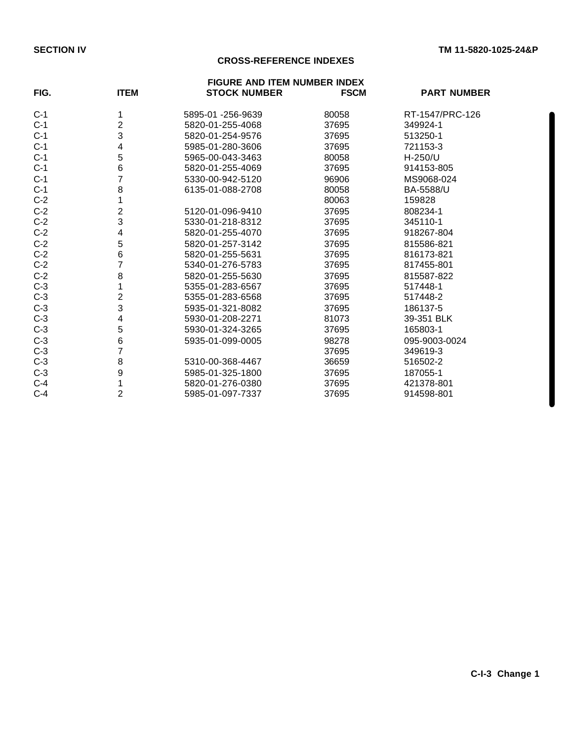## SECTION IV

### CROSS-REFERENCE INDEXES

#### FIGURE AND ITEM NUMBER INDEX

| FIG. | ITEM | STOCK NUMBER | FSCM | PART NUMBER |
|---|---|---|---|---|
| C-1 | 1 | 5895-01 -256-9639 | 80058 | RT-1547/PRC-126 |
| C-1 | 2 | 5820-01-255-4068 | 37695 | 349924-1 |
| C-1 | 3 | 5820-01-254-9576 | 37695 | 513250-1 |
| C-1 | 4 | 5985-01-280-3606 | 37695 | 721153-3 |
| C-1 | 5 | 5965-00-043-3463 | 80058 | H-250/U |
| C-1 | 6 | 5820-01-255-4069 | 37695 | 914153-805 |
| C-1 | 7 | 5330-00-942-5120 | 96906 | MS9068-024 |
| C-1 | 8 | 6135-01-088-2708 | 80058 | BA-5588/U |
| C-2 | 1 | | 80063 | 159828 |
| C-2 | 2 | 5120-01-096-9410 | 37695 | 808234-1 |
| C-2 | 3 | 5330-01-218-8312 | 37695 | 345110-1 |
| C-2 | 4 | 5820-01-255-4070 | 37695 | 918267-804 |
| C-2 | 5 | 5820-01-257-3142 | 37695 | 815586-821 |
| C-2 | 6 | 5820-01-255-5631 | 37695 | 816173-821 |
| C-2 | 7 | 5340-01-276-5783 | 37695 | 817455-801 |
| C-2 | 8 | 5820-01-255-5630 | 37695 | 815587-822 |
| C-3 | 1 | 5355-01-283-6567 | 37695 | 517448-1 |
| C-3 | 2 | 5355-01-283-6568 | 37695 | 517448-2 |
| C-3 | 3 | 5935-01-321-8082 | 37695 | 186137-5 |
| C-3 | 4 | 5930-01-208-2271 | 81073 | 39-351 BLK |
| C-3 | 5 | 5930-01-324-3265 | 37695 | 165803-1 |
| C-3 | 6 | 5935-01-099-0005 | 98278 | 095-9003-0024 |
| C-3 | 7 | | 37695 | 349619-3 |
| C-3 | 8 | 5310-00-368-4467 | 36659 | 516502-2 |
| C-3 | 9 | 5985-01-325-1800 | 37695 | 187055-1 |
| C-4 | 1 | 5820-01-276-0380 | 37695 | 421378-801 |
| C-4 | 2 | 5985-01-097-7337 | 37695 | 914598-801 |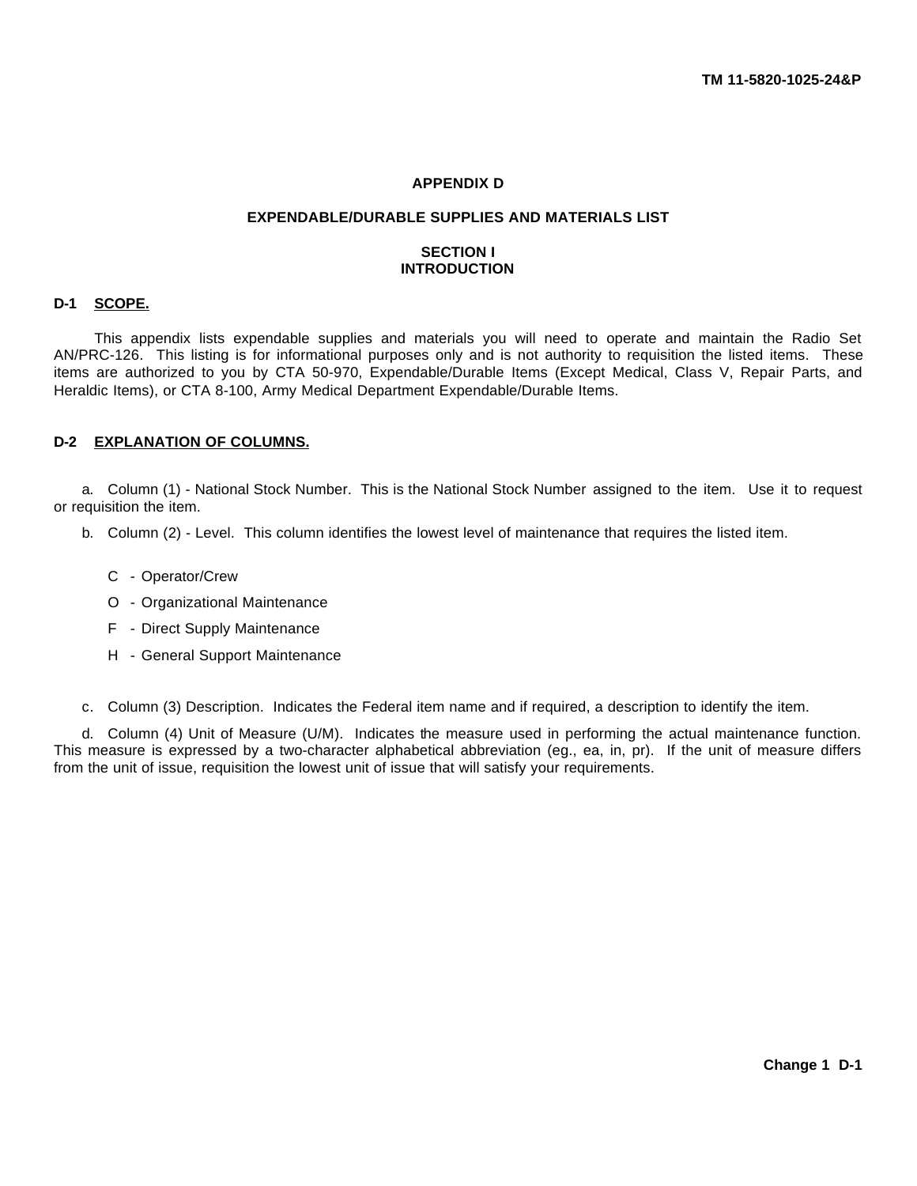# APPENDIX D

## EXPENDABLE/DURABLE SUPPLIES AND MATERIALS LIST

### SECTION I
### INTRODUCTION

**D-1 SCOPE.**

This appendix lists expendable supplies and materials you will need to operate and maintain the Radio Set AN/PRC-126. This listing is for informational purposes only and is not authority to requisition the listed items. These items are authorized to you by CTA 50-970, Expendable/Durable Items (Except Medical, Class V, Repair Parts, and Heraldic Items), or CTA 8-100, Army Medical Department Expendable/Durable Items.

**D-2 EXPLANATION OF COLUMNS.**

a. Column (1) - National Stock Number. This is the National Stock Number assigned to the item. Use it to request or requisition the item.

b. Column (2) - Level. This column identifies the lowest level of maintenance that requires the listed item.

C - Operator/Crew

O - Organizational Maintenance

F - Direct Supply Maintenance

H - General Support Maintenance

c. Column (3) Description. Indicates the Federal item name and if required, a description to identify the item.

d. Column (4) Unit of Measure (U/M). Indicates the measure used in performing the actual maintenance function. This measure is expressed by a two-character alphabetical abbreviation (eg., ea, in, pr). If the unit of measure differs from the unit of issue, requisition the lowest unit of issue that will satisfy your requirements.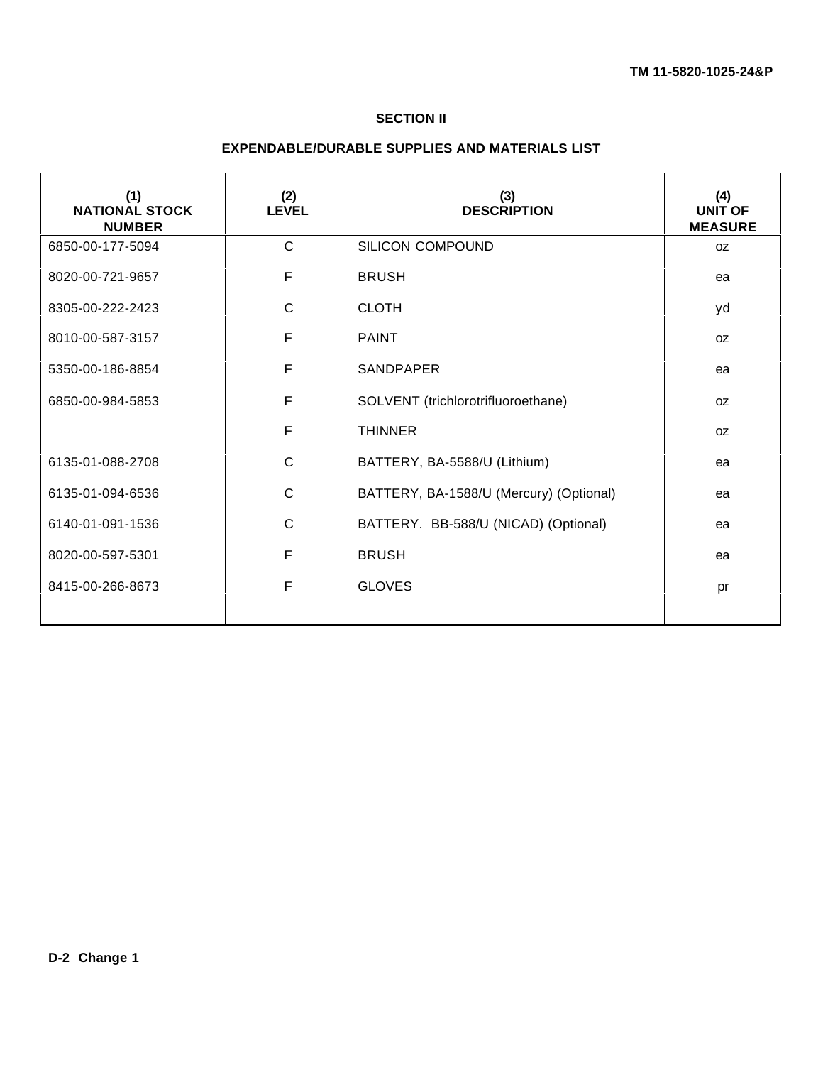## SECTION II

## EXPENDABLE/DURABLE SUPPLIES AND MATERIALS LIST

| (1) NATIONAL STOCK NUMBER | (2) LEVEL | (3) DESCRIPTION | (4) UNIT OF MEASURE |
|---|---|---|---|
| 6850-00-177-5094 | C | SILICON COMPOUND | oz |
| 8020-00-721-9657 | F | BRUSH | ea |
| 8305-00-222-2423 | C | CLOTH | yd |
| 8010-00-587-3157 | F | PAINT | oz |
| 5350-00-186-8854 | F | SANDPAPER | ea |
| 6850-00-984-5853 | F | SOLVENT (trichlorotrifluoroethane) | oz |
| | F | THINNER | oz |
| 6135-01-088-2708 | C | BATTERY, BA-5588/U (Lithium) | ea |
| 6135-01-094-6536 | C | BATTERY, BA-1588/U (Mercury) (Optional) | ea |
| 6140-01-091-1536 | C | BATTERY. BB-588/U (NICAD) (Optional) | ea |
| 8020-00-597-5301 | F | BRUSH | ea |
| 8415-00-266-8673 | F | GLOVES | pr |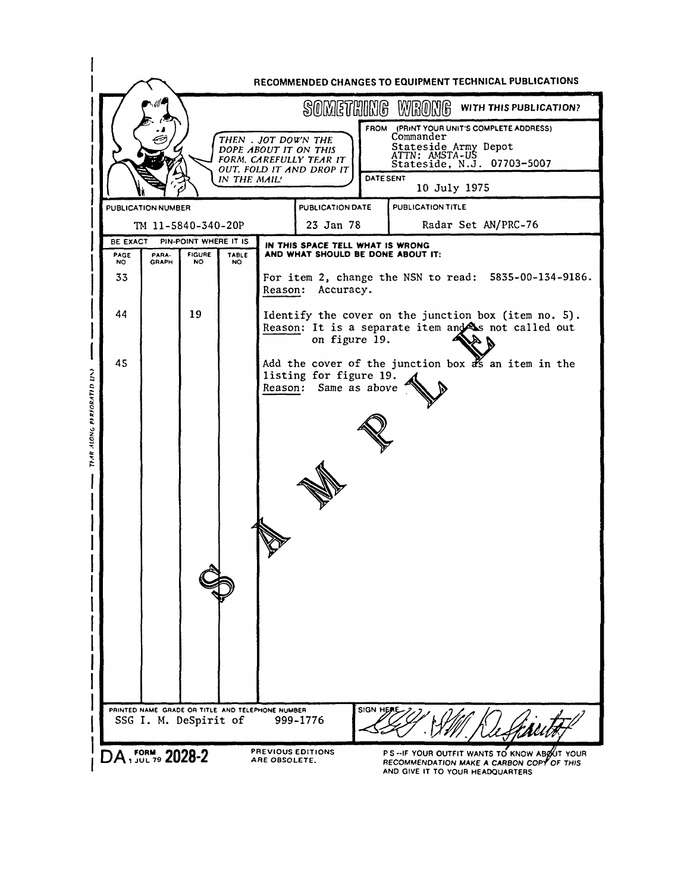RECOMMENDED CHANGES TO EQUIPMENT TECHNICAL PUBLICATIONS

**SOMETHING WRONG WITH THIS PUBLICATION?**

*THEN . JOT DOWN THE DOPE ABOUT IT ON THIS FORM, CAREFULLY TEAR IT OUT, FOLD IT AND DROP IT IN THE MAIL!*

FROM (PRINT YOUR UNIT'S COMPLETE ADDRESS)
Commander
Stateside Army Depot
ATTN: AMSTA-US
Stateside, N.J. 07703-5007

DATE SENT
10 July 1975

| PUBLICATION NUMBER | PUBLICATION DATE | PUBLICATION TITLE |
|---|---|---|
| TM 11-5840-340-20P | 23 Jan 78 | Radar Set AN/PRC-76 |

| BE EXACT PIN-POINT WHERE IT IS | | | | IN THIS SPACE TELL WHAT IS WRONG AND WHAT SHOULD BE DONE ABOUT IT: |
|---|---|---|---|---|
| PAGE NO | PARA-GRAPH | FIGURE NO | TABLE NO | |
| 33 | | | | For item 2, change the NSN to read: 5835-00-134-9186. Reason: Accuracy. |
| 44 | | 19 | | Identify the cover on the junction box (item no. 5). Reason: It is a separate item and is not called out on figure 19. |
| 45 | | | | Add the cover of the junction box as an item in the listing for figure 19. Reason: Same as above |

SAMPLE

PRINTED NAME GRADE OR TITLE AND TELEPHONE NUMBER
SSG I. M. DeSpirit of 999-1776

SIGN HERE

DA FORM 2028-2, 1 JUL 79

PREVIOUS EDITIONS ARE OBSOLETE.

P.S.--IF YOUR OUTFIT WANTS TO KNOW ABOUT YOUR RECOMMENDATION MAKE A CARBON COPY OF THIS AND GIVE IT TO YOUR HEADQUARTERS

TEAR ALONG PERFORATED LINE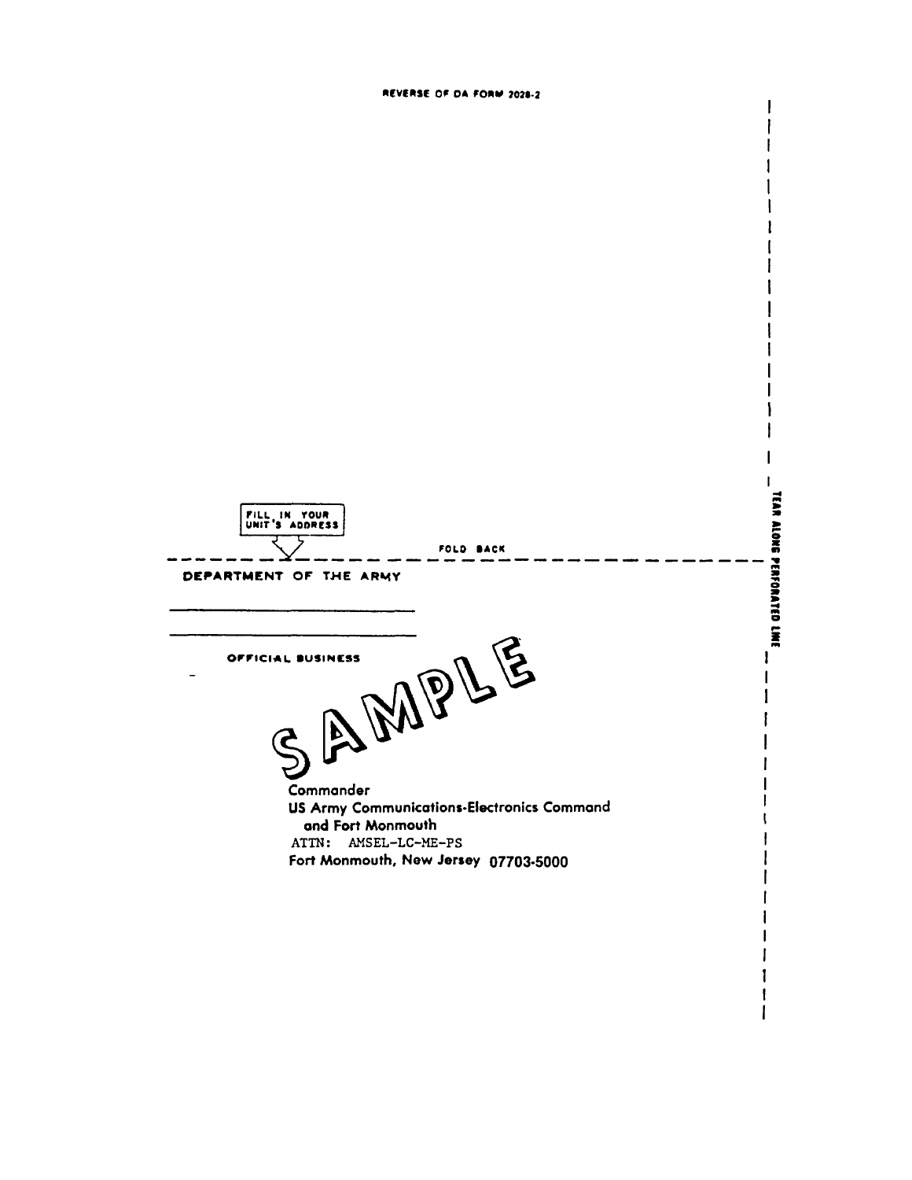REVERSE OF DA FORM 2028-2

FILL IN YOUR UNIT'S ADDRESS

FOLD BACK

TEAR ALONG PERFORATED LINE

DEPARTMENT OF THE ARMY

______________________

______________________

OFFICIAL BUSINESS

SAMPLE

Commander
US Army Communications-Electronics Command
and Fort Monmouth
ATTN: AMSEL-LC-ME-PS
Fort Monmouth, New Jersey 07703-5000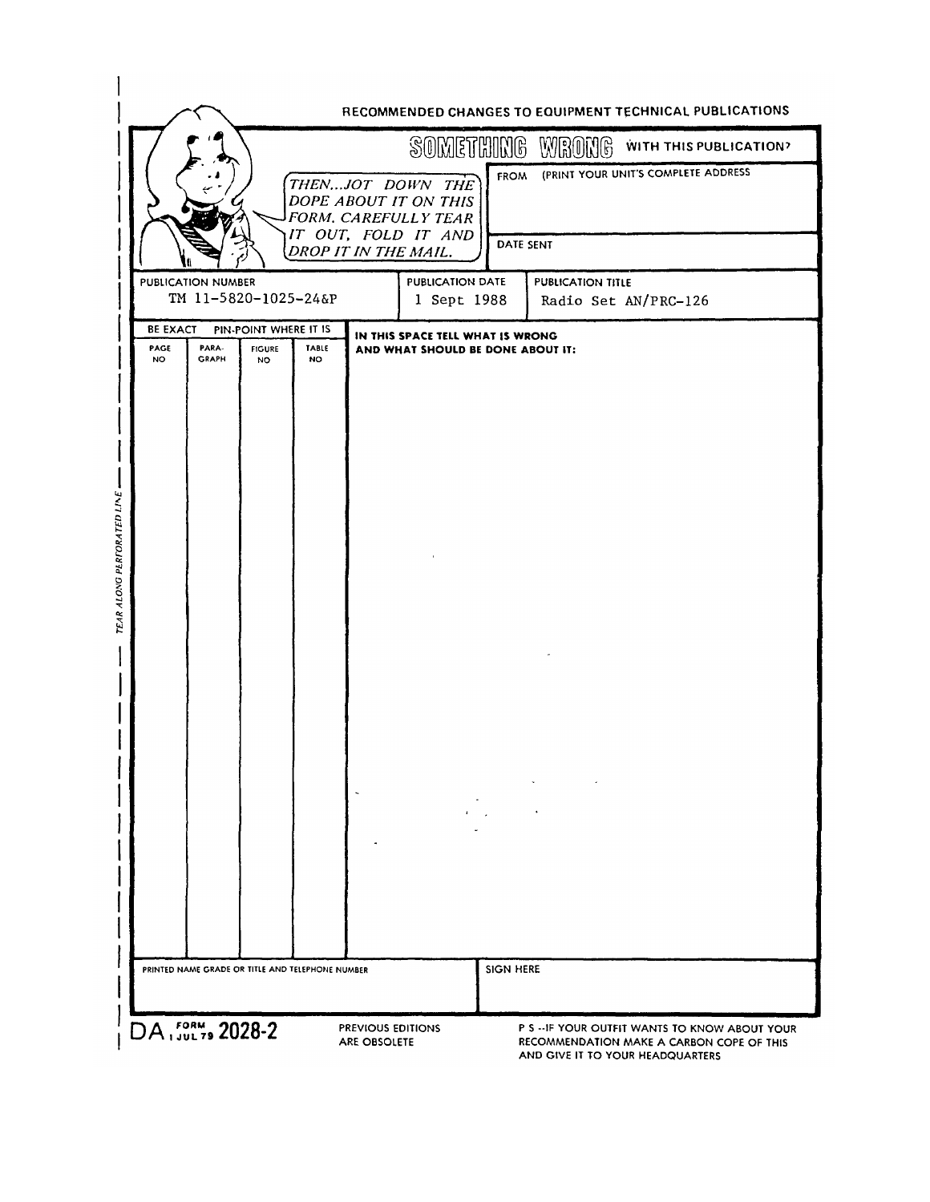RECOMMENDED CHANGES TO EQUIPMENT TECHNICAL PUBLICATIONS

**SOMETHING WRONG WITH THIS PUBLICATION?**

*THEN...JOT DOWN THE DOPE ABOUT IT ON THIS FORM. CAREFULLY TEAR IT OUT, FOLD IT AND DROP IT IN THE MAIL.*

FROM (PRINT YOUR UNIT'S COMPLETE ADDRESS

DATE SENT

| PUBLICATION NUMBER | PUBLICATION DATE | PUBLICATION TITLE |
|---|---|---|
| TM 11-5820-1025-24&P | 1 Sept 1988 | Radio Set AN/PRC-126 |

| BE EXACT PIN-POINT WHERE IT IS | | | | IN THIS SPACE TELL WHAT IS WRONG AND WHAT SHOULD BE DONE ABOUT IT: |
|---|---|---|---|---|
| PAGE NO | PARA-GRAPH | FIGURE NO | TABLE NO | |
| | | | | |

| PRINTED NAME GRADE OR TITLE AND TELEPHONE NUMBER | SIGN HERE |
|---|---|
| | |

DA FORM 1 JUL 79 2028-2

PREVIOUS EDITIONS ARE OBSOLETE

P S --IF YOUR OUTFIT WANTS TO KNOW ABOUT YOUR RECOMMENDATION MAKE A CARBON COPE OF THIS AND GIVE IT TO YOUR HEADQUARTERS

*TEAR ALONG PERFORATED LINE*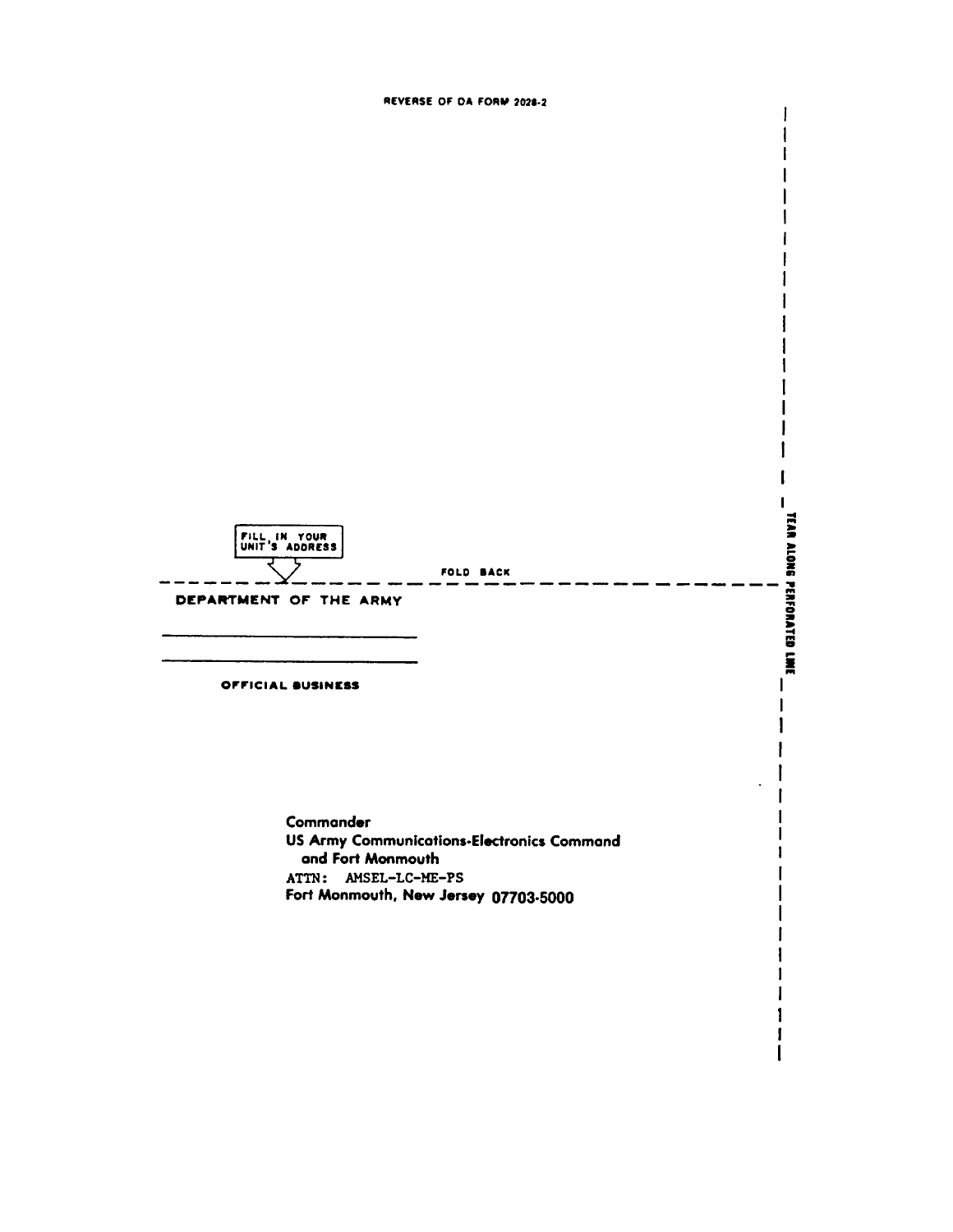REVERSE OF DA FORM 2028-2

FILL IN YOUR UNIT'S ADDRESS

FOLD BACK

TEAR ALONG PERFORATED LINE

DEPARTMENT OF THE ARMY

\_\_\_\_\_\_\_\_\_\_\_\_\_\_\_\_\_\_\_\_\_\_\_\_\_\_

\_\_\_\_\_\_\_\_\_\_\_\_\_\_\_\_\_\_\_\_\_\_\_\_\_\_

OFFICIAL BUSINESS

Commander
US Army Communications-Electronics Command
and Fort Monmouth
ATTN: AMSEL-LC-ME-PS
Fort Monmouth, New Jersey 07703-5000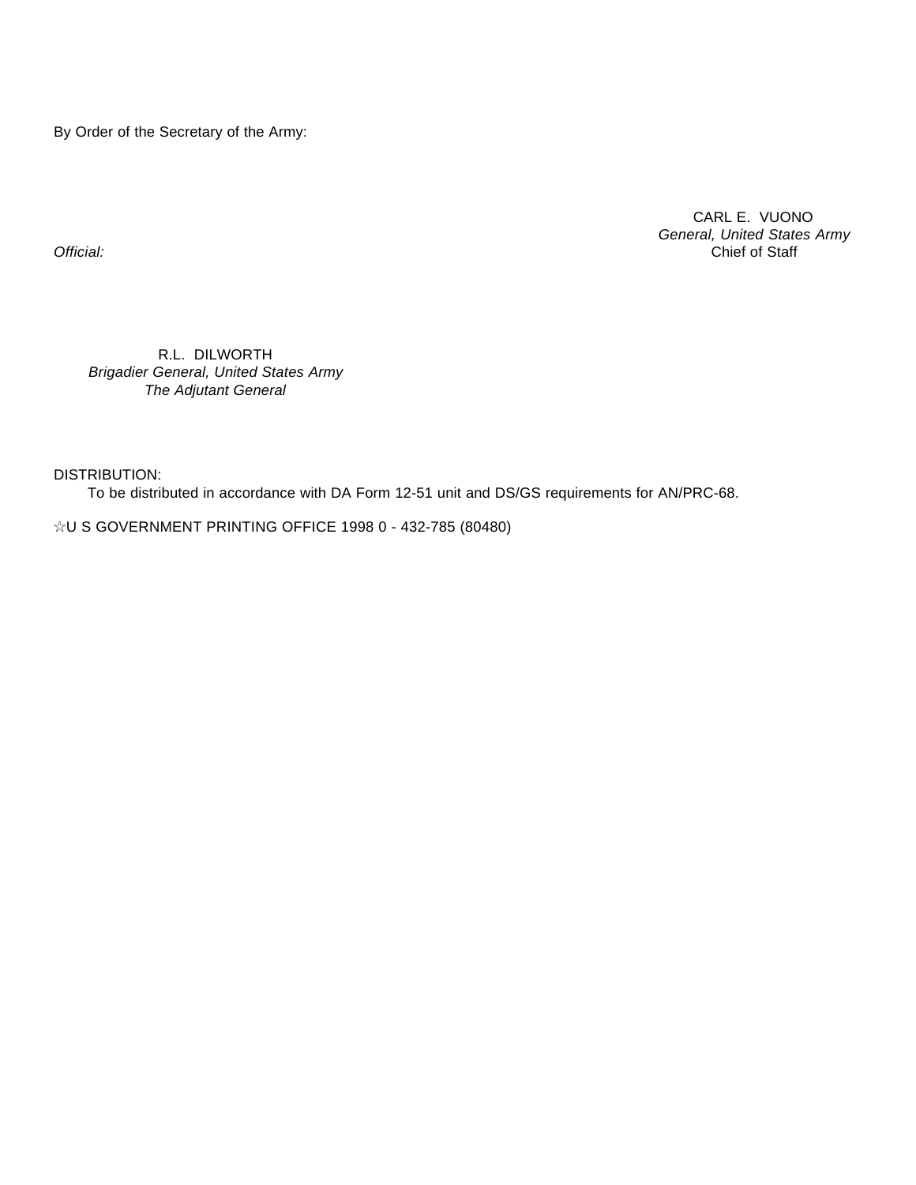By Order of the Secretary of the Army:

CARL E. VUONO
*General, United States Army*
Chief of Staff

*Official:*

R.L. DILWORTH
*Brigadier General, United States Army*
*The Adjutant General*

DISTRIBUTION:
To be distributed in accordance with DA Form 12-51 unit and DS/GS requirements for AN/PRC-68.

☆U S GOVERNMENT PRINTING OFFICE 1998 0 - 432-785 (80480)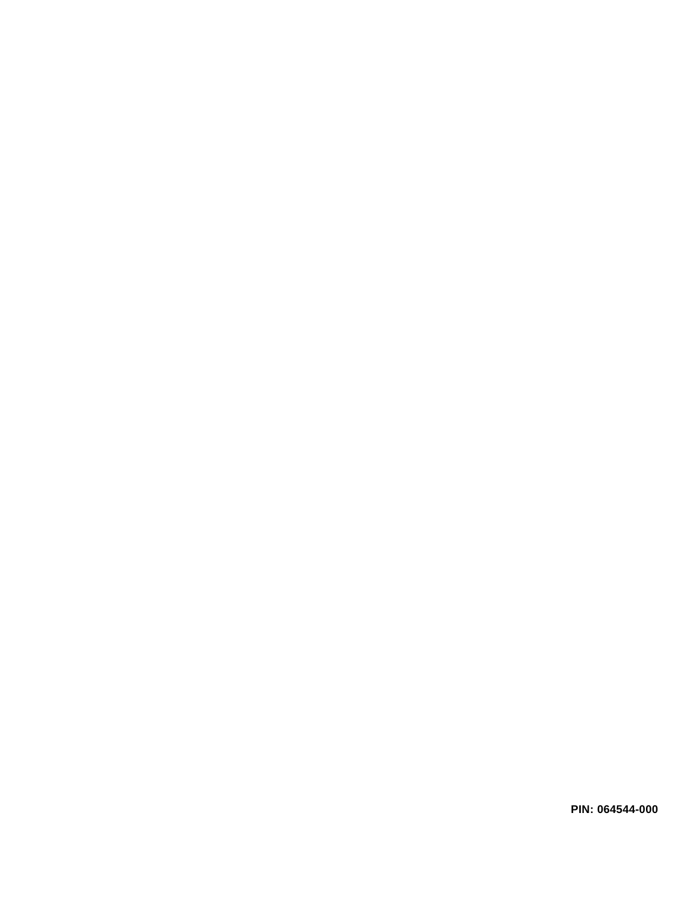**PIN: 064544-000**